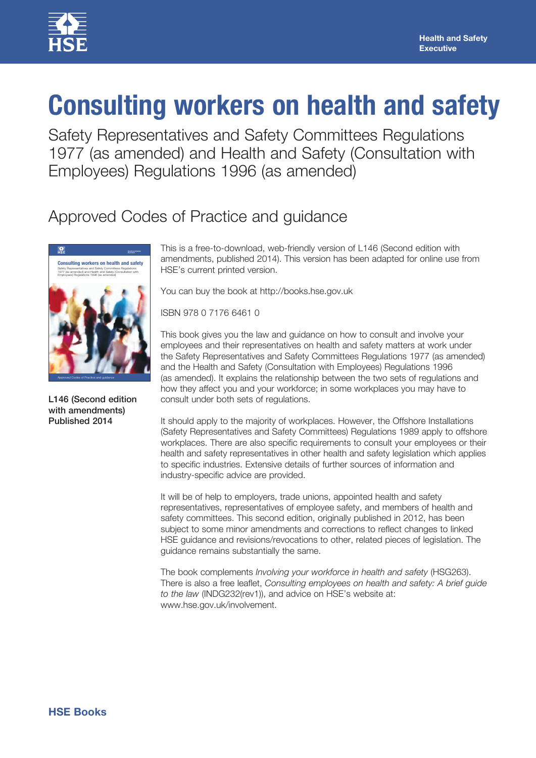Health and Safety Executive

# Consulting workers on health and safety

Safety Representatives and Safety Committees Regulations 1977 (as amended) and Health and Safety (Consultation with Employees) Regulations 1996 (as amended)

## Approved Codes of Practice and guidance

**L146 (Second edition with amendments) Published 2014**

This is a free-to-download, web-friendly version of L146 (Second edition with amendments, published 2014). This version has been adapted for online use from HSE's current printed version.

You can buy the book at http://books.hse.gov.uk

ISBN 978 0 7176 6461 0

This book gives you the law and guidance on how to consult and involve your employees and their representatives on health and safety matters at work under the Safety Representatives and Safety Committees Regulations 1977 (as amended) and the Health and Safety (Consultation with Employees) Regulations 1996 (as amended). It explains the relationship between the two sets of regulations and how they affect you and your workforce; in some workplaces you may have to consult under both sets of regulations.

It should apply to the majority of workplaces. However, the Offshore Installations (Safety Representatives and Safety Committees) Regulations 1989 apply to offshore workplaces. There are also specific requirements to consult your employees or their health and safety representatives in other health and safety legislation which applies to specific industries. Extensive details of further sources of information and industry-specific advice are provided.

It will be of help to employers, trade unions, appointed health and safety representatives, representatives of employee safety, and members of health and safety committees. This second edition, originally published in 2012, has been subject to some minor amendments and corrections to reflect changes to linked HSE guidance and revisions/revocations to other, related pieces of legislation. The guidance remains substantially the same.

The book complements *Involving your workforce in health and safety* (HSG263). There is also a free leaflet, *Consulting employees on health and safety: A brief guide to the law* (INDG232(rev1)), and advice on HSE's website at: www.hse.gov.uk/involvement.

**HSE Books**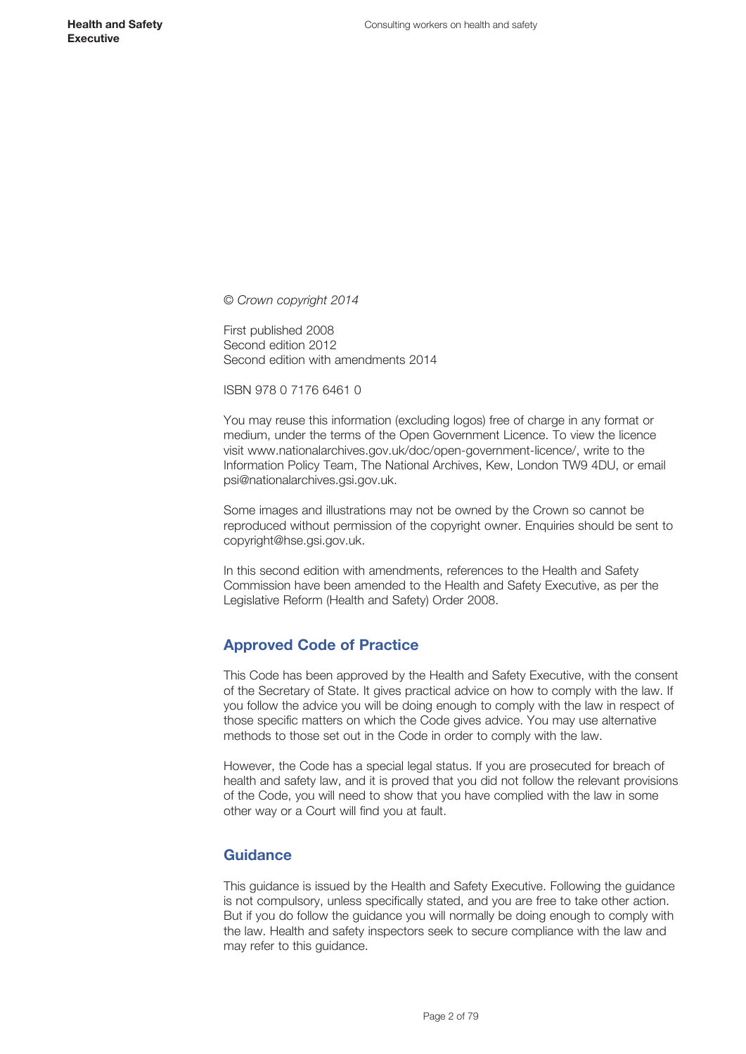*© Crown copyright 2014*

First published 2008
Second edition 2012
Second edition with amendments 2014

ISBN 978 0 7176 6461 0

You may reuse this information (excluding logos) free of charge in any format or medium, under the terms of the Open Government Licence. To view the licence visit www.nationalarchives.gov.uk/doc/open-government-licence/, write to the Information Policy Team, The National Archives, Kew, London TW9 4DU, or email psi@nationalarchives.gsi.gov.uk.

Some images and illustrations may not be owned by the Crown so cannot be reproduced without permission of the copyright owner. Enquiries should be sent to copyright@hse.gsi.gov.uk.

In this second edition with amendments, references to the Health and Safety Commission have been amended to the Health and Safety Executive, as per the Legislative Reform (Health and Safety) Order 2008.

## Approved Code of Practice

This Code has been approved by the Health and Safety Executive, with the consent of the Secretary of State. It gives practical advice on how to comply with the law. If you follow the advice you will be doing enough to comply with the law in respect of those specific matters on which the Code gives advice. You may use alternative methods to those set out in the Code in order to comply with the law.

However, the Code has a special legal status. If you are prosecuted for breach of health and safety law, and it is proved that you did not follow the relevant provisions of the Code, you will need to show that you have complied with the law in some other way or a Court will find you at fault.

## Guidance

This guidance is issued by the Health and Safety Executive. Following the guidance is not compulsory, unless specifically stated, and you are free to take other action. But if you do follow the guidance you will normally be doing enough to comply with the law. Health and safety inspectors seek to secure compliance with the law and may refer to this guidance.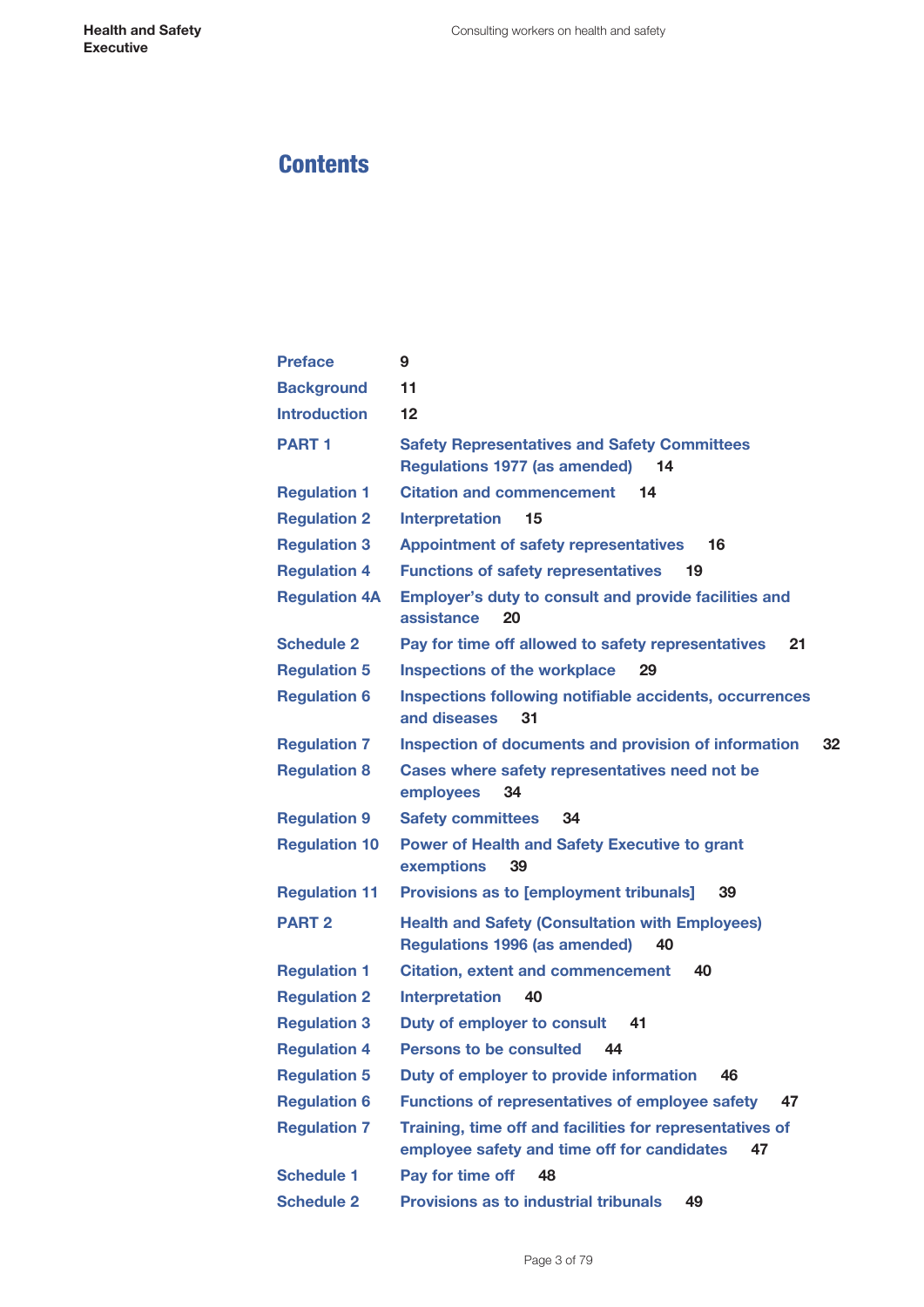# Contents

| | | |
|---|---|---|
| Preface | | 9 |
| Background | | 11 |
| Introduction | | 12 |
| PART 1 | Safety Representatives and Safety Committees Regulations 1977 (as amended) | 14 |
| Regulation 1 | Citation and commencement | 14 |
| Regulation 2 | Interpretation | 15 |
| Regulation 3 | Appointment of safety representatives | 16 |
| Regulation 4 | Functions of safety representatives | 19 |
| Regulation 4A | Employer's duty to consult and provide facilities and assistance | 20 |
| Schedule 2 | Pay for time off allowed to safety representatives | 21 |
| Regulation 5 | Inspections of the workplace | 29 |
| Regulation 6 | Inspections following notifiable accidents, occurrences and diseases | 31 |
| Regulation 7 | Inspection of documents and provision of information | 32 |
| Regulation 8 | Cases where safety representatives need not be employees | 34 |
| Regulation 9 | Safety committees | 34 |
| Regulation 10 | Power of Health and Safety Executive to grant exemptions | 39 |
| Regulation 11 | Provisions as to [employment tribunals] | 39 |
| PART 2 | Health and Safety (Consultation with Employees) Regulations 1996 (as amended) | 40 |
| Regulation 1 | Citation, extent and commencement | 40 |
| Regulation 2 | Interpretation | 40 |
| Regulation 3 | Duty of employer to consult | 41 |
| Regulation 4 | Persons to be consulted | 44 |
| Regulation 5 | Duty of employer to provide information | 46 |
| Regulation 6 | Functions of representatives of employee safety | 47 |
| Regulation 7 | Training, time off and facilities for representatives of employee safety and time off for candidates | 47 |
| Schedule 1 | Pay for time off | 48 |
| Schedule 2 | Provisions as to industrial tribunals | 49 |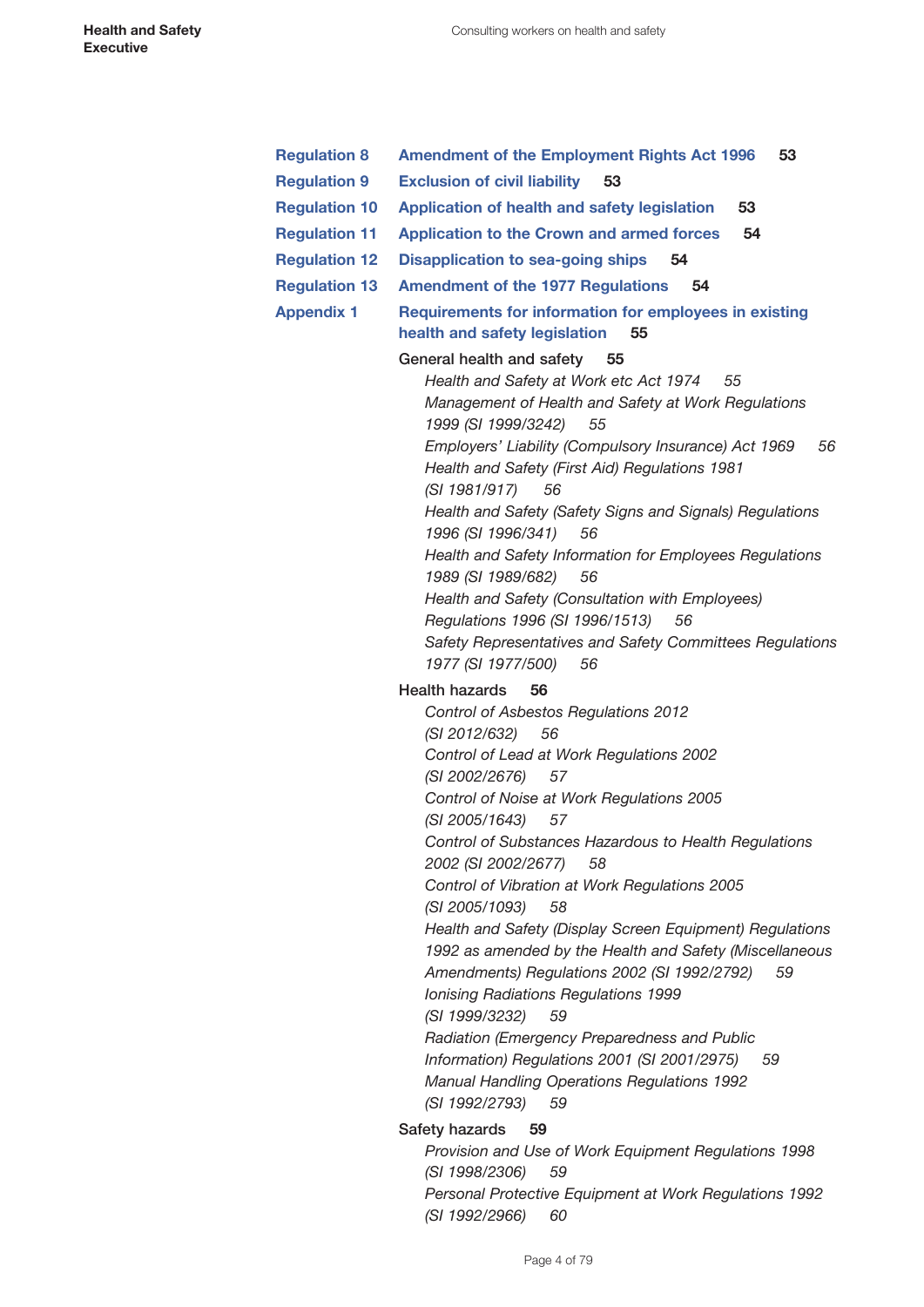**Regulation 8** **Amendment of the Employment Rights Act 1996** 53

**Regulation 9** **Exclusion of civil liability** 53

**Regulation 10** **Application of health and safety legislation** 53

**Regulation 11** **Application to the Crown and armed forces** 54

**Regulation 12** **Disapplication to sea-going ships** 54

**Regulation 13** **Amendment of the 1977 Regulations** 54

**Appendix 1** **Requirements for information for employees in existing health and safety legislation** 55

General health and safety 55

- *Health and Safety at Work etc Act 1974* 55
- *Management of Health and Safety at Work Regulations 1999 (SI 1999/3242)* 55
- *Employers' Liability (Compulsory Insurance) Act 1969* 56
- *Health and Safety (First Aid) Regulations 1981 (SI 1981/917)* 56
- *Health and Safety (Safety Signs and Signals) Regulations 1996 (SI 1996/341)* 56
- *Health and Safety Information for Employees Regulations 1989 (SI 1989/682)* 56
- *Health and Safety (Consultation with Employees) Regulations 1996 (SI 1996/1513)* 56
- *Safety Representatives and Safety Committees Regulations 1977 (SI 1977/500)* 56

Health hazards 56

- *Control of Asbestos Regulations 2012 (SI 2012/632)* 56
- *Control of Lead at Work Regulations 2002 (SI 2002/2676)* 57
- *Control of Noise at Work Regulations 2005 (SI 2005/1643)* 57
- *Control of Substances Hazardous to Health Regulations 2002 (SI 2002/2677)* 58
- *Control of Vibration at Work Regulations 2005 (SI 2005/1093)* 58
- *Health and Safety (Display Screen Equipment) Regulations 1992 as amended by the Health and Safety (Miscellaneous Amendments) Regulations 2002 (SI 1992/2792)* 59
- *Ionising Radiations Regulations 1999 (SI 1999/3232)* 59
- *Radiation (Emergency Preparedness and Public Information) Regulations 2001 (SI 2001/2975)* 59
- *Manual Handling Operations Regulations 1992 (SI 1992/2793)* 59

Safety hazards 59

- *Provision and Use of Work Equipment Regulations 1998 (SI 1998/2306)* 59
- *Personal Protective Equipment at Work Regulations 1992 (SI 1992/2966)* 60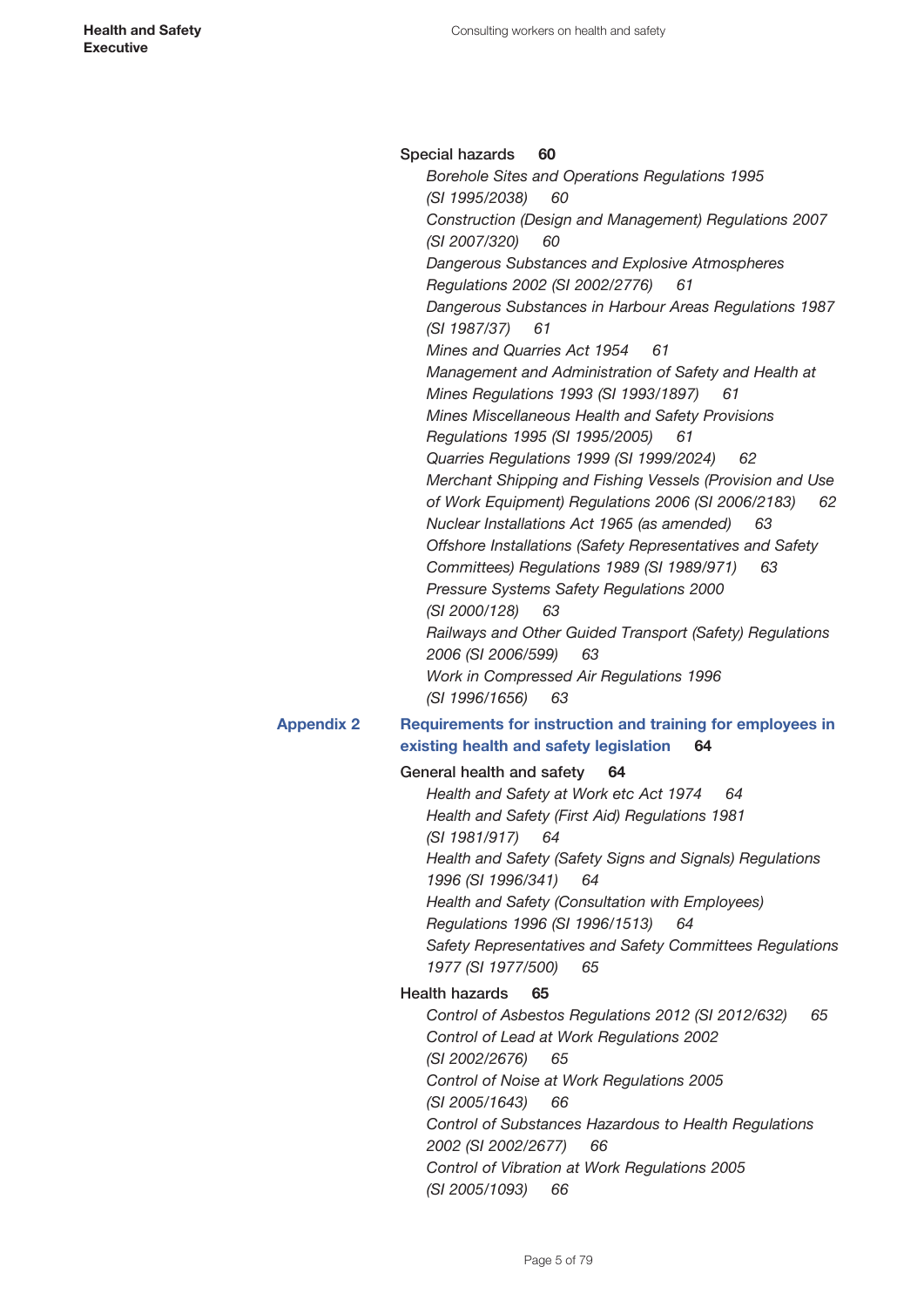Special hazards **60**

*Borehole Sites and Operations Regulations 1995 (SI 1995/2038)* *60*

*Construction (Design and Management) Regulations 2007 (SI 2007/320)* *60*

*Dangerous Substances and Explosive Atmospheres Regulations 2002 (SI 2002/2776)* *61*

*Dangerous Substances in Harbour Areas Regulations 1987 (SI 1987/37)* *61*

*Mines and Quarries Act 1954* *61*

*Management and Administration of Safety and Health at Mines Regulations 1993 (SI 1993/1897)* *61*

*Mines Miscellaneous Health and Safety Provisions Regulations 1995 (SI 1995/2005)* *61*

*Quarries Regulations 1999 (SI 1999/2024)* *62*

*Merchant Shipping and Fishing Vessels (Provision and Use of Work Equipment) Regulations 2006 (SI 2006/2183)* *62*

*Nuclear Installations Act 1965 (as amended)* *63*

*Offshore Installations (Safety Representatives and Safety Committees) Regulations 1989 (SI 1989/971)* *63*

*Pressure Systems Safety Regulations 2000 (SI 2000/128)* *63*

*Railways and Other Guided Transport (Safety) Regulations 2006 (SI 2006/599)* *63*

*Work in Compressed Air Regulations 1996 (SI 1996/1656)* *63*

## Appendix 2 Requirements for instruction and training for employees in existing health and safety legislation **64**

General health and safety **64**

*Health and Safety at Work etc Act 1974* *64*

*Health and Safety (First Aid) Regulations 1981 (SI 1981/917)* *64*

*Health and Safety (Safety Signs and Signals) Regulations 1996 (SI 1996/341)* *64*

*Health and Safety (Consultation with Employees) Regulations 1996 (SI 1996/1513)* *64*

*Safety Representatives and Safety Committees Regulations 1977 (SI 1977/500)* *65*

Health hazards **65**

*Control of Asbestos Regulations 2012 (SI 2012/632)* *65*

*Control of Lead at Work Regulations 2002 (SI 2002/2676)* *65*

*Control of Noise at Work Regulations 2005 (SI 2005/1643)* *66*

*Control of Substances Hazardous to Health Regulations 2002 (SI 2002/2677)* *66*

*Control of Vibration at Work Regulations 2005 (SI 2005/1093)* *66*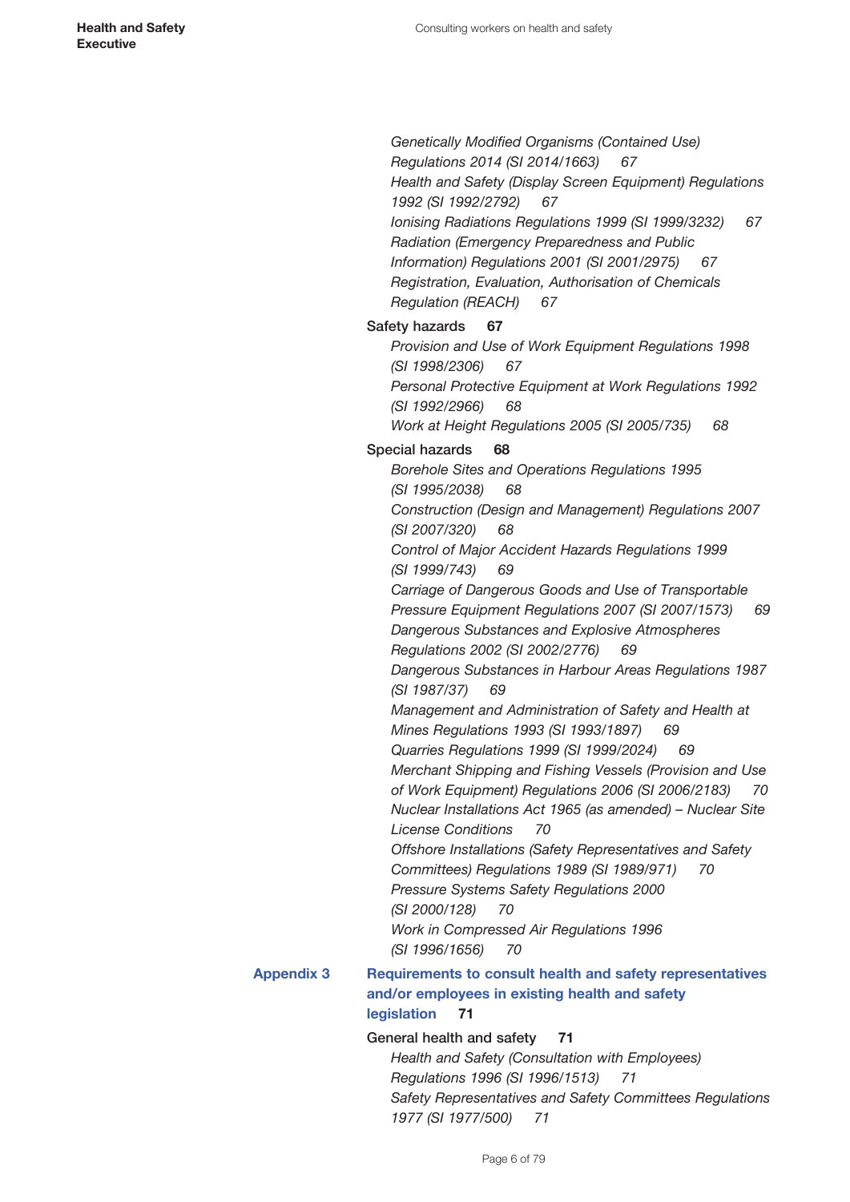*Genetically Modified Organisms (Contained Use) Regulations 2014 (SI 2014/1663)* 67

*Health and Safety (Display Screen Equipment) Regulations 1992 (SI 1992/2792)* 67

*Ionising Radiations Regulations 1999 (SI 1999/3232)* 67

*Radiation (Emergency Preparedness and Public Information) Regulations 2001 (SI 2001/2975)* 67

*Registration, Evaluation, Authorisation of Chemicals Regulation (REACH)* 67

Safety hazards **67**

*Provision and Use of Work Equipment Regulations 1998 (SI 1998/2306)* 67

*Personal Protective Equipment at Work Regulations 1992 (SI 1992/2966)* 68

*Work at Height Regulations 2005 (SI 2005/735)* 68

Special hazards **68**

*Borehole Sites and Operations Regulations 1995 (SI 1995/2038)* 68

*Construction (Design and Management) Regulations 2007 (SI 2007/320)* 68

*Control of Major Accident Hazards Regulations 1999 (SI 1999/743)* 69

*Carriage of Dangerous Goods and Use of Transportable Pressure Equipment Regulations 2007 (SI 2007/1573)* 69

*Dangerous Substances and Explosive Atmospheres Regulations 2002 (SI 2002/2776)* 69

*Dangerous Substances in Harbour Areas Regulations 1987 (SI 1987/37)* 69

*Management and Administration of Safety and Health at Mines Regulations 1993 (SI 1993/1897)* 69

*Quarries Regulations 1999 (SI 1999/2024)* 69

*Merchant Shipping and Fishing Vessels (Provision and Use of Work Equipment) Regulations 2006 (SI 2006/2183)* 70

*Nuclear Installations Act 1965 (as amended) – Nuclear Site License Conditions* 70

*Offshore Installations (Safety Representatives and Safety Committees) Regulations 1989 (SI 1989/971)* 70

*Pressure Systems Safety Regulations 2000 (SI 2000/128)* 70

*Work in Compressed Air Regulations 1996 (SI 1996/1656)* 70

**Appendix 3** **Requirements to consult health and safety representatives and/or employees in existing health and safety legislation** **71**

General health and safety **71**

*Health and Safety (Consultation with Employees) Regulations 1996 (SI 1996/1513)* 71

*Safety Representatives and Safety Committees Regulations 1977 (SI 1977/500)* 71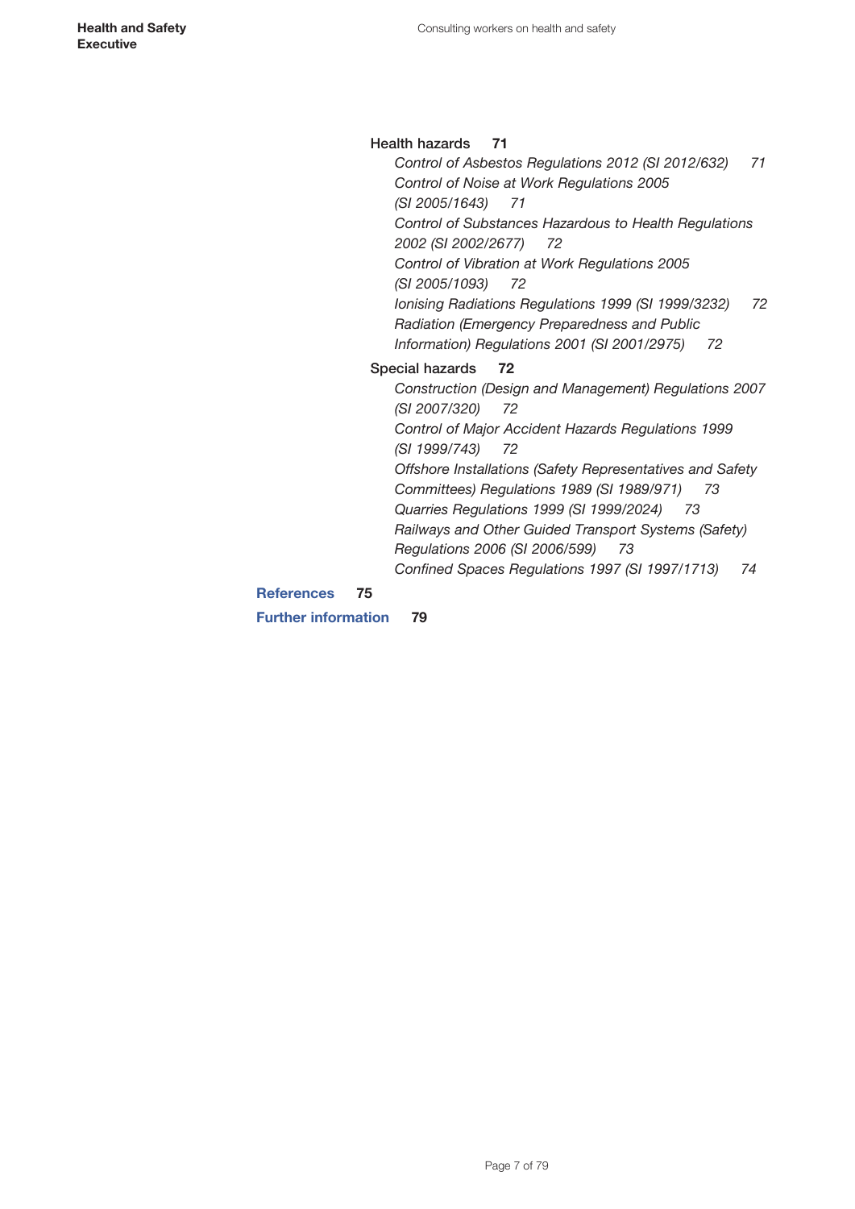**Health hazards** **71**

- *Control of Asbestos Regulations 2012 (SI 2012/632)* *71*
- *Control of Noise at Work Regulations 2005 (SI 2005/1643)* *71*
- *Control of Substances Hazardous to Health Regulations 2002 (SI 2002/2677)* *72*
- *Control of Vibration at Work Regulations 2005 (SI 2005/1093)* *72*
- *Ionising Radiations Regulations 1999 (SI 1999/3232)* *72*
- *Radiation (Emergency Preparedness and Public Information) Regulations 2001 (SI 2001/2975)* *72*

**Special hazards** **72**

- *Construction (Design and Management) Regulations 2007 (SI 2007/320)* *72*
- *Control of Major Accident Hazards Regulations 1999 (SI 1999/743)* *72*
- *Offshore Installations (Safety Representatives and Safety Committees) Regulations 1989 (SI 1989/971)* *73*
- *Quarries Regulations 1999 (SI 1999/2024)* *73*
- *Railways and Other Guided Transport Systems (Safety) Regulations 2006 (SI 2006/599)* *73*
- *Confined Spaces Regulations 1997 (SI 1997/1713)* *74*

**References** **75**

**Further information** **79**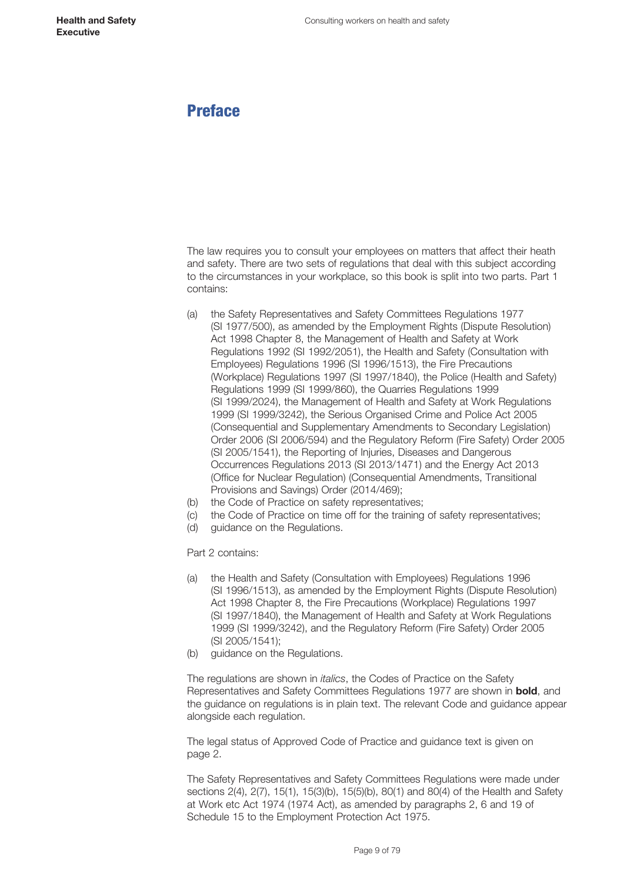# Preface

The law requires you to consult your employees on matters that affect their heath and safety. There are two sets of regulations that deal with this subject according to the circumstances in your workplace, so this book is split into two parts. Part 1 contains:

(a) the Safety Representatives and Safety Committees Regulations 1977 (SI 1977/500), as amended by the Employment Rights (Dispute Resolution) Act 1998 Chapter 8, the Management of Health and Safety at Work Regulations 1992 (SI 1992/2051), the Health and Safety (Consultation with Employees) Regulations 1996 (SI 1996/1513), the Fire Precautions (Workplace) Regulations 1997 (SI 1997/1840), the Police (Health and Safety) Regulations 1999 (SI 1999/860), the Quarries Regulations 1999 (SI 1999/2024), the Management of Health and Safety at Work Regulations 1999 (SI 1999/3242), the Serious Organised Crime and Police Act 2005 (Consequential and Supplementary Amendments to Secondary Legislation) Order 2006 (SI 2006/594) and the Regulatory Reform (Fire Safety) Order 2005 (SI 2005/1541), the Reporting of Injuries, Diseases and Dangerous Occurrences Regulations 2013 (SI 2013/1471) and the Energy Act 2013 (Office for Nuclear Regulation) (Consequential Amendments, Transitional Provisions and Savings) Order (2014/469);
(b) the Code of Practice on safety representatives;
(c) the Code of Practice on time off for the training of safety representatives;
(d) guidance on the Regulations.

Part 2 contains:

(a) the Health and Safety (Consultation with Employees) Regulations 1996 (SI 1996/1513), as amended by the Employment Rights (Dispute Resolution) Act 1998 Chapter 8, the Fire Precautions (Workplace) Regulations 1997 (SI 1997/1840), the Management of Health and Safety at Work Regulations 1999 (SI 1999/3242), and the Regulatory Reform (Fire Safety) Order 2005 (SI 2005/1541);
(b) guidance on the Regulations.

The regulations are shown in *italics*, the Codes of Practice on the Safety Representatives and Safety Committees Regulations 1977 are shown in **bold**, and the guidance on regulations is in plain text. The relevant Code and guidance appear alongside each regulation.

The legal status of Approved Code of Practice and guidance text is given on page 2.

The Safety Representatives and Safety Committees Regulations were made under sections 2(4), 2(7), 15(1), 15(3)(b), 15(5)(b), 80(1) and 80(4) of the Health and Safety at Work etc Act 1974 (1974 Act), as amended by paragraphs 2, 6 and 19 of Schedule 15 to the Employment Protection Act 1975.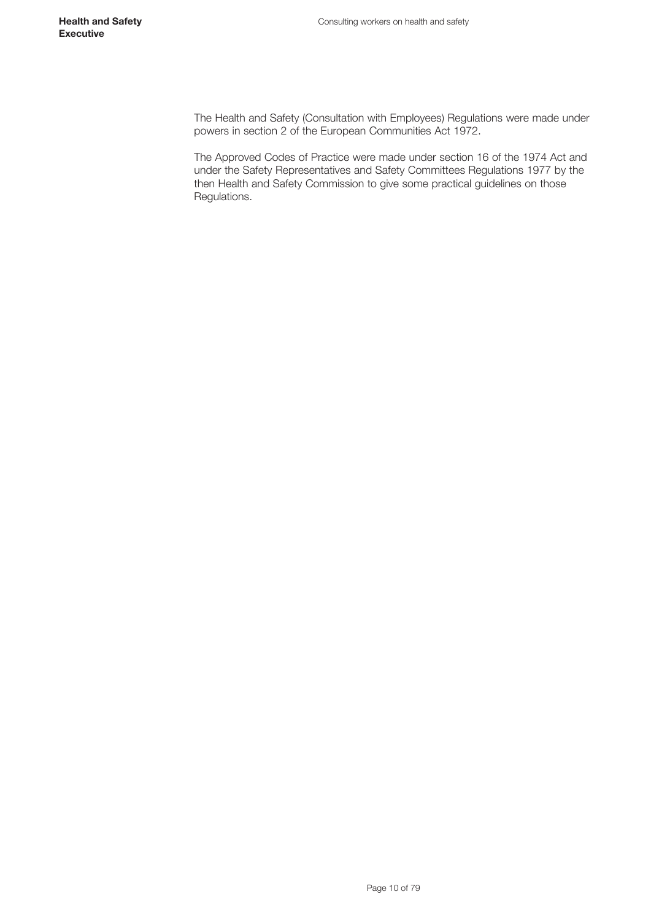The Health and Safety (Consultation with Employees) Regulations were made under powers in section 2 of the European Communities Act 1972.

The Approved Codes of Practice were made under section 16 of the 1974 Act and under the Safety Representatives and Safety Committees Regulations 1977 by the then Health and Safety Commission to give some practical guidelines on those Regulations.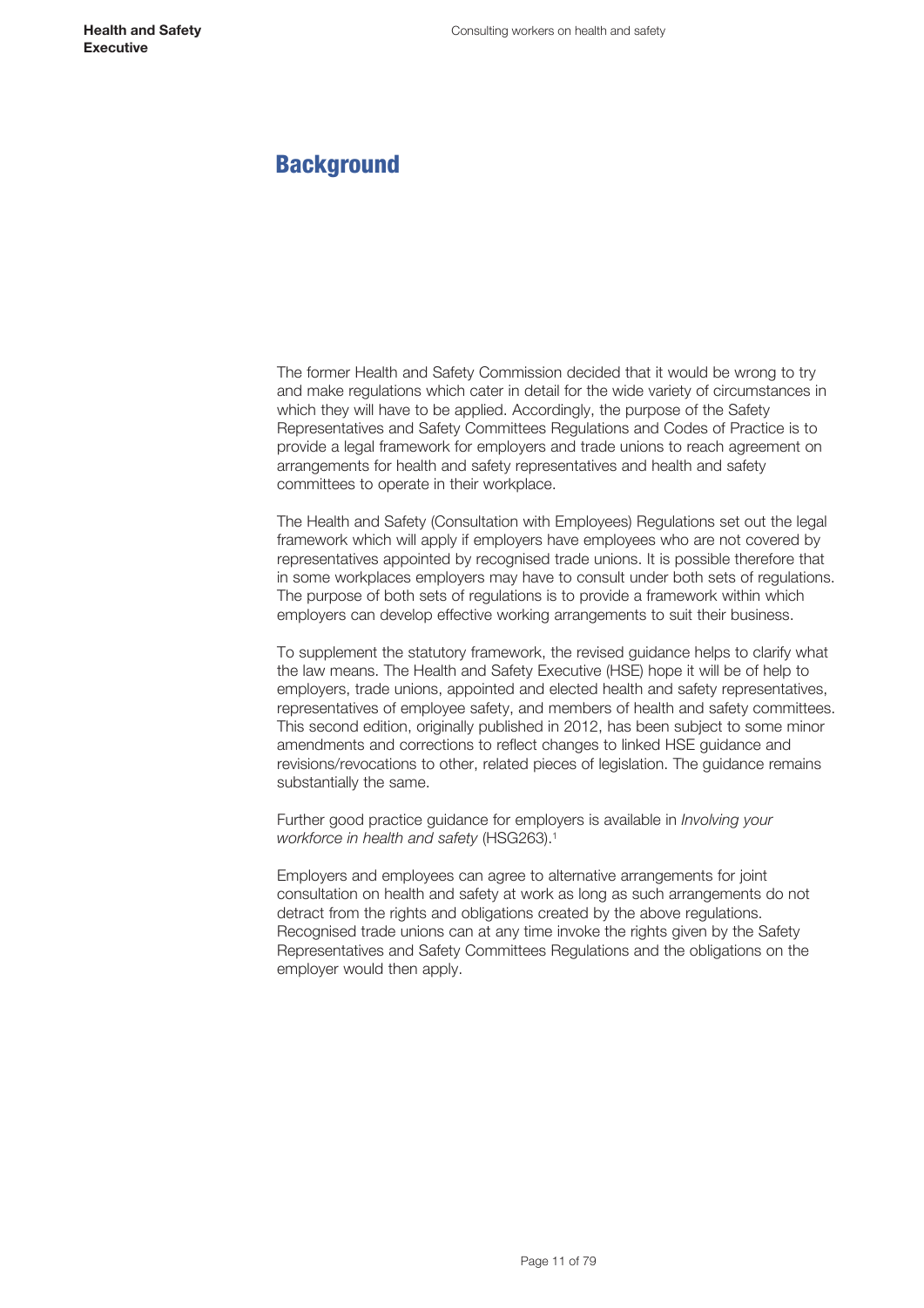## Background

The former Health and Safety Commission decided that it would be wrong to try and make regulations which cater in detail for the wide variety of circumstances in which they will have to be applied. Accordingly, the purpose of the Safety Representatives and Safety Committees Regulations and Codes of Practice is to provide a legal framework for employers and trade unions to reach agreement on arrangements for health and safety representatives and health and safety committees to operate in their workplace.

The Health and Safety (Consultation with Employees) Regulations set out the legal framework which will apply if employers have employees who are not covered by representatives appointed by recognised trade unions. It is possible therefore that in some workplaces employers may have to consult under both sets of regulations. The purpose of both sets of regulations is to provide a framework within which employers can develop effective working arrangements to suit their business.

To supplement the statutory framework, the revised guidance helps to clarify what the law means. The Health and Safety Executive (HSE) hope it will be of help to employers, trade unions, appointed and elected health and safety representatives, representatives of employee safety, and members of health and safety committees. This second edition, originally published in 2012, has been subject to some minor amendments and corrections to reflect changes to linked HSE guidance and revisions/revocations to other, related pieces of legislation. The guidance remains substantially the same.

Further good practice guidance for employers is available in *Involving your workforce in health and safety* (HSG263).[1]

Employers and employees can agree to alternative arrangements for joint consultation on health and safety at work as long as such arrangements do not detract from the rights and obligations created by the above regulations. Recognised trade unions can at any time invoke the rights given by the Safety Representatives and Safety Committees Regulations and the obligations on the employer would then apply.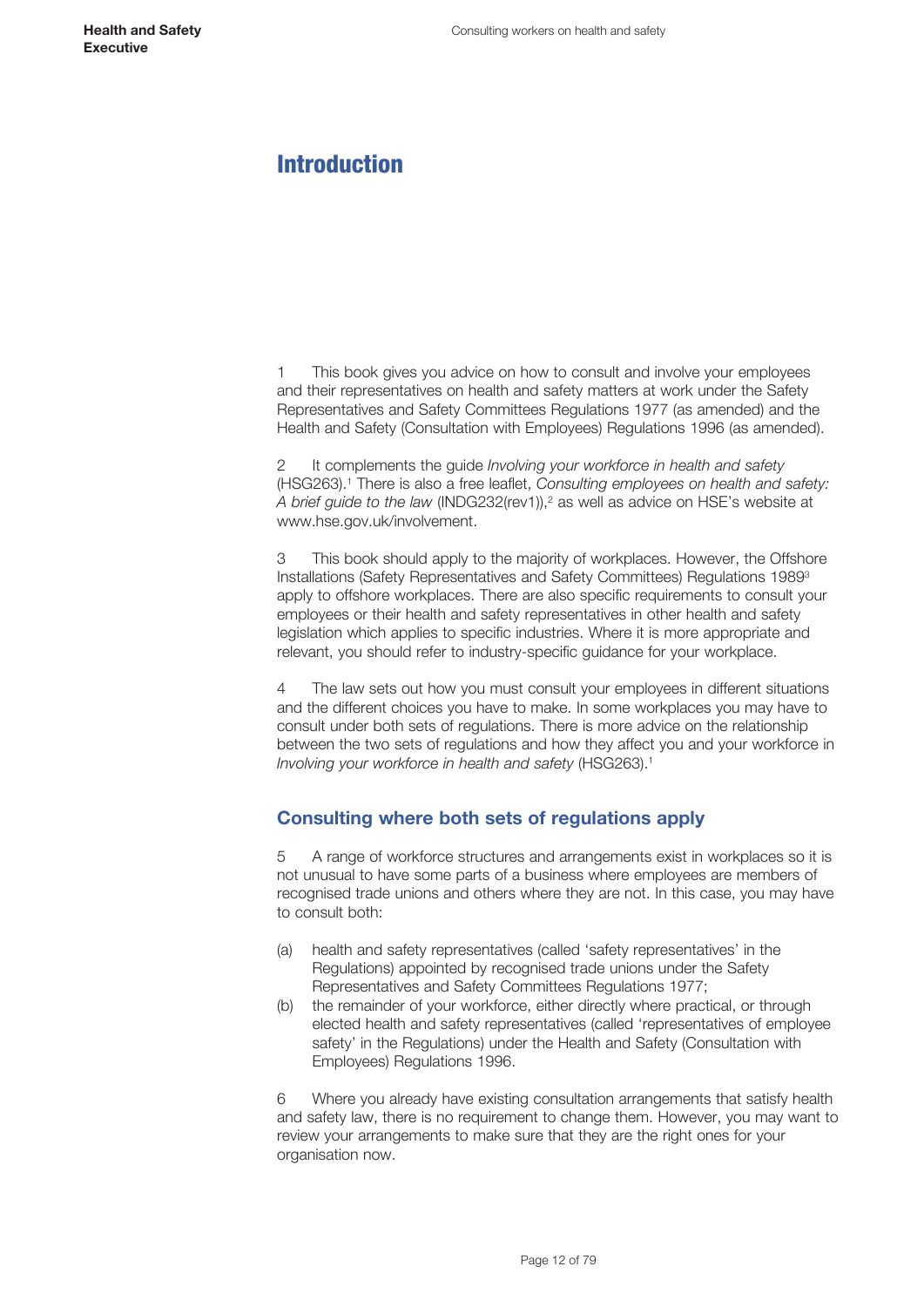# Introduction

1 This book gives you advice on how to consult and involve your employees and their representatives on health and safety matters at work under the Safety Representatives and Safety Committees Regulations 1977 (as amended) and the Health and Safety (Consultation with Employees) Regulations 1996 (as amended).

2 It complements the guide *Involving your workforce in health and safety* (HSG263).[1] There is also a free leaflet, *Consulting employees on health and safety: A brief guide to the law* (INDG232(rev1)),[2] as well as advice on HSE's website at www.hse.gov.uk/involvement.

3 This book should apply to the majority of workplaces. However, the Offshore Installations (Safety Representatives and Safety Committees) Regulations 1989[3] apply to offshore workplaces. There are also specific requirements to consult your employees or their health and safety representatives in other health and safety legislation which applies to specific industries. Where it is more appropriate and relevant, you should refer to industry-specific guidance for your workplace.

4 The law sets out how you must consult your employees in different situations and the different choices you have to make. In some workplaces you may have to consult under both sets of regulations. There is more advice on the relationship between the two sets of regulations and how they affect you and your workforce in *Involving your workforce in health and safety* (HSG263).[1]

## Consulting where both sets of regulations apply

5 A range of workforce structures and arrangements exist in workplaces so it is not unusual to have some parts of a business where employees are members of recognised trade unions and others where they are not. In this case, you may have to consult both:

(a) health and safety representatives (called 'safety representatives' in the Regulations) appointed by recognised trade unions under the Safety Representatives and Safety Committees Regulations 1977;

(b) the remainder of your workforce, either directly where practical, or through elected health and safety representatives (called 'representatives of employee safety' in the Regulations) under the Health and Safety (Consultation with Employees) Regulations 1996.

6 Where you already have existing consultation arrangements that satisfy health and safety law, there is no requirement to change them. However, you may want to review your arrangements to make sure that they are the right ones for your organisation now.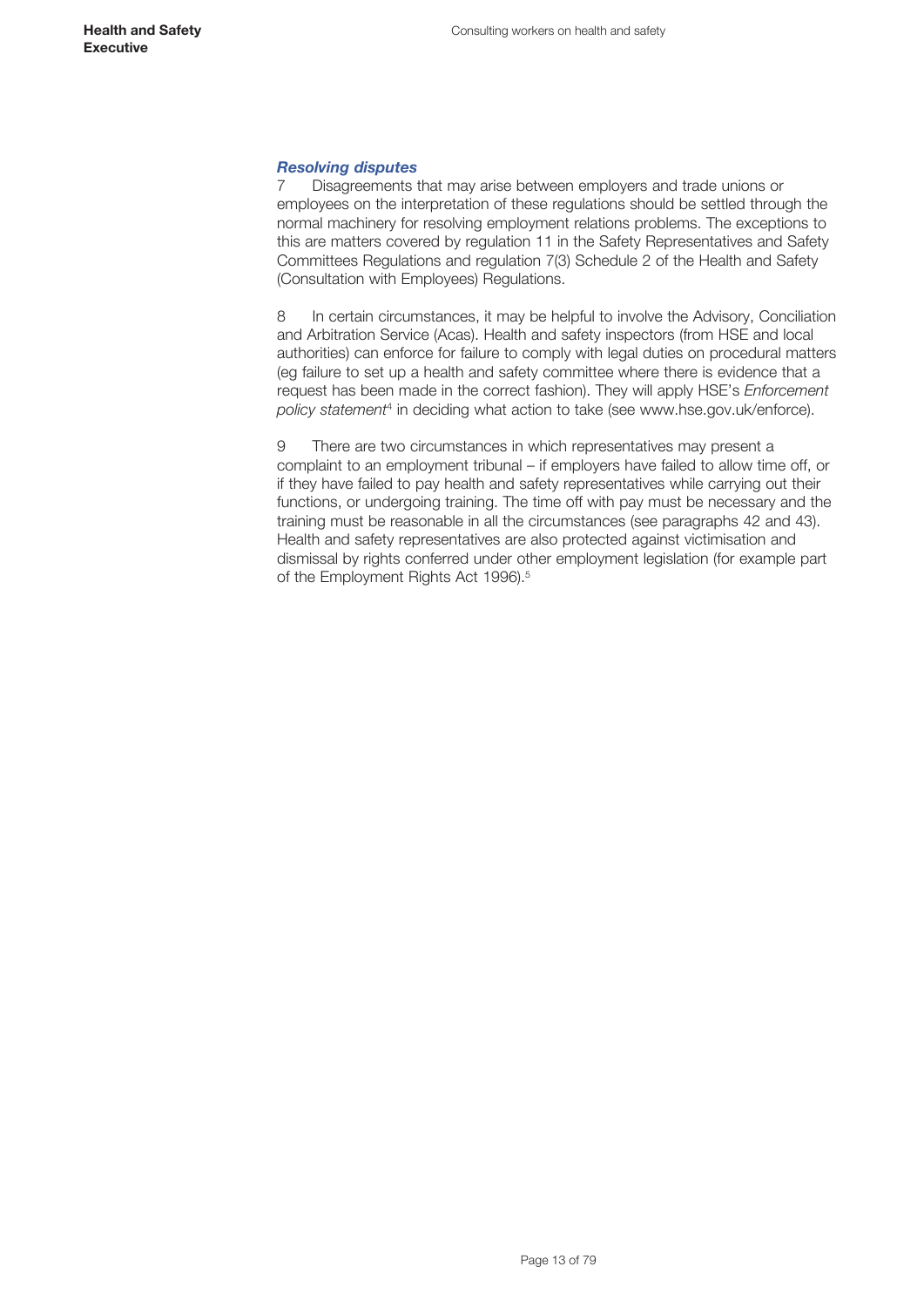### *Resolving disputes*

7 Disagreements that may arise between employers and trade unions or employees on the interpretation of these regulations should be settled through the normal machinery for resolving employment relations problems. The exceptions to this are matters covered by regulation 11 in the Safety Representatives and Safety Committees Regulations and regulation 7(3) Schedule 2 of the Health and Safety (Consultation with Employees) Regulations.

8 In certain circumstances, it may be helpful to involve the Advisory, Conciliation and Arbitration Service (Acas). Health and safety inspectors (from HSE and local authorities) can enforce for failure to comply with legal duties on procedural matters (eg failure to set up a health and safety committee where there is evidence that a request has been made in the correct fashion). They will apply HSE's *Enforcement policy statement*[4] in deciding what action to take (see www.hse.gov.uk/enforce).

9 There are two circumstances in which representatives may present a complaint to an employment tribunal – if employers have failed to allow time off, or if they have failed to pay health and safety representatives while carrying out their functions, or undergoing training. The time off with pay must be necessary and the training must be reasonable in all the circumstances (see paragraphs 42 and 43). Health and safety representatives are also protected against victimisation and dismissal by rights conferred under other employment legislation (for example part of the Employment Rights Act 1996).[5]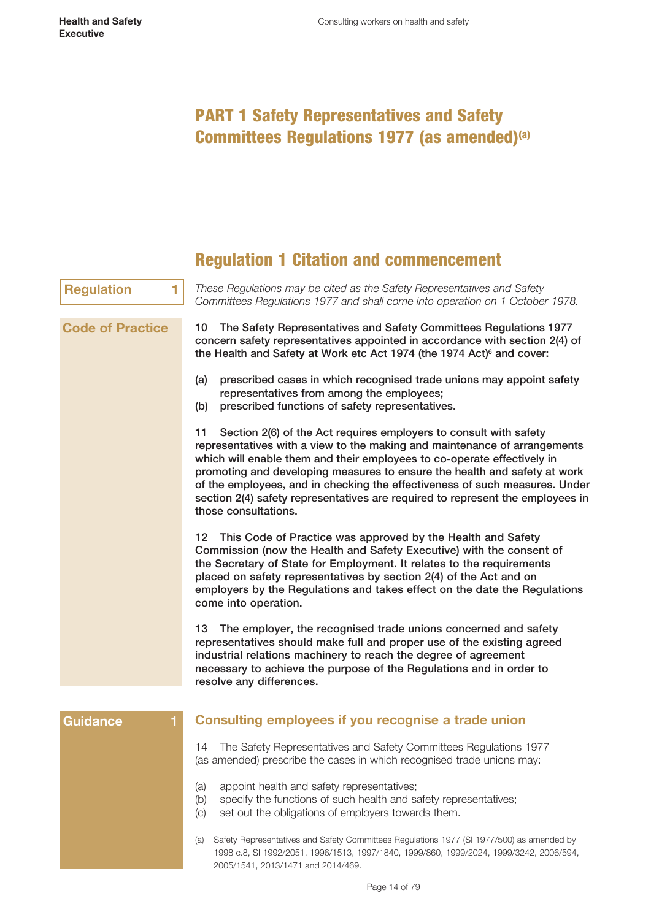# PART 1 Safety Representatives and Safety Committees Regulations 1977 (as amended)[(a)]

## Regulation 1 Citation and commencement

**Regulation 1**

*These Regulations may be cited as the Safety Representatives and Safety Committees Regulations 1977 and shall come into operation on 1 October 1978.*

**Code of Practice**

**10 The Safety Representatives and Safety Committees Regulations 1977 concern safety representatives appointed in accordance with section 2(4) of the Health and Safety at Work etc Act 1974 (the 1974 Act)[6] and cover:**

**(a) prescribed cases in which recognised trade unions may appoint safety representatives from among the employees;**
**(b) prescribed functions of safety representatives.**

**11 Section 2(6) of the Act requires employers to consult with safety representatives with a view to the making and maintenance of arrangements which will enable them and their employees to co-operate effectively in promoting and developing measures to ensure the health and safety at work of the employees, and in checking the effectiveness of such measures. Under section 2(4) safety representatives are required to represent the employees in those consultations.**

**12 This Code of Practice was approved by the Health and Safety Commission (now the Health and Safety Executive) with the consent of the Secretary of State for Employment. It relates to the requirements placed on safety representatives by section 2(4) of the Act and on employers by the Regulations and takes effect on the date the Regulations come into operation.**

**13 The employer, the recognised trade unions concerned and safety representatives should make full and proper use of the existing agreed industrial relations machinery to reach the degree of agreement necessary to achieve the purpose of the Regulations and in order to resolve any differences.**

**Guidance 1**

### Consulting employees if you recognise a trade union

14 The Safety Representatives and Safety Committees Regulations 1977 (as amended) prescribe the cases in which recognised trade unions may:

(a) appoint health and safety representatives;
(b) specify the functions of such health and safety representatives;
(c) set out the obligations of employers towards them.

(a) Safety Representatives and Safety Committees Regulations 1977 (SI 1977/500) as amended by 1998 c.8, SI 1992/2051, 1996/1513, 1997/1840, 1999/860, 1999/2024, 1999/3242, 2006/594, 2005/1541, 2013/1471 and 2014/469.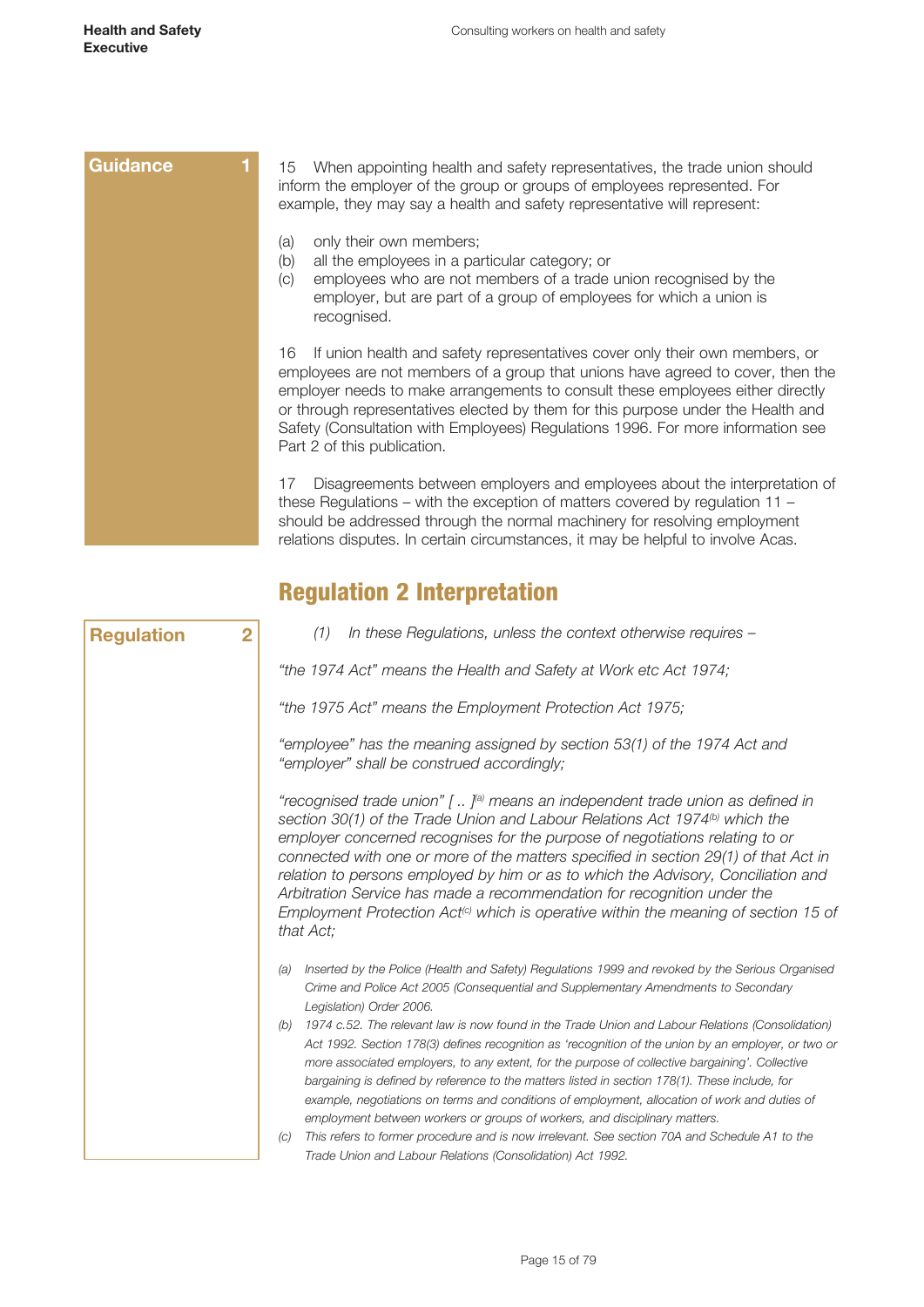**Guidance 1**

15 When appointing health and safety representatives, the trade union should inform the employer of the group or groups of employees represented. For example, they may say a health and safety representative will represent:

(a) only their own members;
(b) all the employees in a particular category; or
(c) employees who are not members of a trade union recognised by the employer, but are part of a group of employees for which a union is recognised.

16 If union health and safety representatives cover only their own members, or employees are not members of a group that unions have agreed to cover, then the employer needs to make arrangements to consult these employees either directly or through representatives elected by them for this purpose under the Health and Safety (Consultation with Employees) Regulations 1996. For more information see Part 2 of this publication.

17 Disagreements between employers and employees about the interpretation of these Regulations – with the exception of matters covered by regulation 11 – should be addressed through the normal machinery for resolving employment relations disputes. In certain circumstances, it may be helpful to involve Acas.

## Regulation 2 Interpretation

**Regulation 2**

*(1) In these Regulations, unless the context otherwise requires –*

*"the 1974 Act" means the Health and Safety at Work etc Act 1974;*

*"the 1975 Act" means the Employment Protection Act 1975;*

*"employee" has the meaning assigned by section 53(1) of the 1974 Act and "employer" shall be construed accordingly;*

*"recognised trade union" [ .. ][(a)] means an independent trade union as defined in section 30(1) of the Trade Union and Labour Relations Act 1974[(b)] which the employer concerned recognises for the purpose of negotiations relating to or connected with one or more of the matters specified in section 29(1) of that Act in relation to persons employed by him or as to which the Advisory, Conciliation and Arbitration Service has made a recommendation for recognition under the Employment Protection Act[(c)] which is operative within the meaning of section 15 of that Act;*

*(a) Inserted by the Police (Health and Safety) Regulations 1999 and revoked by the Serious Organised Crime and Police Act 2005 (Consequential and Supplementary Amendments to Secondary Legislation) Order 2006.*

*(b) 1974 c.52. The relevant law is now found in the Trade Union and Labour Relations (Consolidation) Act 1992. Section 178(3) defines recognition as 'recognition of the union by an employer, or two or more associated employers, to any extent, for the purpose of collective bargaining'. Collective bargaining is defined by reference to the matters listed in section 178(1). These include, for example, negotiations on terms and conditions of employment, allocation of work and duties of employment between workers or groups of workers, and disciplinary matters.*

*(c) This refers to former procedure and is now irrelevant. See section 70A and Schedule A1 to the Trade Union and Labour Relations (Consolidation) Act 1992.*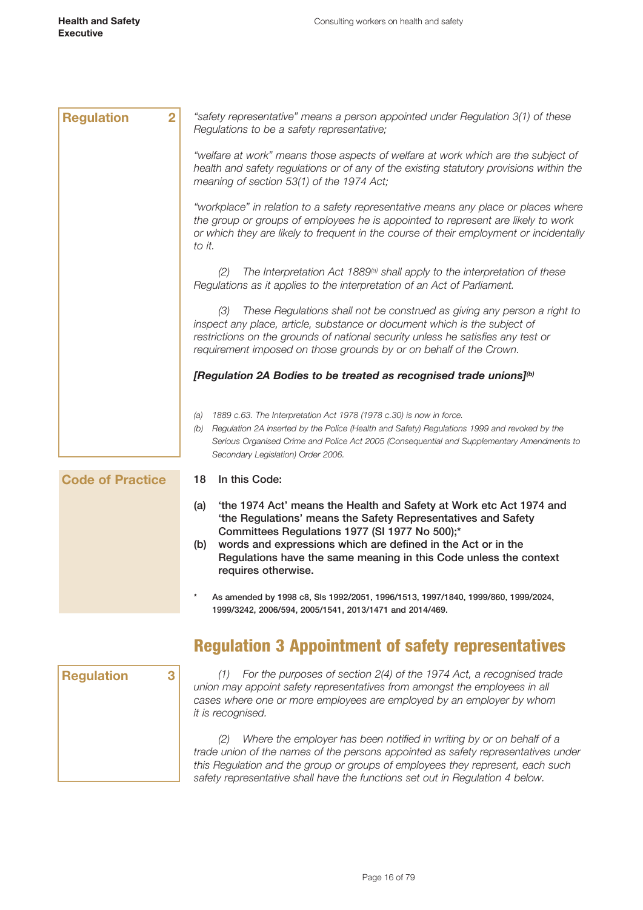**Regulation 2**

*"safety representative" means a person appointed under Regulation 3(1) of these Regulations to be a safety representative;*

*"welfare at work" means those aspects of welfare at work which are the subject of health and safety regulations or of any of the existing statutory provisions within the meaning of section 53(1) of the 1974 Act;*

*"workplace" in relation to a safety representative means any place or places where the group or groups of employees he is appointed to represent are likely to work or which they are likely to frequent in the course of their employment or incidentally to it.*

*(2) The Interpretation Act 1889[a] shall apply to the interpretation of these Regulations as it applies to the interpretation of an Act of Parliament.*

*(3) These Regulations shall not be construed as giving any person a right to inspect any place, article, substance or document which is the subject of restrictions on the grounds of national security unless he satisfies any test or requirement imposed on those grounds by or on behalf of the Crown.*

***[Regulation 2A Bodies to be treated as recognised trade unions][b]***

*(a) 1889 c.63. The Interpretation Act 1978 (1978 c.30) is now in force.*
*(b) Regulation 2A inserted by the Police (Health and Safety) Regulations 1999 and revoked by the Serious Organised Crime and Police Act 2005 (Consequential and Supplementary Amendments to Secondary Legislation) Order 2006.*

**Code of Practice**

**18 In this Code:**

**(a) 'the 1974 Act' means the Health and Safety at Work etc Act 1974 and 'the Regulations' means the Safety Representatives and Safety Committees Regulations 1977 (SI 1977 No 500);***
**(b) words and expressions which are defined in the Act or in the Regulations have the same meaning in this Code unless the context requires otherwise.**

\* **As amended by 1998 c8, SIs 1992/2051, 1996/1513, 1997/1840, 1999/860, 1999/2024, 1999/3242, 2006/594, 2005/1541, 2013/1471 and 2014/469.**

## Regulation 3 Appointment of safety representatives

**Regulation 3**

*(1) For the purposes of section 2(4) of the 1974 Act, a recognised trade union may appoint safety representatives from amongst the employees in all cases where one or more employees are employed by an employer by whom it is recognised.*

*(2) Where the employer has been notified in writing by or on behalf of a trade union of the names of the persons appointed as safety representatives under this Regulation and the group or groups of employees they represent, each such safety representative shall have the functions set out in Regulation 4 below.*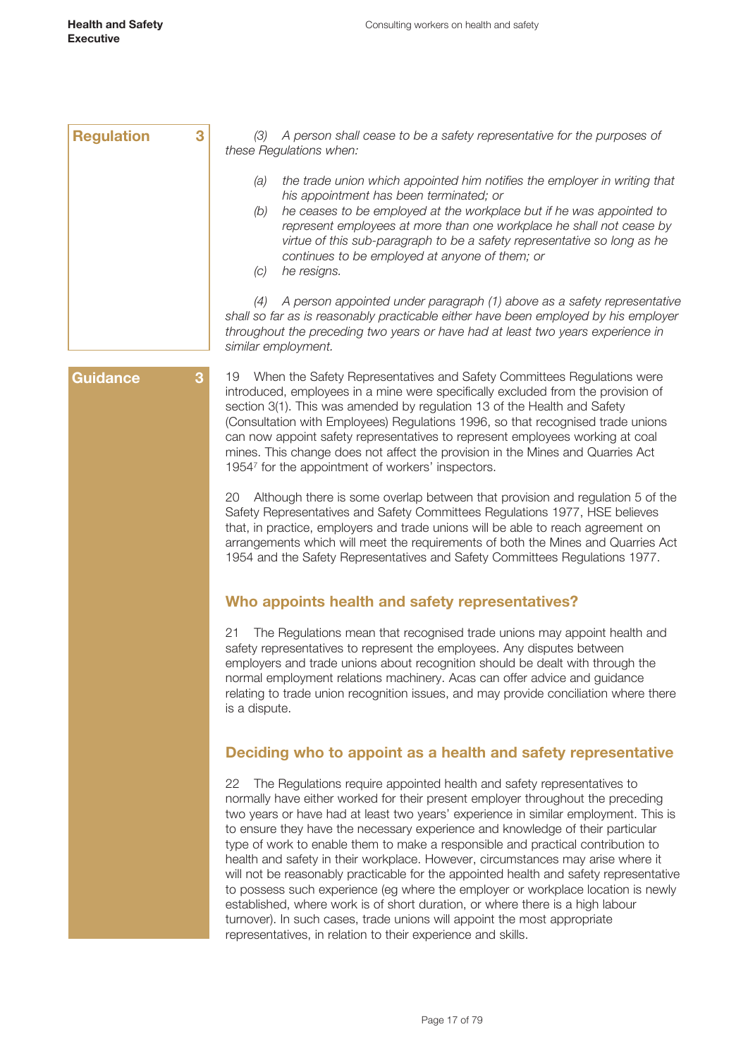**Regulation 3**

*(3) A person shall cease to be a safety representative for the purposes of these Regulations when:*

- *(a) the trade union which appointed him notifies the employer in writing that his appointment has been terminated; or*
- *(b) he ceases to be employed at the workplace but if he was appointed to represent employees at more than one workplace he shall not cease by virtue of this sub-paragraph to be a safety representative so long as he continues to be employed at anyone of them; or*
- *(c) he resigns.*

*(4) A person appointed under paragraph (1) above as a safety representative shall so far as is reasonably practicable either have been employed by his employer throughout the preceding two years or have had at least two years experience in similar employment.*

**Guidance 3**

19 When the Safety Representatives and Safety Committees Regulations were introduced, employees in a mine were specifically excluded from the provision of section 3(1). This was amended by regulation 13 of the Health and Safety (Consultation with Employees) Regulations 1996, so that recognised trade unions can now appoint safety representatives to represent employees working at coal mines. This change does not affect the provision in the Mines and Quarries Act 1954[7] for the appointment of workers' inspectors.

20 Although there is some overlap between that provision and regulation 5 of the Safety Representatives and Safety Committees Regulations 1977, HSE believes that, in practice, employers and trade unions will be able to reach agreement on arrangements which will meet the requirements of both the Mines and Quarries Act 1954 and the Safety Representatives and Safety Committees Regulations 1977.

## Who appoints health and safety representatives?

21 The Regulations mean that recognised trade unions may appoint health and safety representatives to represent the employees. Any disputes between employers and trade unions about recognition should be dealt with through the normal employment relations machinery. Acas can offer advice and guidance relating to trade union recognition issues, and may provide conciliation where there is a dispute.

## Deciding who to appoint as a health and safety representative

22 The Regulations require appointed health and safety representatives to normally have either worked for their present employer throughout the preceding two years or have had at least two years' experience in similar employment. This is to ensure they have the necessary experience and knowledge of their particular type of work to enable them to make a responsible and practical contribution to health and safety in their workplace. However, circumstances may arise where it will not be reasonably practicable for the appointed health and safety representative to possess such experience (eg where the employer or workplace location is newly established, where work is of short duration, or where there is a high labour turnover). In such cases, trade unions will appoint the most appropriate representatives, in relation to their experience and skills.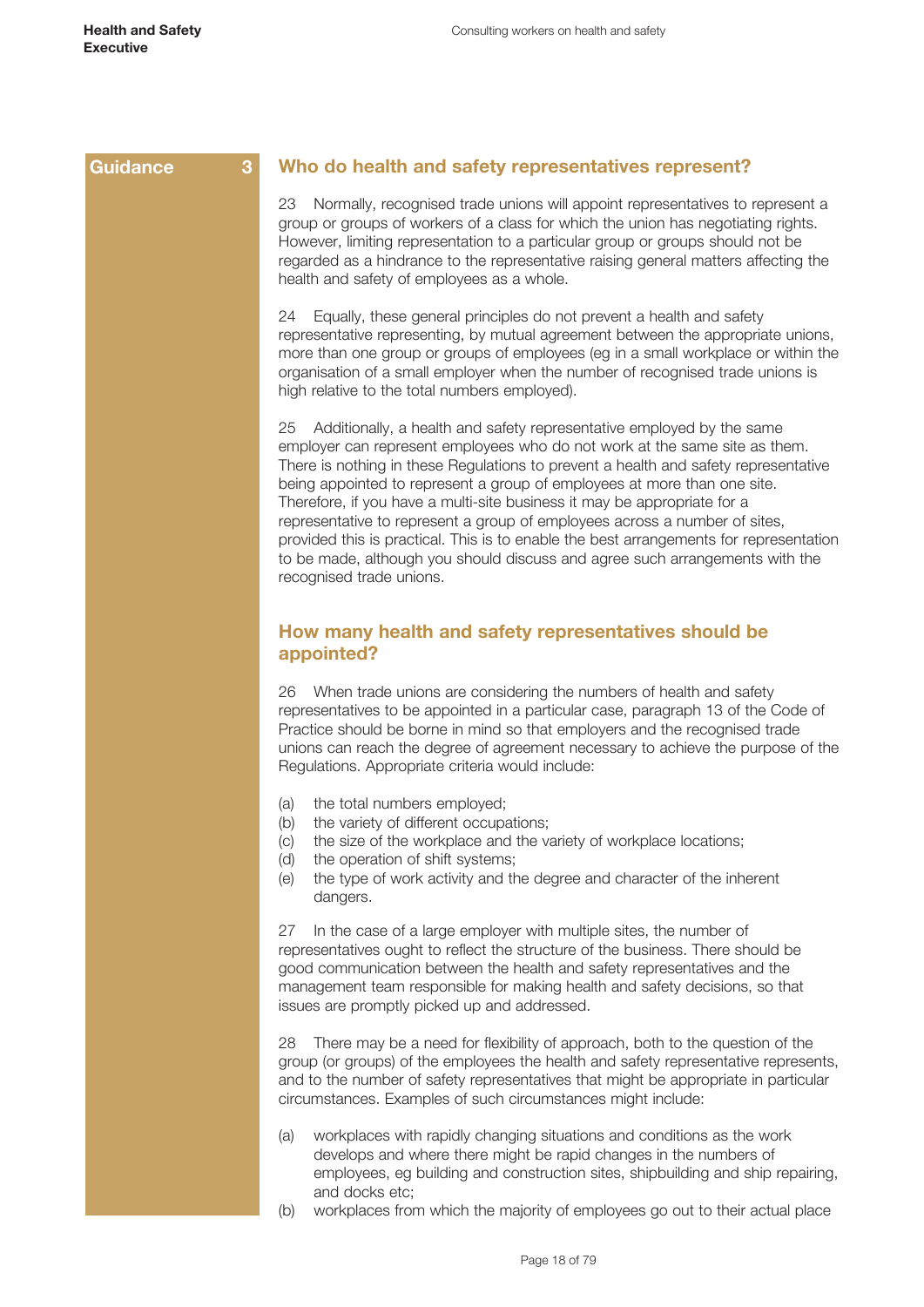**Guidance 3**

## Who do health and safety representatives represent?

23 Normally, recognised trade unions will appoint representatives to represent a group or groups of workers of a class for which the union has negotiating rights. However, limiting representation to a particular group or groups should not be regarded as a hindrance to the representative raising general matters affecting the health and safety of employees as a whole.

24 Equally, these general principles do not prevent a health and safety representative representing, by mutual agreement between the appropriate unions, more than one group or groups of employees (eg in a small workplace or within the organisation of a small employer when the number of recognised trade unions is high relative to the total numbers employed).

25 Additionally, a health and safety representative employed by the same employer can represent employees who do not work at the same site as them. There is nothing in these Regulations to prevent a health and safety representative being appointed to represent a group of employees at more than one site. Therefore, if you have a multi-site business it may be appropriate for a representative to represent a group of employees across a number of sites, provided this is practical. This is to enable the best arrangements for representation to be made, although you should discuss and agree such arrangements with the recognised trade unions.

## How many health and safety representatives should be appointed?

26 When trade unions are considering the numbers of health and safety representatives to be appointed in a particular case, paragraph 13 of the Code of Practice should be borne in mind so that employers and the recognised trade unions can reach the degree of agreement necessary to achieve the purpose of the Regulations. Appropriate criteria would include:

(a) the total numbers employed;
(b) the variety of different occupations;
(c) the size of the workplace and the variety of workplace locations;
(d) the operation of shift systems;
(e) the type of work activity and the degree and character of the inherent dangers.

27 In the case of a large employer with multiple sites, the number of representatives ought to reflect the structure of the business. There should be good communication between the health and safety representatives and the management team responsible for making health and safety decisions, so that issues are promptly picked up and addressed.

28 There may be a need for flexibility of approach, both to the question of the group (or groups) of the employees the health and safety representative represents, and to the number of safety representatives that might be appropriate in particular circumstances. Examples of such circumstances might include:

(a) workplaces with rapidly changing situations and conditions as the work develops and where there might be rapid changes in the numbers of employees, eg building and construction sites, shipbuilding and ship repairing, and docks etc;
(b) workplaces from which the majority of employees go out to their actual place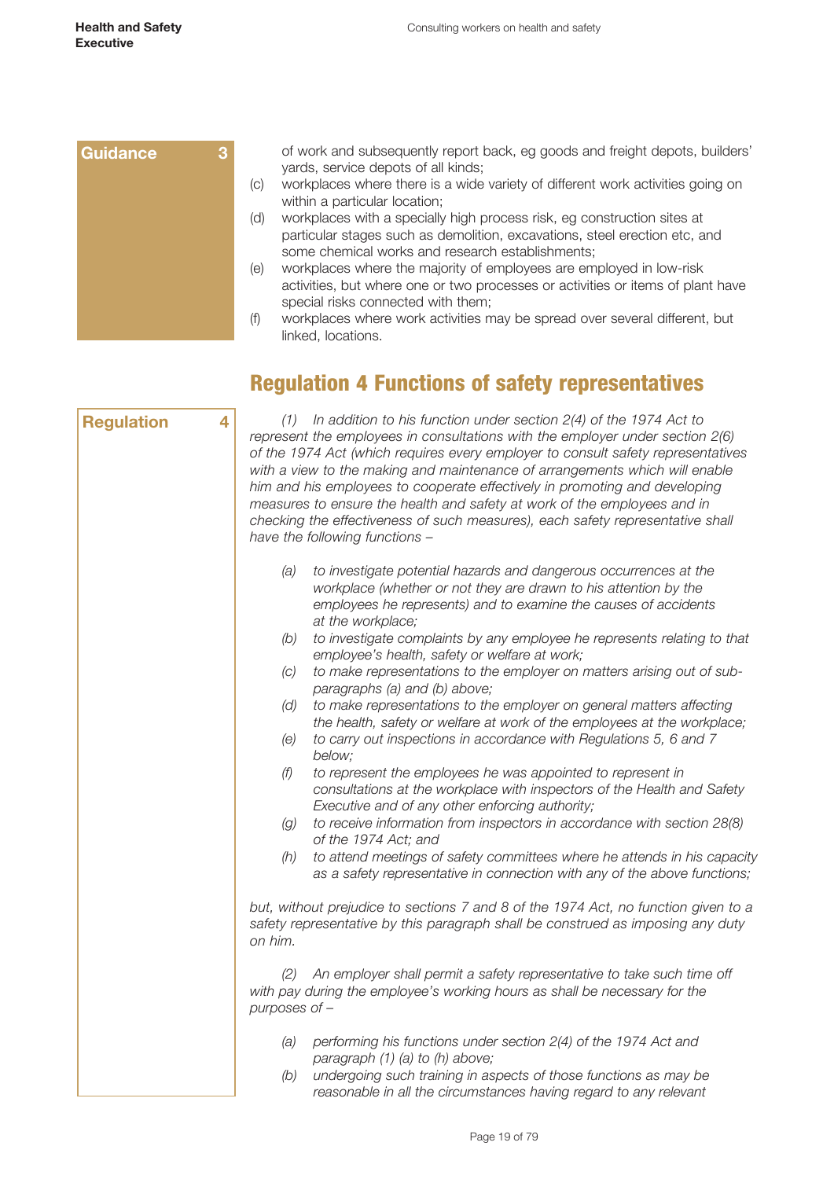**Guidance 3**

of work and subsequently report back, eg goods and freight depots, builders' yards, service depots of all kinds;

(c) workplaces where there is a wide variety of different work activities going on within a particular location;

(d) workplaces with a specially high process risk, eg construction sites at particular stages such as demolition, excavations, steel erection etc, and some chemical works and research establishments;

(e) workplaces where the majority of employees are employed in low-risk activities, but where one or two processes or activities or items of plant have special risks connected with them;

(f) workplaces where work activities may be spread over several different, but linked, locations.

## Regulation 4 Functions of safety representatives

**Regulation 4**

*(1) In addition to his function under section 2(4) of the 1974 Act to represent the employees in consultations with the employer under section 2(6) of the 1974 Act (which requires every employer to consult safety representatives with a view to the making and maintenance of arrangements which will enable him and his employees to cooperate effectively in promoting and developing measures to ensure the health and safety at work of the employees and in checking the effectiveness of such measures), each safety representative shall have the following functions –*

*(a) to investigate potential hazards and dangerous occurrences at the workplace (whether or not they are drawn to his attention by the employees he represents) and to examine the causes of accidents at the workplace;*

*(b) to investigate complaints by any employee he represents relating to that employee's health, safety or welfare at work;*

*(c) to make representations to the employer on matters arising out of sub-paragraphs (a) and (b) above;*

*(d) to make representations to the employer on general matters affecting the health, safety or welfare at work of the employees at the workplace;*

*(e) to carry out inspections in accordance with Regulations 5, 6 and 7 below;*

*(f) to represent the employees he was appointed to represent in consultations at the workplace with inspectors of the Health and Safety Executive and of any other enforcing authority;*

*(g) to receive information from inspectors in accordance with section 28(8) of the 1974 Act; and*

*(h) to attend meetings of safety committees where he attends in his capacity as a safety representative in connection with any of the above functions;*

*but, without prejudice to sections 7 and 8 of the 1974 Act, no function given to a safety representative by this paragraph shall be construed as imposing any duty on him.*

*(2) An employer shall permit a safety representative to take such time off with pay during the employee's working hours as shall be necessary for the purposes of –*

*(a) performing his functions under section 2(4) of the 1974 Act and paragraph (1) (a) to (h) above;*

*(b) undergoing such training in aspects of those functions as may be reasonable in all the circumstances having regard to any relevant*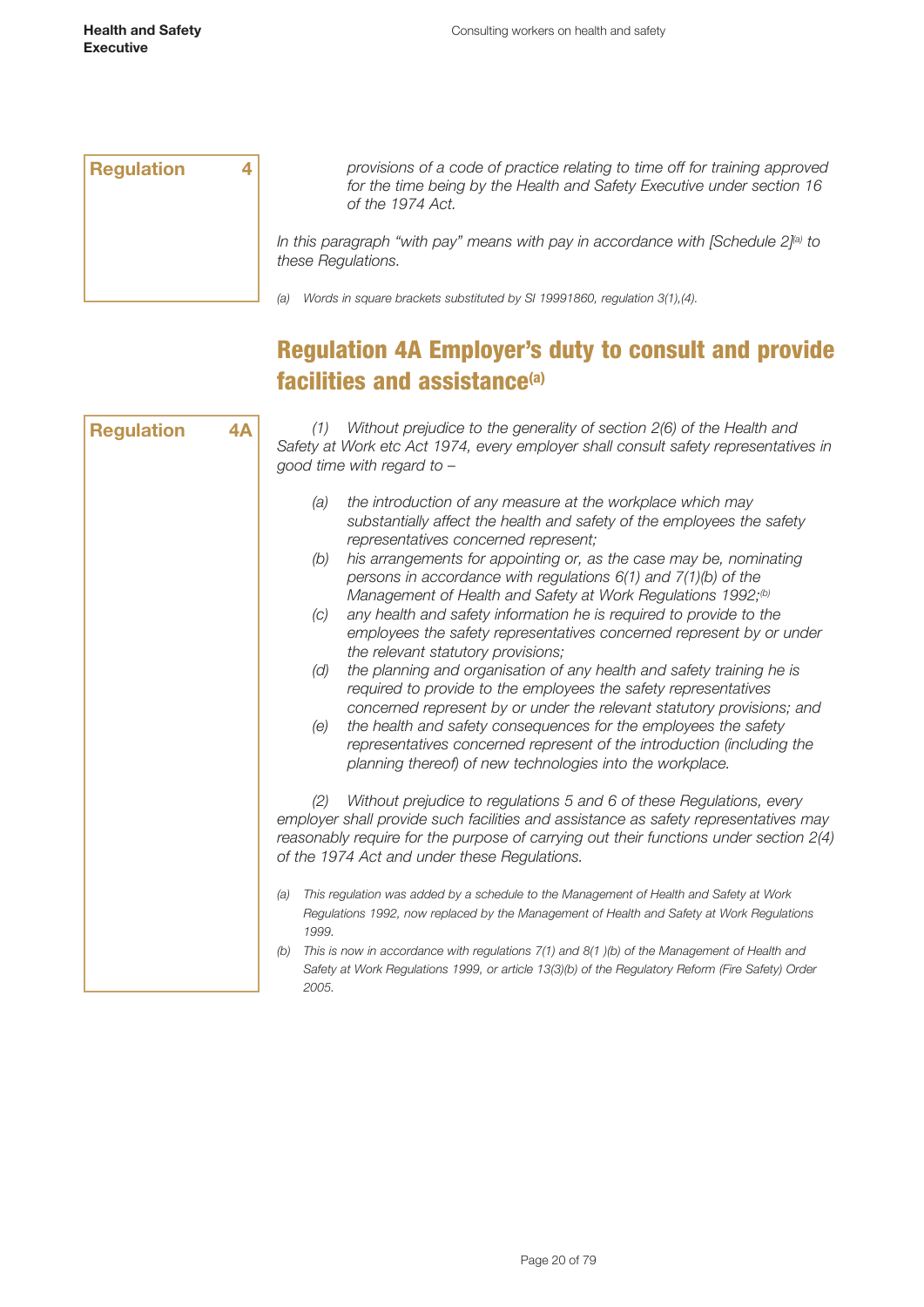**Regulation 4**

*provisions of a code of practice relating to time off for training approved for the time being by the Health and Safety Executive under section 16 of the 1974 Act.*

*In this paragraph "with pay" means with pay in accordance with [Schedule 2][(a)] to these Regulations.*

*(a) Words in square brackets substituted by SI 19991860, regulation 3(1),(4).*

## Regulation 4A Employer's duty to consult and provide facilities and assistance[(a)]

**Regulation 4A**

*(1) Without prejudice to the generality of section 2(6) of the Health and Safety at Work etc Act 1974, every employer shall consult safety representatives in good time with regard to –*

- *(a) the introduction of any measure at the workplace which may substantially affect the health and safety of the employees the safety representatives concerned represent;*
- *(b) his arrangements for appointing or, as the case may be, nominating persons in accordance with regulations 6(1) and 7(1)(b) of the Management of Health and Safety at Work Regulations 1992;[(b)]*
- *(c) any health and safety information he is required to provide to the employees the safety representatives concerned represent by or under the relevant statutory provisions;*
- *(d) the planning and organisation of any health and safety training he is required to provide to the employees the safety representatives concerned represent by or under the relevant statutory provisions; and*
- *(e) the health and safety consequences for the employees the safety representatives concerned represent of the introduction (including the planning thereof) of new technologies into the workplace.*

*(2) Without prejudice to regulations 5 and 6 of these Regulations, every employer shall provide such facilities and assistance as safety representatives may reasonably require for the purpose of carrying out their functions under section 2(4) of the 1974 Act and under these Regulations.*

*(a) This regulation was added by a schedule to the Management of Health and Safety at Work Regulations 1992, now replaced by the Management of Health and Safety at Work Regulations 1999.*

*(b) This is now in accordance with regulations 7(1) and 8(1 )(b) of the Management of Health and Safety at Work Regulations 1999, or article 13(3)(b) of the Regulatory Reform (Fire Safety) Order 2005.*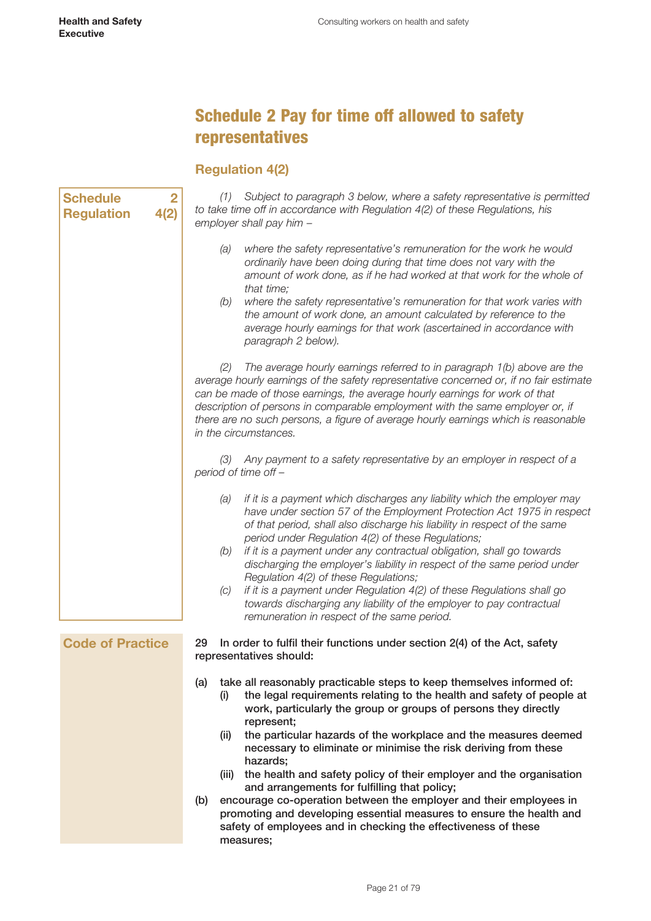# Schedule 2 Pay for time off allowed to safety representatives

## Regulation 4(2)

**Schedule 2**
**Regulation 4(2)**

*(1) Subject to paragraph 3 below, where a safety representative is permitted to take time off in accordance with Regulation 4(2) of these Regulations, his employer shall pay him –*

*(a) where the safety representative's remuneration for the work he would ordinarily have been doing during that time does not vary with the amount of work done, as if he had worked at that work for the whole of that time;*

*(b) where the safety representative's remuneration for that work varies with the amount of work done, an amount calculated by reference to the average hourly earnings for that work (ascertained in accordance with paragraph 2 below).*

*(2) The average hourly earnings referred to in paragraph 1(b) above are the average hourly earnings of the safety representative concerned or, if no fair estimate can be made of those earnings, the average hourly earnings for work of that description of persons in comparable employment with the same employer or, if there are no such persons, a figure of average hourly earnings which is reasonable in the circumstances.*

*(3) Any payment to a safety representative by an employer in respect of a period of time off –*

*(a) if it is a payment which discharges any liability which the employer may have under section 57 of the Employment Protection Act 1975 in respect of that period, shall also discharge his liability in respect of the same period under Regulation 4(2) of these Regulations;*

*(b) if it is a payment under any contractual obligation, shall go towards discharging the employer's liability in respect of the same period under Regulation 4(2) of these Regulations;*

*(c) if it is a payment under Regulation 4(2) of these Regulations shall go towards discharging any liability of the employer to pay contractual remuneration in respect of the same period.*

**Code of Practice**

**29 In order to fulfil their functions under section 2(4) of the Act, safety representatives should:**

**(a) take all reasonably practicable steps to keep themselves informed of:**
- **(i) the legal requirements relating to the health and safety of people at work, particularly the group or groups of persons they directly represent;**
- **(ii) the particular hazards of the workplace and the measures deemed necessary to eliminate or minimise the risk deriving from these hazards;**
- **(iii) the health and safety policy of their employer and the organisation and arrangements for fulfilling that policy;**

**(b) encourage co-operation between the employer and their employees in promoting and developing essential measures to ensure the health and safety of employees and in checking the effectiveness of these measures;**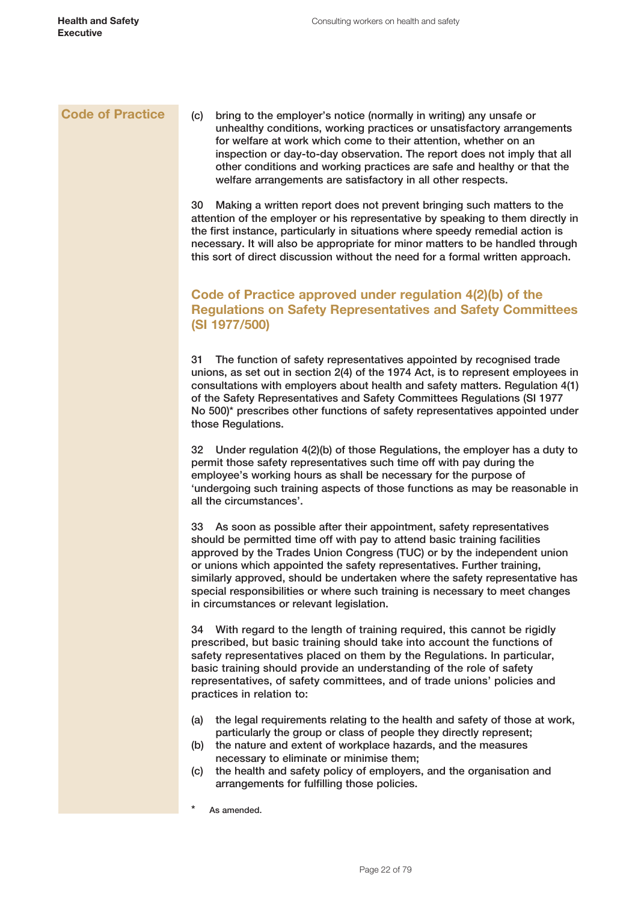**Code of Practice**

(c) bring to the employer's notice (normally in writing) any unsafe or unhealthy conditions, working practices or unsatisfactory arrangements for welfare at work which come to their attention, whether on an inspection or day-to-day observation. The report does not imply that all other conditions and working practices are safe and healthy or that the welfare arrangements are satisfactory in all other respects.

30 Making a written report does not prevent bringing such matters to the attention of the employer or his representative by speaking to them directly in the first instance, particularly in situations where speedy remedial action is necessary. It will also be appropriate for minor matters to be handled through this sort of direct discussion without the need for a formal written approach.

## Code of Practice approved under regulation 4(2)(b) of the Regulations on Safety Representatives and Safety Committees (SI 1977/500)

31 The function of safety representatives appointed by recognised trade unions, as set out in section 2(4) of the 1974 Act, is to represent employees in consultations with employers about health and safety matters. Regulation 4(1) of the Safety Representatives and Safety Committees Regulations (SI 1977 No 500)* prescribes other functions of safety representatives appointed under those Regulations.

32 Under regulation 4(2)(b) of those Regulations, the employer has a duty to permit those safety representatives such time off with pay during the employee's working hours as shall be necessary for the purpose of 'undergoing such training aspects of those functions as may be reasonable in all the circumstances'.

33 As soon as possible after their appointment, safety representatives should be permitted time off with pay to attend basic training facilities approved by the Trades Union Congress (TUC) or by the independent union or unions which appointed the safety representatives. Further training, similarly approved, should be undertaken where the safety representative has special responsibilities or where such training is necessary to meet changes in circumstances or relevant legislation.

34 With regard to the length of training required, this cannot be rigidly prescribed, but basic training should take into account the functions of safety representatives placed on them by the Regulations. In particular, basic training should provide an understanding of the role of safety representatives, of safety committees, and of trade unions' policies and practices in relation to:

(a) the legal requirements relating to the health and safety of those at work, particularly the group or class of people they directly represent;
(b) the nature and extent of workplace hazards, and the measures necessary to eliminate or minimise them;
(c) the health and safety policy of employers, and the organisation and arrangements for fulfilling those policies.

* As amended.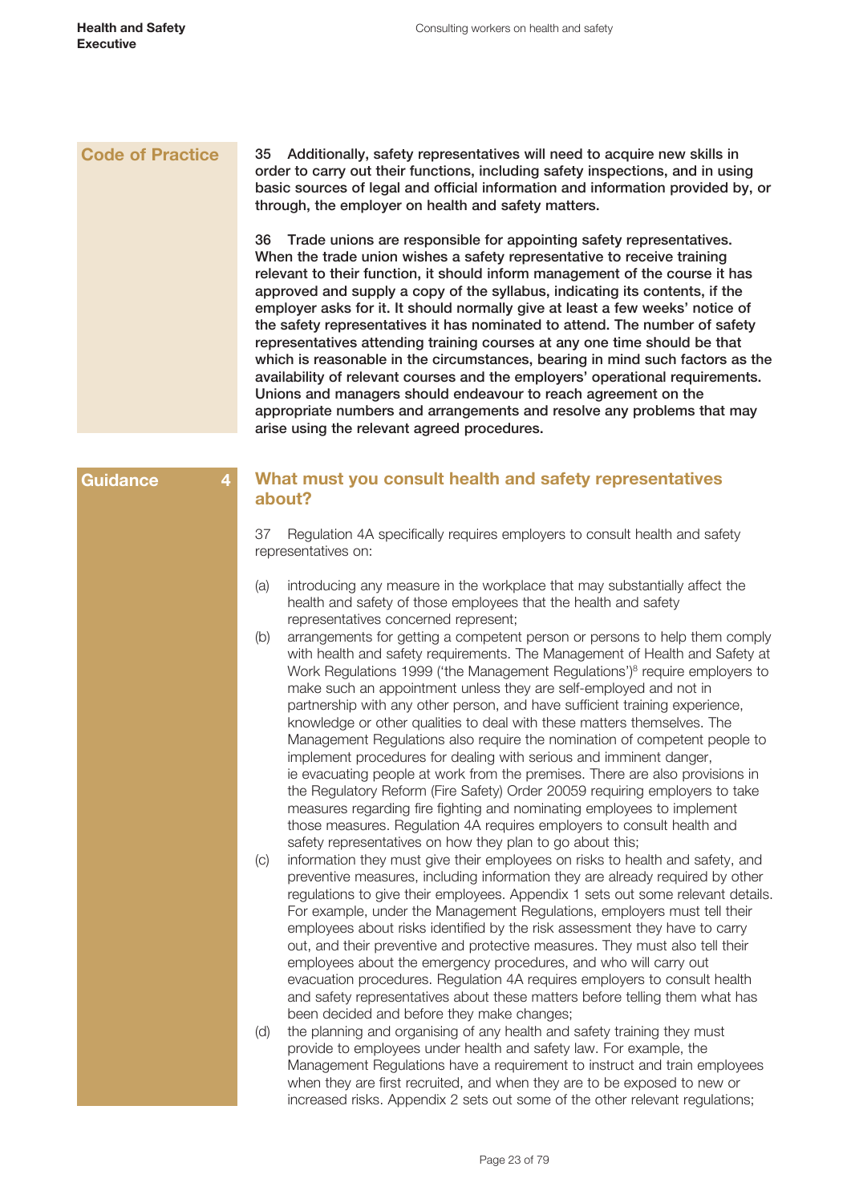**Code of Practice**

**35 Additionally, safety representatives will need to acquire new skills in order to carry out their functions, including safety inspections, and in using basic sources of legal and official information and information provided by, or through, the employer on health and safety matters.**

**36 Trade unions are responsible for appointing safety representatives. When the trade union wishes a safety representative to receive training relevant to their function, it should inform management of the course it has approved and supply a copy of the syllabus, indicating its contents, if the employer asks for it. It should normally give at least a few weeks' notice of the safety representatives it has nominated to attend. The number of safety representatives attending training courses at any one time should be that which is reasonable in the circumstances, bearing in mind such factors as the availability of relevant courses and the employers' operational requirements. Unions and managers should endeavour to reach agreement on the appropriate numbers and arrangements and resolve any problems that may arise using the relevant agreed procedures.**

**Guidance 4**

## What must you consult health and safety representatives about?

37 Regulation 4A specifically requires employers to consult health and safety representatives on:

(a) introducing any measure in the workplace that may substantially affect the health and safety of those employees that the health and safety representatives concerned represent;

(b) arrangements for getting a competent person or persons to help them comply with health and safety requirements. The Management of Health and Safety at Work Regulations 1999 ('the Management Regulations')[8] require employers to make such an appointment unless they are self-employed and not in partnership with any other person, and have sufficient training experience, knowledge or other qualities to deal with these matters themselves. The Management Regulations also require the nomination of competent people to implement procedures for dealing with serious and imminent danger, ie evacuating people at work from the premises. There are also provisions in the Regulatory Reform (Fire Safety) Order 20059 requiring employers to take measures regarding fire fighting and nominating employees to implement those measures. Regulation 4A requires employers to consult health and safety representatives on how they plan to go about this;

(c) information they must give their employees on risks to health and safety, and preventive measures, including information they are already required by other regulations to give their employees. Appendix 1 sets out some relevant details. For example, under the Management Regulations, employers must tell their employees about risks identified by the risk assessment they have to carry out, and their preventive and protective measures. They must also tell their employees about the emergency procedures, and who will carry out evacuation procedures. Regulation 4A requires employers to consult health and safety representatives about these matters before telling them what has been decided and before they make changes;

(d) the planning and organising of any health and safety training they must provide to employees under health and safety law. For example, the Management Regulations have a requirement to instruct and train employees when they are first recruited, and when they are to be exposed to new or increased risks. Appendix 2 sets out some of the other relevant regulations;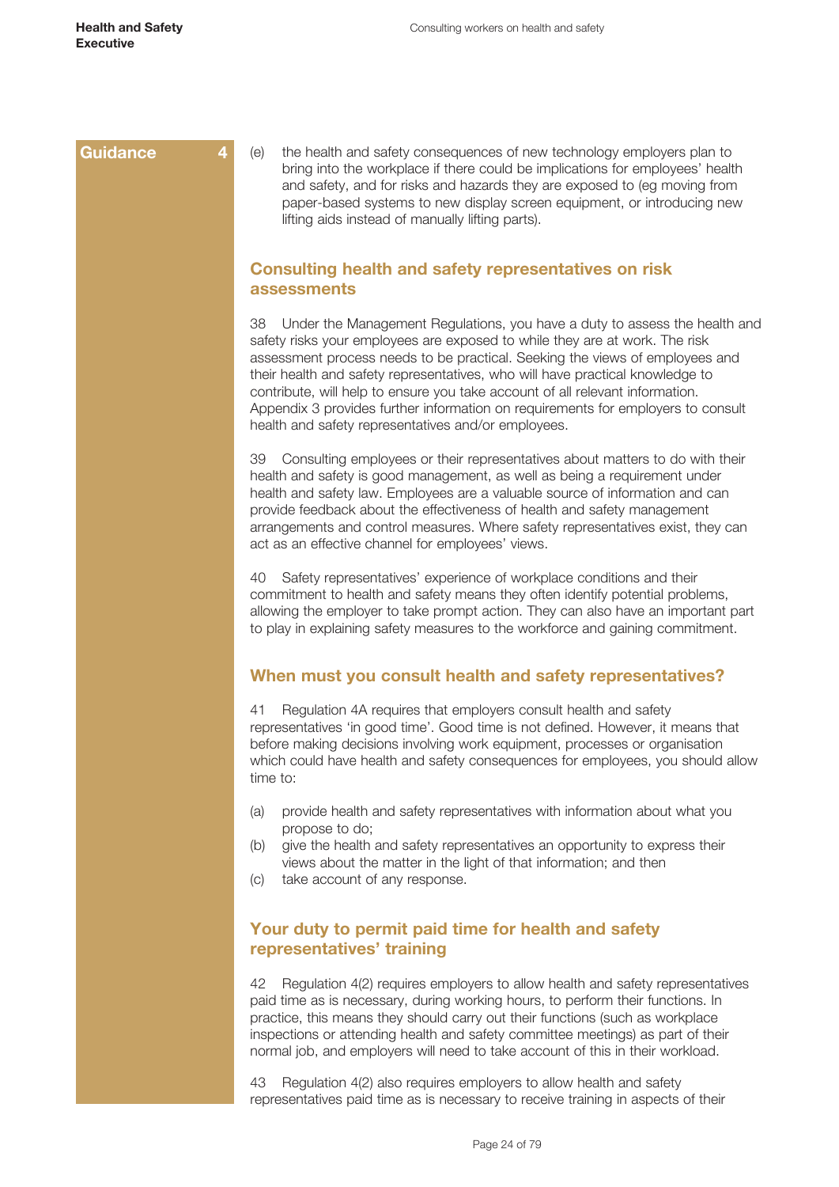**Guidance 4**

(e) the health and safety consequences of new technology employers plan to bring into the workplace if there could be implications for employees' health and safety, and for risks and hazards they are exposed to (eg moving from paper-based systems to new display screen equipment, or introducing new lifting aids instead of manually lifting parts).

## Consulting health and safety representatives on risk assessments

38 Under the Management Regulations, you have a duty to assess the health and safety risks your employees are exposed to while they are at work. The risk assessment process needs to be practical. Seeking the views of employees and their health and safety representatives, who will have practical knowledge to contribute, will help to ensure you take account of all relevant information. Appendix 3 provides further information on requirements for employers to consult health and safety representatives and/or employees.

39 Consulting employees or their representatives about matters to do with their health and safety is good management, as well as being a requirement under health and safety law. Employees are a valuable source of information and can provide feedback about the effectiveness of health and safety management arrangements and control measures. Where safety representatives exist, they can act as an effective channel for employees' views.

40 Safety representatives' experience of workplace conditions and their commitment to health and safety means they often identify potential problems, allowing the employer to take prompt action. They can also have an important part to play in explaining safety measures to the workforce and gaining commitment.

## When must you consult health and safety representatives?

41 Regulation 4A requires that employers consult health and safety representatives 'in good time'. Good time is not defined. However, it means that before making decisions involving work equipment, processes or organisation which could have health and safety consequences for employees, you should allow time to:

(a) provide health and safety representatives with information about what you propose to do;
(b) give the health and safety representatives an opportunity to express their views about the matter in the light of that information; and then
(c) take account of any response.

## Your duty to permit paid time for health and safety representatives' training

42 Regulation 4(2) requires employers to allow health and safety representatives paid time as is necessary, during working hours, to perform their functions. In practice, this means they should carry out their functions (such as workplace inspections or attending health and safety committee meetings) as part of their normal job, and employers will need to take account of this in their workload.

43 Regulation 4(2) also requires employers to allow health and safety representatives paid time as is necessary to receive training in aspects of their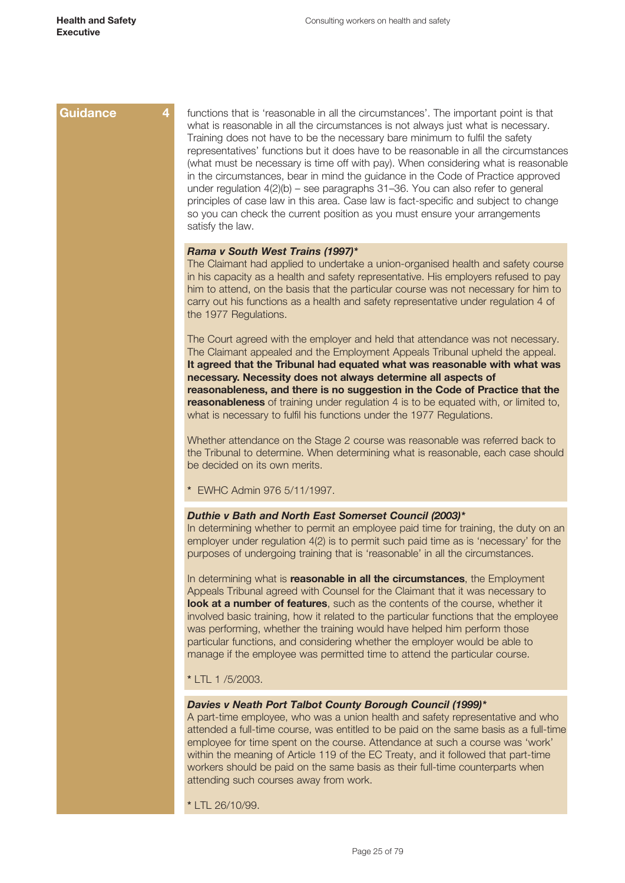**Guidance 4**

functions that is 'reasonable in all the circumstances'. The important point is that what is reasonable in all the circumstances is not always just what is necessary. Training does not have to be the necessary bare minimum to fulfil the safety representatives' functions but it does have to be reasonable in all the circumstances (what must be necessary is time off with pay). When considering what is reasonable in the circumstances, bear in mind the guidance in the Code of Practice approved under regulation 4(2)(b) – see paragraphs 31–36. You can also refer to general principles of case law in this area. Case law is fact-specific and subject to change so you can check the current position as you must ensure your arrangements satisfy the law.

***Rama v South West Trains (1997)****

The Claimant had applied to undertake a union-organised health and safety course in his capacity as a health and safety representative. His employers refused to pay him to attend, on the basis that the particular course was not necessary for him to carry out his functions as a health and safety representative under regulation 4 of the 1977 Regulations.

The Court agreed with the employer and held that attendance was not necessary. The Claimant appealed and the Employment Appeals Tribunal upheld the appeal. **It agreed that the Tribunal had equated what was reasonable with what was necessary. Necessity does not always determine all aspects of reasonableness, and there is no suggestion in the Code of Practice that the reasonableness** of training under regulation 4 is to be equated with, or limited to, what is necessary to fulfil his functions under the 1977 Regulations.

Whether attendance on the Stage 2 course was reasonable was referred back to the Tribunal to determine. When determining what is reasonable, each case should be decided on its own merits.

\* EWHC Admin 976 5/11/1997.

***Duthie v Bath and North East Somerset Council (2003)****

In determining whether to permit an employee paid time for training, the duty on an employer under regulation 4(2) is to permit such paid time as is 'necessary' for the purposes of undergoing training that is 'reasonable' in all the circumstances.

In determining what is **reasonable in all the circumstances**, the Employment Appeals Tribunal agreed with Counsel for the Claimant that it was necessary to **look at a number of features**, such as the contents of the course, whether it involved basic training, how it related to the particular functions that the employee was performing, whether the training would have helped him perform those particular functions, and considering whether the employer would be able to manage if the employee was permitted time to attend the particular course.

\* LTL 1 /5/2003.

***Davies v Neath Port Talbot County Borough Council (1999)****

A part-time employee, who was a union health and safety representative and who attended a full-time course, was entitled to be paid on the same basis as a full-time employee for time spent on the course. Attendance at such a course was 'work' within the meaning of Article 119 of the EC Treaty, and it followed that part-time workers should be paid on the same basis as their full-time counterparts when attending such courses away from work.

\* LTL 26/10/99.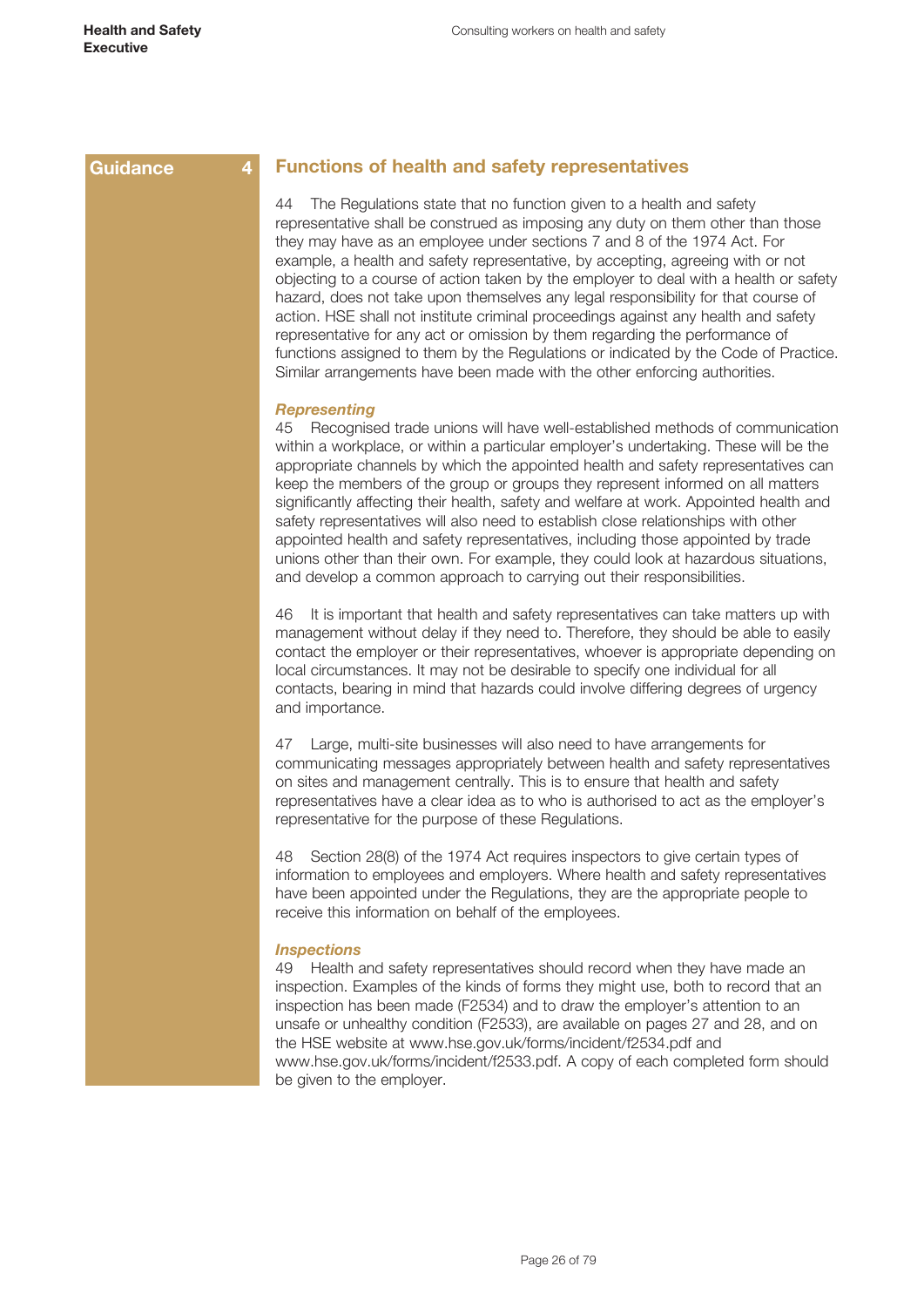**Guidance 4**

## Functions of health and safety representatives

44 The Regulations state that no function given to a health and safety representative shall be construed as imposing any duty on them other than those they may have as an employee under sections 7 and 8 of the 1974 Act. For example, a health and safety representative, by accepting, agreeing with or not objecting to a course of action taken by the employer to deal with a health or safety hazard, does not take upon themselves any legal responsibility for that course of action. HSE shall not institute criminal proceedings against any health and safety representative for any act or omission by them regarding the performance of functions assigned to them by the Regulations or indicated by the Code of Practice. Similar arrangements have been made with the other enforcing authorities.

### *Representing*

45 Recognised trade unions will have well-established methods of communication within a workplace, or within a particular employer's undertaking. These will be the appropriate channels by which the appointed health and safety representatives can keep the members of the group or groups they represent informed on all matters significantly affecting their health, safety and welfare at work. Appointed health and safety representatives will also need to establish close relationships with other appointed health and safety representatives, including those appointed by trade unions other than their own. For example, they could look at hazardous situations, and develop a common approach to carrying out their responsibilities.

46 It is important that health and safety representatives can take matters up with management without delay if they need to. Therefore, they should be able to easily contact the employer or their representatives, whoever is appropriate depending on local circumstances. It may not be desirable to specify one individual for all contacts, bearing in mind that hazards could involve differing degrees of urgency and importance.

47 Large, multi-site businesses will also need to have arrangements for communicating messages appropriately between health and safety representatives on sites and management centrally. This is to ensure that health and safety representatives have a clear idea as to who is authorised to act as the employer's representative for the purpose of these Regulations.

48 Section 28(8) of the 1974 Act requires inspectors to give certain types of information to employees and employers. Where health and safety representatives have been appointed under the Regulations, they are the appropriate people to receive this information on behalf of the employees.

### *Inspections*

49 Health and safety representatives should record when they have made an inspection. Examples of the kinds of forms they might use, both to record that an inspection has been made (F2534) and to draw the employer's attention to an unsafe or unhealthy condition (F2533), are available on pages 27 and 28, and on the HSE website at www.hse.gov.uk/forms/incident/f2534.pdf and www.hse.gov.uk/forms/incident/f2533.pdf. A copy of each completed form should be given to the employer.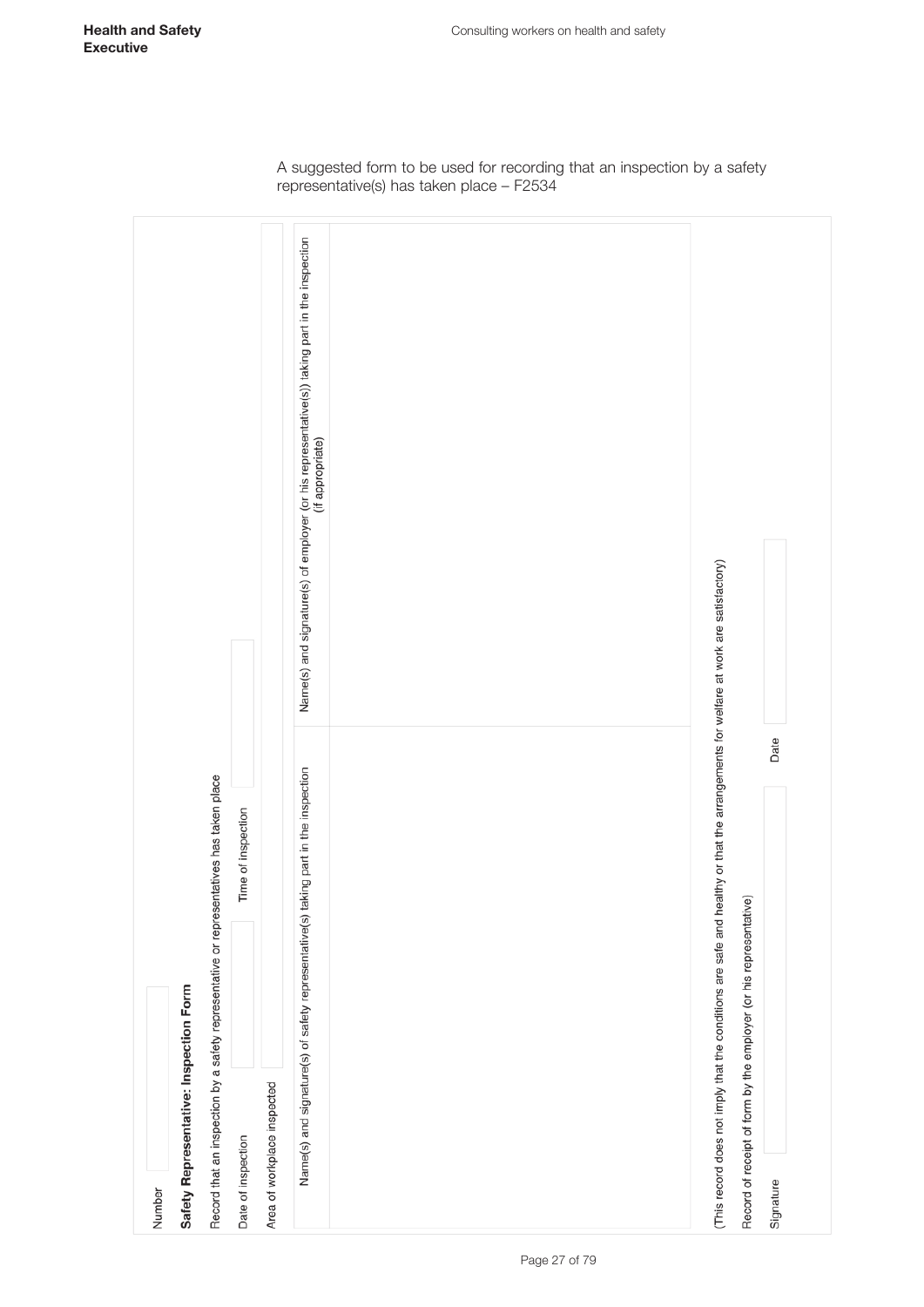A suggested form to be used for recording that an inspection by a safety representative(s) has taken place – F2534

Number

**Safety Representative: Inspection Form**

Record that an inspection by a safety representative or representatives has taken place

| Date of inspection | | Time of inspection | |
|---|---|---|---|
| Area of workplace inspected | | | |

| Name(s) and signature(s) of safety representative(s) taking part in the inspection | Name(s) and signature(s) of employer (or his representative(s)) taking part in the inspection (if appropriate) |
|---|---|
| | |

(This record does not imply that the conditions are safe and healthy or that the arrangements for welfare at work are satisfactory)

Record of receipt of form by the employer (or his representative)

| Signature | | Date | |
|---|---|---|---|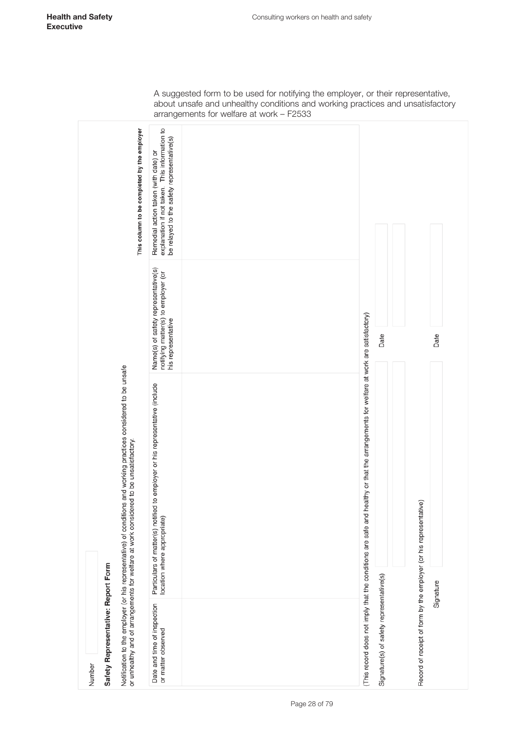A suggested form to be used for notifying the employer, or their representative, about unsafe and unhealthy conditions and working practices and unsatisfactory arrangements for welfare at work – F2533

Number

## Safety Representative: Report Form

Notification to the employer (or his representative) of conditions and working practices considered to be unsafe or unhealthy and of arrangements for welfare at work considered to be unsatisfactory.

| Date and time of inspection or matter observed | Particulars of matter(s) notified to employer or his representative (include location where appropriate) | Name(s) of safety representative(s) notifying matter(s) to employer (or his representative | **This column to be completed by the employer** Remedial action taken (with date) or explanation if not taken This information to be relayed to the safety representative(s) |
|---|---|---|---|
| | | | |

(This record does not imply that the conditions are safe and healthy or that the arrangements for welfare at work are satisfactory)

Signature(s) of safety representative(s) &nbsp;&nbsp;&nbsp;&nbsp; Date

Record of receipt of form by the employer (or his representative)

Signature &nbsp;&nbsp;&nbsp;&nbsp; Date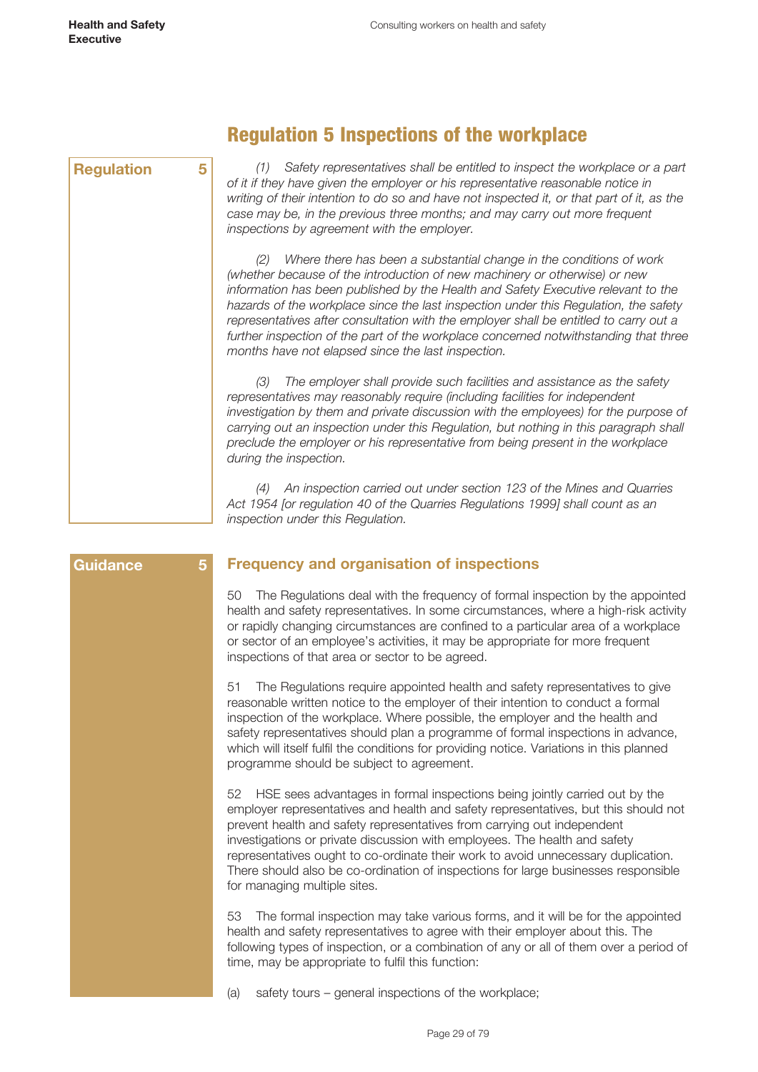## Regulation 5 Inspections of the workplace

**Regulation 5**

*(1) Safety representatives shall be entitled to inspect the workplace or a part of it if they have given the employer or his representative reasonable notice in writing of their intention to do so and have not inspected it, or that part of it, as the case may be, in the previous three months; and may carry out more frequent inspections by agreement with the employer.*

*(2) Where there has been a substantial change in the conditions of work (whether because of the introduction of new machinery or otherwise) or new information has been published by the Health and Safety Executive relevant to the hazards of the workplace since the last inspection under this Regulation, the safety representatives after consultation with the employer shall be entitled to carry out a further inspection of the part of the workplace concerned notwithstanding that three months have not elapsed since the last inspection.*

*(3) The employer shall provide such facilities and assistance as the safety representatives may reasonably require (including facilities for independent investigation by them and private discussion with the employees) for the purpose of carrying out an inspection under this Regulation, but nothing in this paragraph shall preclude the employer or his representative from being present in the workplace during the inspection.*

*(4) An inspection carried out under section 123 of the Mines and Quarries Act 1954 [or regulation 40 of the Quarries Regulations 1999] shall count as an inspection under this Regulation.*

**Guidance 5**

### Frequency and organisation of inspections

50 The Regulations deal with the frequency of formal inspection by the appointed health and safety representatives. In some circumstances, where a high-risk activity or rapidly changing circumstances are confined to a particular area of a workplace or sector of an employee's activities, it may be appropriate for more frequent inspections of that area or sector to be agreed.

51 The Regulations require appointed health and safety representatives to give reasonable written notice to the employer of their intention to conduct a formal inspection of the workplace. Where possible, the employer and the health and safety representatives should plan a programme of formal inspections in advance, which will itself fulfil the conditions for providing notice. Variations in this planned programme should be subject to agreement.

52 HSE sees advantages in formal inspections being jointly carried out by the employer representatives and health and safety representatives, but this should not prevent health and safety representatives from carrying out independent investigations or private discussion with employees. The health and safety representatives ought to co-ordinate their work to avoid unnecessary duplication. There should also be co-ordination of inspections for large businesses responsible for managing multiple sites.

53 The formal inspection may take various forms, and it will be for the appointed health and safety representatives to agree with their employer about this. The following types of inspection, or a combination of any or all of them over a period of time, may be appropriate to fulfil this function:

(a) safety tours – general inspections of the workplace;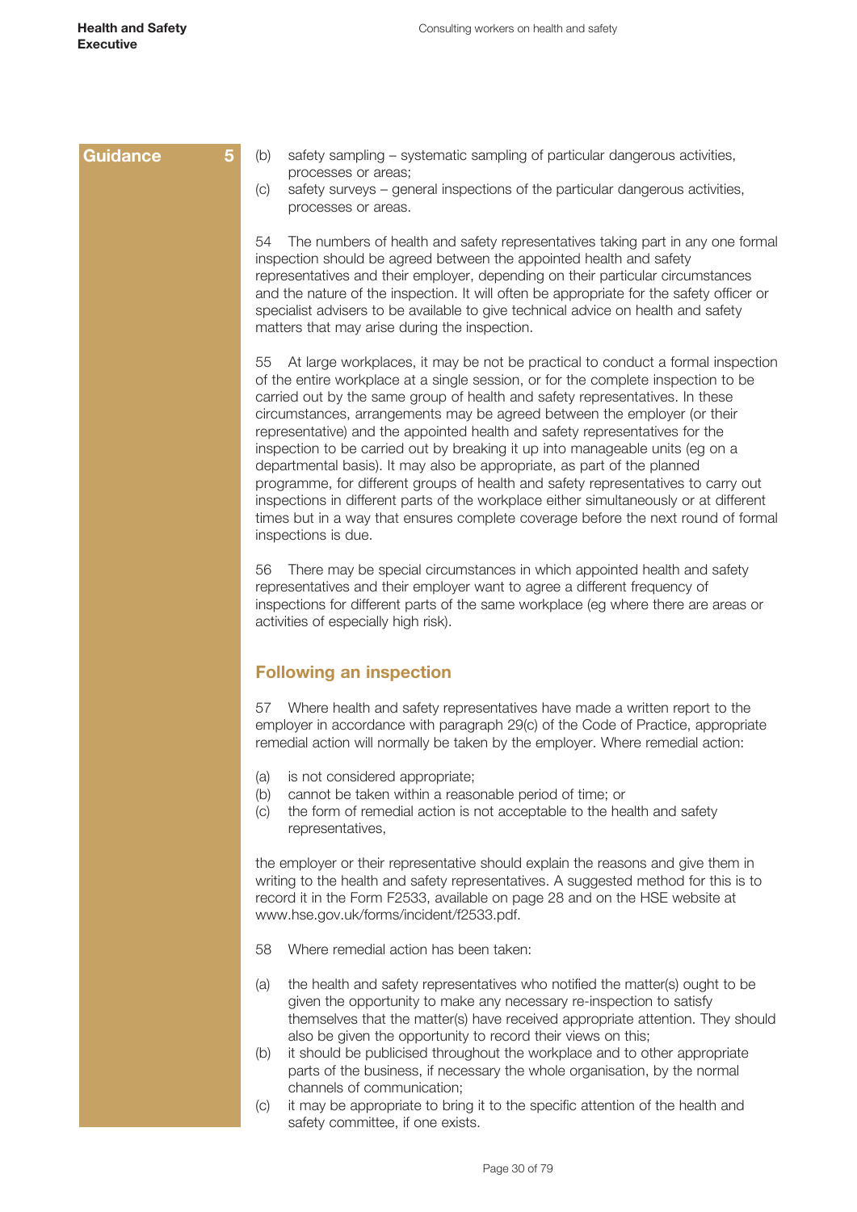**Guidance 5**

(b) safety sampling – systematic sampling of particular dangerous activities, processes or areas;
(c) safety surveys – general inspections of the particular dangerous activities, processes or areas.

54 The numbers of health and safety representatives taking part in any one formal inspection should be agreed between the appointed health and safety representatives and their employer, depending on their particular circumstances and the nature of the inspection. It will often be appropriate for the safety officer or specialist advisers to be available to give technical advice on health and safety matters that may arise during the inspection.

55 At large workplaces, it may be not be practical to conduct a formal inspection of the entire workplace at a single session, or for the complete inspection to be carried out by the same group of health and safety representatives. In these circumstances, arrangements may be agreed between the employer (or their representative) and the appointed health and safety representatives for the inspection to be carried out by breaking it up into manageable units (eg on a departmental basis). It may also be appropriate, as part of the planned programme, for different groups of health and safety representatives to carry out inspections in different parts of the workplace either simultaneously or at different times but in a way that ensures complete coverage before the next round of formal inspections is due.

56 There may be special circumstances in which appointed health and safety representatives and their employer want to agree a different frequency of inspections for different parts of the same workplace (eg where there are areas or activities of especially high risk).

## Following an inspection

57 Where health and safety representatives have made a written report to the employer in accordance with paragraph 29(c) of the Code of Practice, appropriate remedial action will normally be taken by the employer. Where remedial action:

(a) is not considered appropriate;
(b) cannot be taken within a reasonable period of time; or
(c) the form of remedial action is not acceptable to the health and safety representatives,

the employer or their representative should explain the reasons and give them in writing to the health and safety representatives. A suggested method for this is to record it in the Form F2533, available on page 28 and on the HSE website at www.hse.gov.uk/forms/incident/f2533.pdf.

58 Where remedial action has been taken:

(a) the health and safety representatives who notified the matter(s) ought to be given the opportunity to make any necessary re-inspection to satisfy themselves that the matter(s) have received appropriate attention. They should also be given the opportunity to record their views on this;
(b) it should be publicised throughout the workplace and to other appropriate parts of the business, if necessary the whole organisation, by the normal channels of communication;
(c) it may be appropriate to bring it to the specific attention of the health and safety committee, if one exists.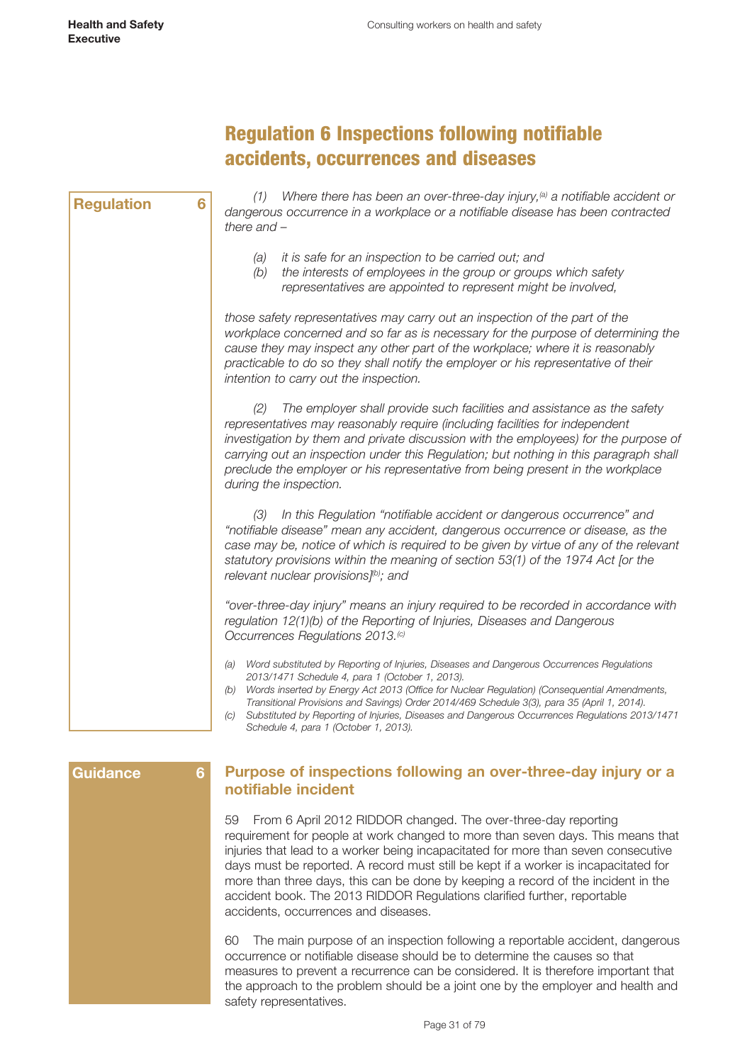## Regulation 6 Inspections following notifiable accidents, occurrences and diseases

**Regulation 6**

*(1) Where there has been an over-three-day injury,[a] a notifiable accident or dangerous occurrence in a workplace or a notifiable disease has been contracted there and –*

*(a) it is safe for an inspection to be carried out; and*
*(b) the interests of employees in the group or groups which safety representatives are appointed to represent might be involved,*

*those safety representatives may carry out an inspection of the part of the workplace concerned and so far as is necessary for the purpose of determining the cause they may inspect any other part of the workplace; where it is reasonably practicable to do so they shall notify the employer or his representative of their intention to carry out the inspection.*

*(2) The employer shall provide such facilities and assistance as the safety representatives may reasonably require (including facilities for independent investigation by them and private discussion with the employees) for the purpose of carrying out an inspection under this Regulation; but nothing in this paragraph shall preclude the employer or his representative from being present in the workplace during the inspection.*

*(3) In this Regulation "notifiable accident or dangerous occurrence" and "notifiable disease" mean any accident, dangerous occurrence or disease, as the case may be, notice of which is required to be given by virtue of any of the relevant statutory provisions within the meaning of section 53(1) of the 1974 Act [or the relevant nuclear provisions][b]; and*

*"over-three-day injury" means an injury required to be recorded in accordance with regulation 12(1)(b) of the Reporting of Injuries, Diseases and Dangerous Occurrences Regulations 2013.[c]*

*(a) Word substituted by Reporting of Injuries, Diseases and Dangerous Occurrences Regulations 2013/1471 Schedule 4, para 1 (October 1, 2013).*
*(b) Words inserted by Energy Act 2013 (Office for Nuclear Regulation) (Consequential Amendments, Transitional Provisions and Savings) Order 2014/469 Schedule 3(3), para 35 (April 1, 2014).*
*(c) Substituted by Reporting of Injuries, Diseases and Dangerous Occurrences Regulations 2013/1471 Schedule 4, para 1 (October 1, 2013).*

**Guidance 6**

### Purpose of inspections following an over-three-day injury or a notifiable incident

59 From 6 April 2012 RIDDOR changed. The over-three-day reporting requirement for people at work changed to more than seven days. This means that injuries that lead to a worker being incapacitated for more than seven consecutive days must be reported. A record must still be kept if a worker is incapacitated for more than three days, this can be done by keeping a record of the incident in the accident book. The 2013 RIDDOR Regulations clarified further, reportable accidents, occurrences and diseases.

60 The main purpose of an inspection following a reportable accident, dangerous occurrence or notifiable disease should be to determine the causes so that measures to prevent a recurrence can be considered. It is therefore important that the approach to the problem should be a joint one by the employer and health and safety representatives.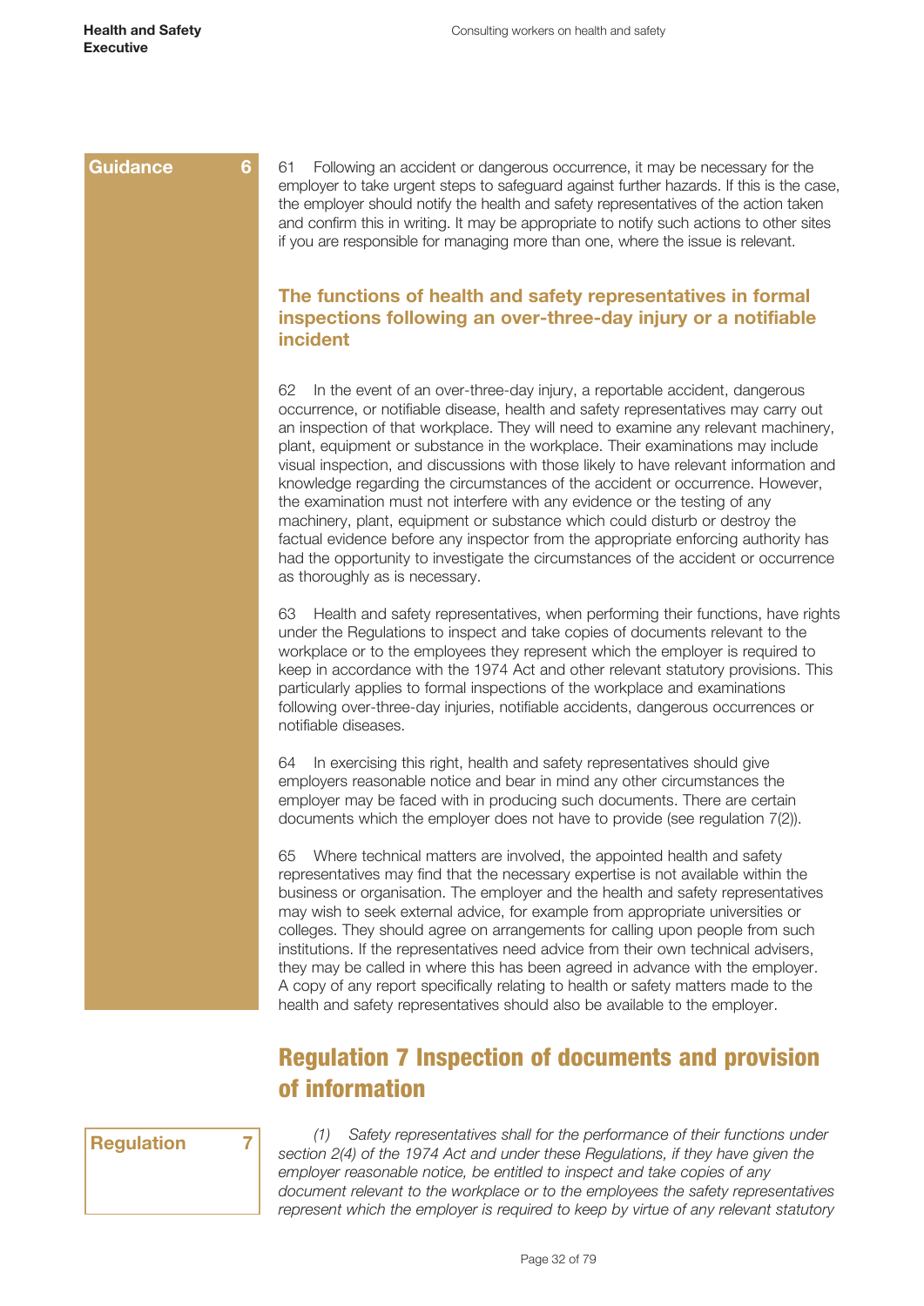Guidance 6

61 Following an accident or dangerous occurrence, it may be necessary for the employer to take urgent steps to safeguard against further hazards. If this is the case, the employer should notify the health and safety representatives of the action taken and confirm this in writing. It may be appropriate to notify such actions to other sites if you are responsible for managing more than one, where the issue is relevant.

### The functions of health and safety representatives in formal inspections following an over-three-day injury or a notifiable incident

62 In the event of an over-three-day injury, a reportable accident, dangerous occurrence, or notifiable disease, health and safety representatives may carry out an inspection of that workplace. They will need to examine any relevant machinery, plant, equipment or substance in the workplace. Their examinations may include visual inspection, and discussions with those likely to have relevant information and knowledge regarding the circumstances of the accident or occurrence. However, the examination must not interfere with any evidence or the testing of any machinery, plant, equipment or substance which could disturb or destroy the factual evidence before any inspector from the appropriate enforcing authority has had the opportunity to investigate the circumstances of the accident or occurrence as thoroughly as is necessary.

63 Health and safety representatives, when performing their functions, have rights under the Regulations to inspect and take copies of documents relevant to the workplace or to the employees they represent which the employer is required to keep in accordance with the 1974 Act and other relevant statutory provisions. This particularly applies to formal inspections of the workplace and examinations following over-three-day injuries, notifiable accidents, dangerous occurrences or notifiable diseases.

64 In exercising this right, health and safety representatives should give employers reasonable notice and bear in mind any other circumstances the employer may be faced with in producing such documents. There are certain documents which the employer does not have to provide (see regulation 7(2)).

65 Where technical matters are involved, the appointed health and safety representatives may find that the necessary expertise is not available within the business or organisation. The employer and the health and safety representatives may wish to seek external advice, for example from appropriate universities or colleges. They should agree on arrangements for calling upon people from such institutions. If the representatives need advice from their own technical advisers, they may be called in where this has been agreed in advance with the employer. A copy of any report specifically relating to health or safety matters made to the health and safety representatives should also be available to the employer.

## Regulation 7 Inspection of documents and provision of information

Regulation 7

*(1) Safety representatives shall for the performance of their functions under section 2(4) of the 1974 Act and under these Regulations, if they have given the employer reasonable notice, be entitled to inspect and take copies of any document relevant to the workplace or to the employees the safety representatives represent which the employer is required to keep by virtue of any relevant statutory*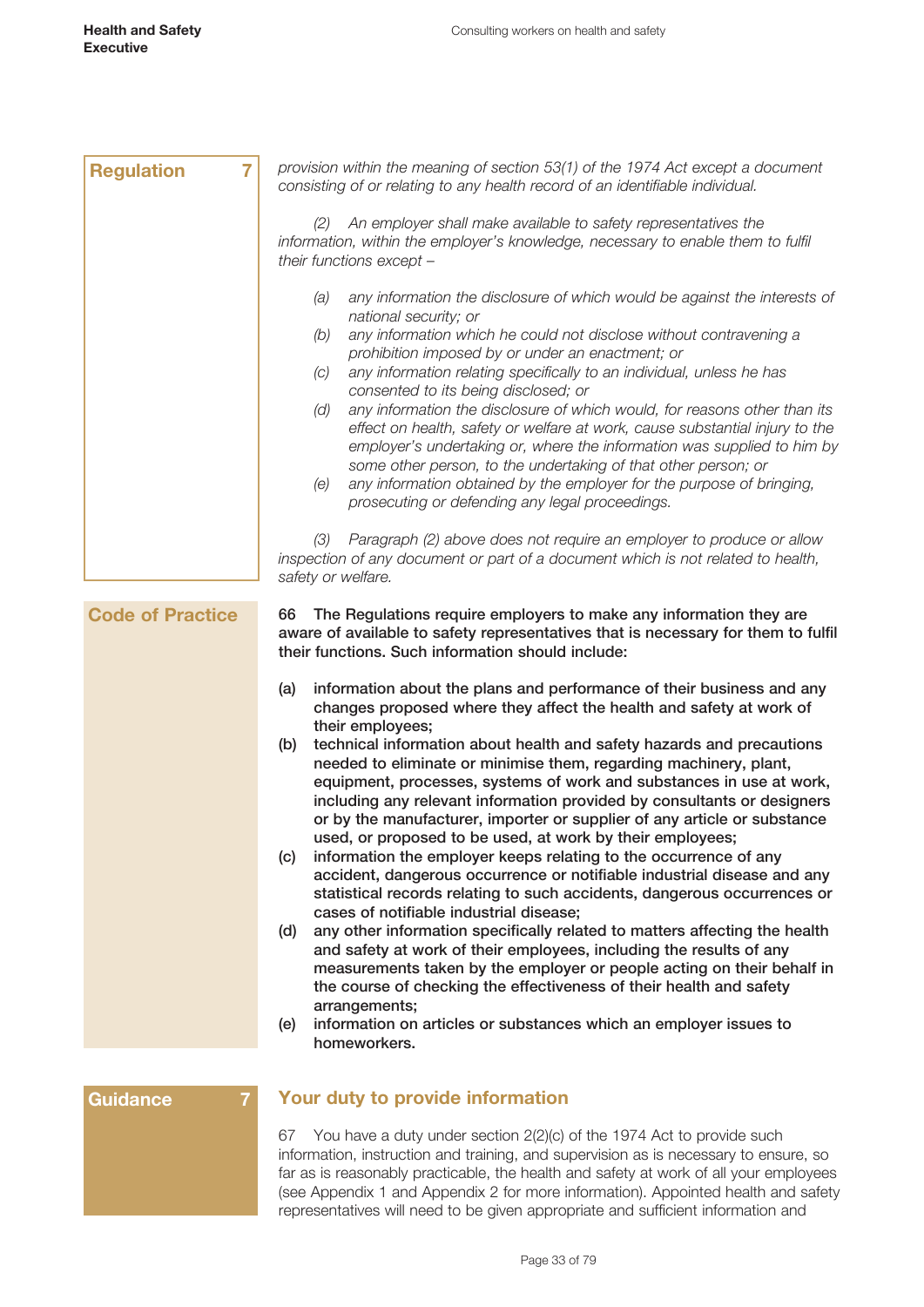**Regulation 7**

*provision within the meaning of section 53(1) of the 1974 Act except a document consisting of or relating to any health record of an identifiable individual.*

*(2) An employer shall make available to safety representatives the information, within the employer's knowledge, necessary to enable them to fulfil their functions except –*

- *(a) any information the disclosure of which would be against the interests of national security; or*
- *(b) any information which he could not disclose without contravening a prohibition imposed by or under an enactment; or*
- *(c) any information relating specifically to an individual, unless he has consented to its being disclosed; or*
- *(d) any information the disclosure of which would, for reasons other than its effect on health, safety or welfare at work, cause substantial injury to the employer's undertaking or, where the information was supplied to him by some other person, to the undertaking of that other person; or*
- *(e) any information obtained by the employer for the purpose of bringing, prosecuting or defending any legal proceedings.*

*(3) Paragraph (2) above does not require an employer to produce or allow inspection of any document or part of a document which is not related to health, safety or welfare.*

**Code of Practice**

**66 The Regulations require employers to make any information they are aware of available to safety representatives that is necessary for them to fulfil their functions. Such information should include:**

- **(a) information about the plans and performance of their business and any changes proposed where they affect the health and safety at work of their employees;**
- **(b) technical information about health and safety hazards and precautions needed to eliminate or minimise them, regarding machinery, plant, equipment, processes, systems of work and substances in use at work, including any relevant information provided by consultants or designers or by the manufacturer, importer or supplier of any article or substance used, or proposed to be used, at work by their employees;**
- **(c) information the employer keeps relating to the occurrence of any accident, dangerous occurrence or notifiable industrial disease and any statistical records relating to such accidents, dangerous occurrences or cases of notifiable industrial disease;**
- **(d) any other information specifically related to matters affecting the health and safety at work of their employees, including the results of any measurements taken by the employer or people acting on their behalf in the course of checking the effectiveness of their health and safety arrangements;**
- **(e) information on articles or substances which an employer issues to homeworkers.**

**Guidance 7**

## Your duty to provide information

67 You have a duty under section 2(2)(c) of the 1974 Act to provide such information, instruction and training, and supervision as is necessary to ensure, so far as is reasonably practicable, the health and safety at work of all your employees (see Appendix 1 and Appendix 2 for more information). Appointed health and safety representatives will need to be given appropriate and sufficient information and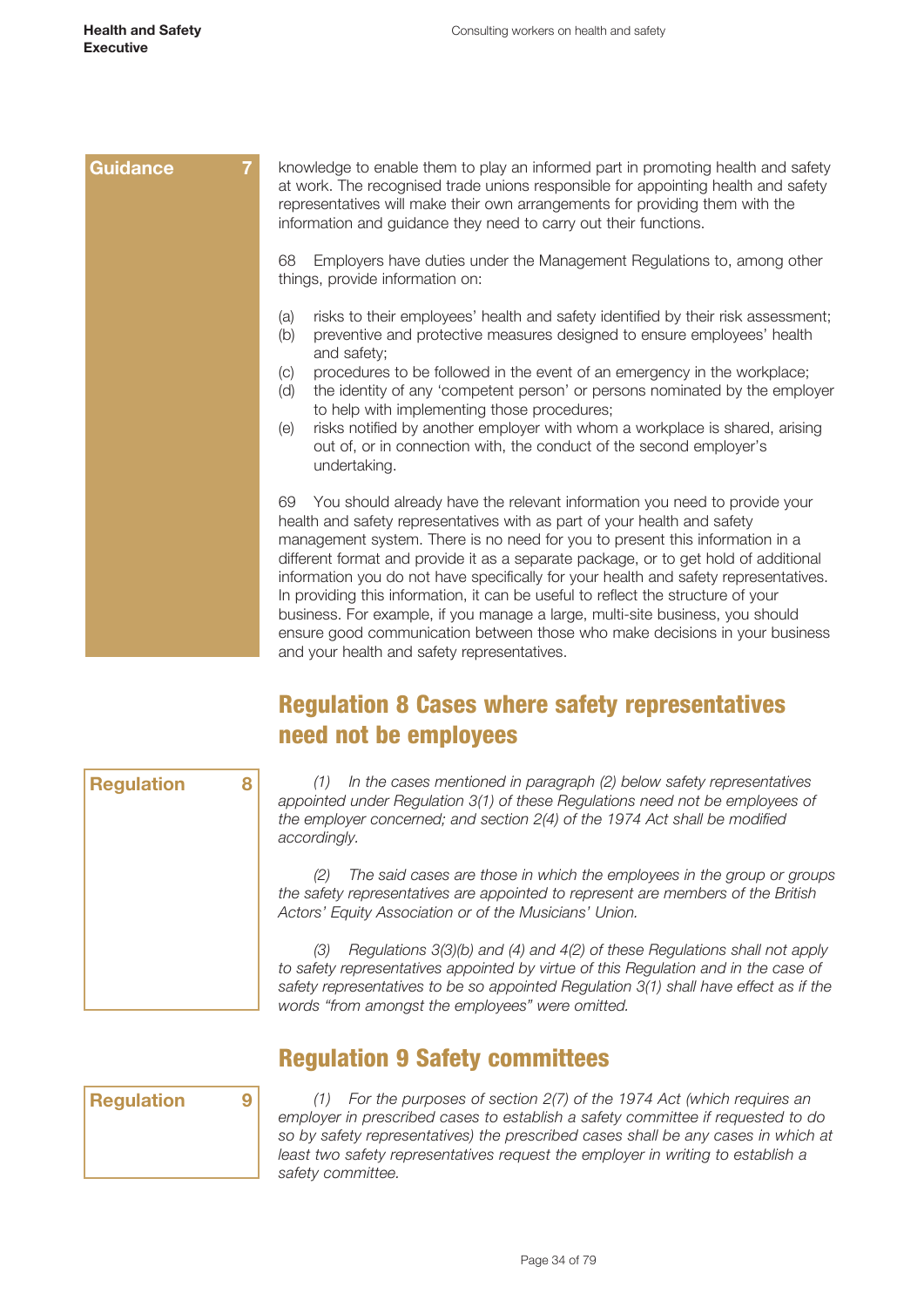Guidance 7

knowledge to enable them to play an informed part in promoting health and safety at work. The recognised trade unions responsible for appointing health and safety representatives will make their own arrangements for providing them with the information and guidance they need to carry out their functions.

68 Employers have duties under the Management Regulations to, among other things, provide information on:

(a) risks to their employees' health and safety identified by their risk assessment;
(b) preventive and protective measures designed to ensure employees' health and safety;
(c) procedures to be followed in the event of an emergency in the workplace;
(d) the identity of any 'competent person' or persons nominated by the employer to help with implementing those procedures;
(e) risks notified by another employer with whom a workplace is shared, arising out of, or in connection with, the conduct of the second employer's undertaking.

69 You should already have the relevant information you need to provide your health and safety representatives with as part of your health and safety management system. There is no need for you to present this information in a different format and provide it as a separate package, or to get hold of additional information you do not have specifically for your health and safety representatives. In providing this information, it can be useful to reflect the structure of your business. For example, if you manage a large, multi-site business, you should ensure good communication between those who make decisions in your business and your health and safety representatives.

## Regulation 8 Cases where safety representatives need not be employees

Regulation 8

*(1) In the cases mentioned in paragraph (2) below safety representatives appointed under Regulation 3(1) of these Regulations need not be employees of the employer concerned; and section 2(4) of the 1974 Act shall be modified accordingly.*

*(2) The said cases are those in which the employees in the group or groups the safety representatives are appointed to represent are members of the British Actors' Equity Association or of the Musicians' Union.*

*(3) Regulations 3(3)(b) and (4) and 4(2) of these Regulations shall not apply to safety representatives appointed by virtue of this Regulation and in the case of safety representatives to be so appointed Regulation 3(1) shall have effect as if the words "from amongst the employees" were omitted.*

## Regulation 9 Safety committees

Regulation 9

*(1) For the purposes of section 2(7) of the 1974 Act (which requires an employer in prescribed cases to establish a safety committee if requested to do so by safety representatives) the prescribed cases shall be any cases in which at least two safety representatives request the employer in writing to establish a safety committee.*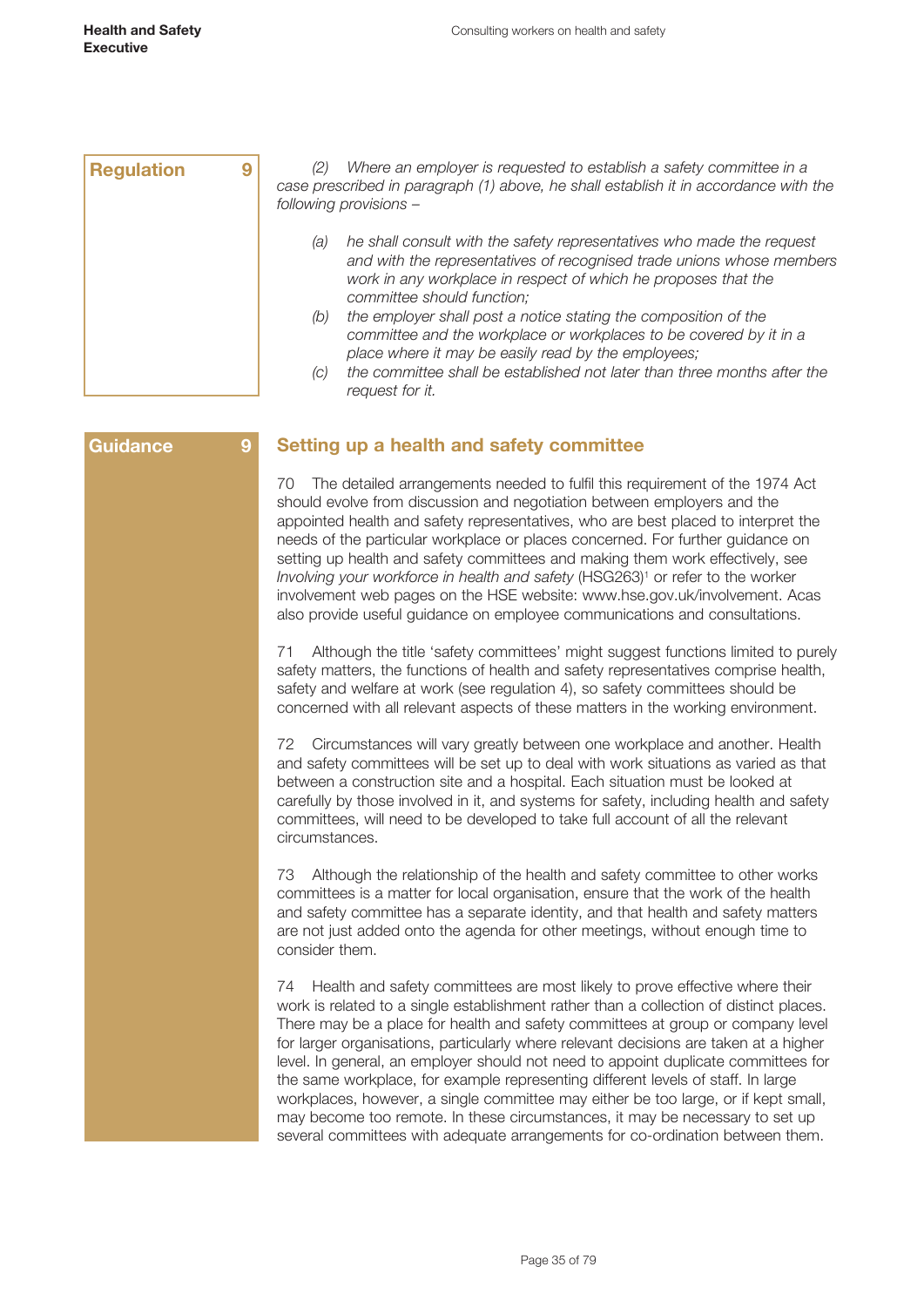**Regulation 9**

*(2) Where an employer is requested to establish a safety committee in a case prescribed in paragraph (1) above, he shall establish it in accordance with the following provisions –*

- *(a) he shall consult with the safety representatives who made the request and with the representatives of recognised trade unions whose members work in any workplace in respect of which he proposes that the committee should function;*
- *(b) the employer shall post a notice stating the composition of the committee and the workplace or workplaces to be covered by it in a place where it may be easily read by the employees;*
- *(c) the committee shall be established not later than three months after the request for it.*

**Guidance 9**

## Setting up a health and safety committee

70 The detailed arrangements needed to fulfil this requirement of the 1974 Act should evolve from discussion and negotiation between employers and the appointed health and safety representatives, who are best placed to interpret the needs of the particular workplace or places concerned. For further guidance on setting up health and safety committees and making them work effectively, see *Involving your workforce in health and safety* (HSG263)[1] or refer to the worker involvement web pages on the HSE website: www.hse.gov.uk/involvement. Acas also provide useful guidance on employee communications and consultations.

71 Although the title 'safety committees' might suggest functions limited to purely safety matters, the functions of health and safety representatives comprise health, safety and welfare at work (see regulation 4), so safety committees should be concerned with all relevant aspects of these matters in the working environment.

72 Circumstances will vary greatly between one workplace and another. Health and safety committees will be set up to deal with work situations as varied as that between a construction site and a hospital. Each situation must be looked at carefully by those involved in it, and systems for safety, including health and safety committees, will need to be developed to take full account of all the relevant circumstances.

73 Although the relationship of the health and safety committee to other works committees is a matter for local organisation, ensure that the work of the health and safety committee has a separate identity, and that health and safety matters are not just added onto the agenda for other meetings, without enough time to consider them.

74 Health and safety committees are most likely to prove effective where their work is related to a single establishment rather than a collection of distinct places. There may be a place for health and safety committees at group or company level for larger organisations, particularly where relevant decisions are taken at a higher level. In general, an employer should not need to appoint duplicate committees for the same workplace, for example representing different levels of staff. In large workplaces, however, a single committee may either be too large, or if kept small, may become too remote. In these circumstances, it may be necessary to set up several committees with adequate arrangements for co-ordination between them.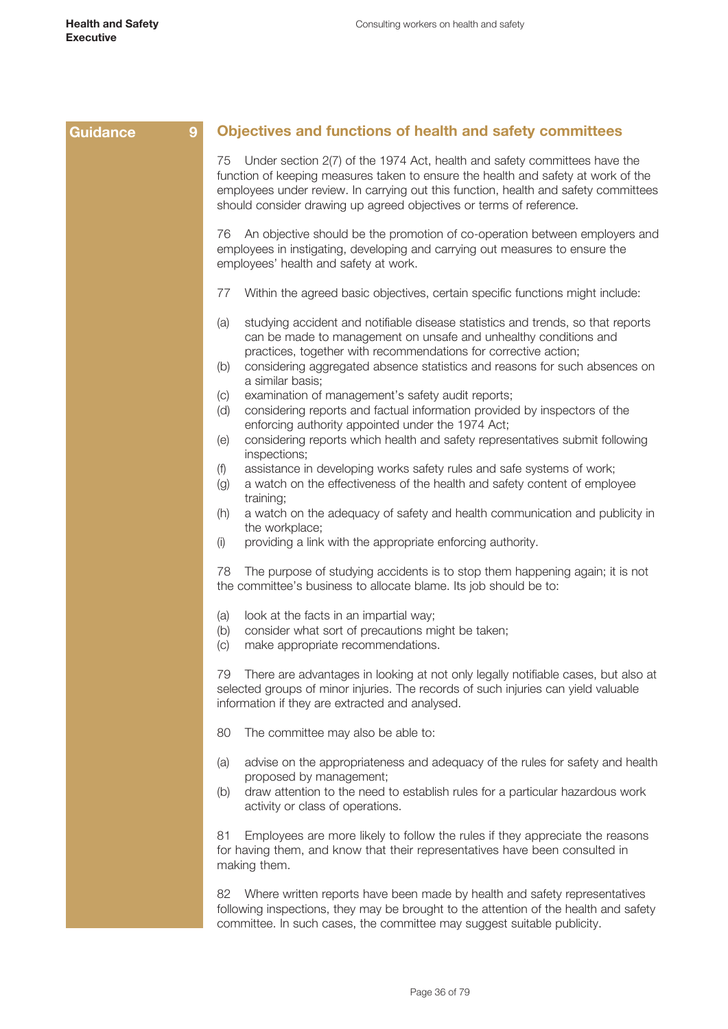**Guidance 9**

## Objectives and functions of health and safety committees

75 Under section 2(7) of the 1974 Act, health and safety committees have the function of keeping measures taken to ensure the health and safety at work of the employees under review. In carrying out this function, health and safety committees should consider drawing up agreed objectives or terms of reference.

76 An objective should be the promotion of co-operation between employers and employees in instigating, developing and carrying out measures to ensure the employees' health and safety at work.

77 Within the agreed basic objectives, certain specific functions might include:

(a) studying accident and notifiable disease statistics and trends, so that reports can be made to management on unsafe and unhealthy conditions and practices, together with recommendations for corrective action;
(b) considering aggregated absence statistics and reasons for such absences on a similar basis;
(c) examination of management's safety audit reports;
(d) considering reports and factual information provided by inspectors of the enforcing authority appointed under the 1974 Act;
(e) considering reports which health and safety representatives submit following inspections;
(f) assistance in developing works safety rules and safe systems of work;
(g) a watch on the effectiveness of the health and safety content of employee training;
(h) a watch on the adequacy of safety and health communication and publicity in the workplace;
(i) providing a link with the appropriate enforcing authority.

78 The purpose of studying accidents is to stop them happening again; it is not the committee's business to allocate blame. Its job should be to:

(a) look at the facts in an impartial way;
(b) consider what sort of precautions might be taken;
(c) make appropriate recommendations.

79 There are advantages in looking at not only legally notifiable cases, but also at selected groups of minor injuries. The records of such injuries can yield valuable information if they are extracted and analysed.

80 The committee may also be able to:

(a) advise on the appropriateness and adequacy of the rules for safety and health proposed by management;
(b) draw attention to the need to establish rules for a particular hazardous work activity or class of operations.

81 Employees are more likely to follow the rules if they appreciate the reasons for having them, and know that their representatives have been consulted in making them.

82 Where written reports have been made by health and safety representatives following inspections, they may be brought to the attention of the health and safety committee. In such cases, the committee may suggest suitable publicity.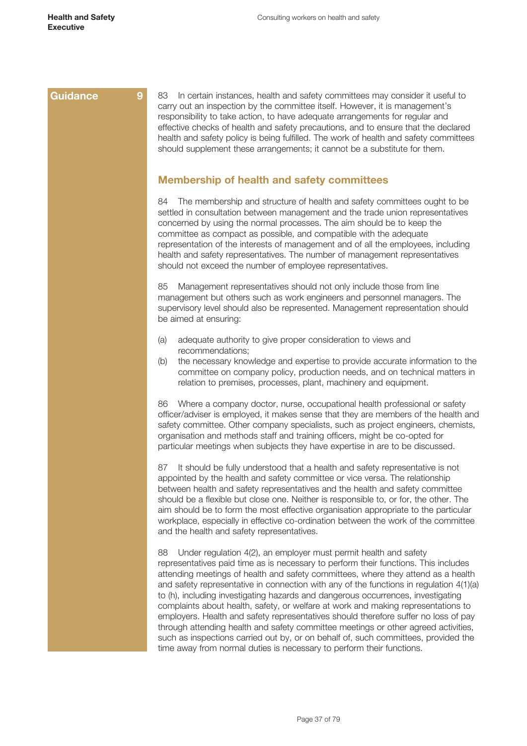**Guidance 9**

83 In certain instances, health and safety committees may consider it useful to carry out an inspection by the committee itself. However, it is management's responsibility to take action, to have adequate arrangements for regular and effective checks of health and safety precautions, and to ensure that the declared health and safety policy is being fulfilled. The work of health and safety committees should supplement these arrangements; it cannot be a substitute for them.

## Membership of health and safety committees

84 The membership and structure of health and safety committees ought to be settled in consultation between management and the trade union representatives concerned by using the normal processes. The aim should be to keep the committee as compact as possible, and compatible with the adequate representation of the interests of management and of all the employees, including health and safety representatives. The number of management representatives should not exceed the number of employee representatives.

85 Management representatives should not only include those from line management but others such as work engineers and personnel managers. The supervisory level should also be represented. Management representation should be aimed at ensuring:

(a) adequate authority to give proper consideration to views and recommendations;
(b) the necessary knowledge and expertise to provide accurate information to the committee on company policy, production needs, and on technical matters in relation to premises, processes, plant, machinery and equipment.

86 Where a company doctor, nurse, occupational health professional or safety officer/adviser is employed, it makes sense that they are members of the health and safety committee. Other company specialists, such as project engineers, chemists, organisation and methods staff and training officers, might be co-opted for particular meetings when subjects they have expertise in are to be discussed.

87 It should be fully understood that a health and safety representative is not appointed by the health and safety committee or vice versa. The relationship between health and safety representatives and the health and safety committee should be a flexible but close one. Neither is responsible to, or for, the other. The aim should be to form the most effective organisation appropriate to the particular workplace, especially in effective co-ordination between the work of the committee and the health and safety representatives.

88 Under regulation 4(2), an employer must permit health and safety representatives paid time as is necessary to perform their functions. This includes attending meetings of health and safety committees, where they attend as a health and safety representative in connection with any of the functions in regulation 4(1)(a) to (h), including investigating hazards and dangerous occurrences, investigating complaints about health, safety, or welfare at work and making representations to employers. Health and safety representatives should therefore suffer no loss of pay through attending health and safety committee meetings or other agreed activities, such as inspections carried out by, or on behalf of, such committees, provided the time away from normal duties is necessary to perform their functions.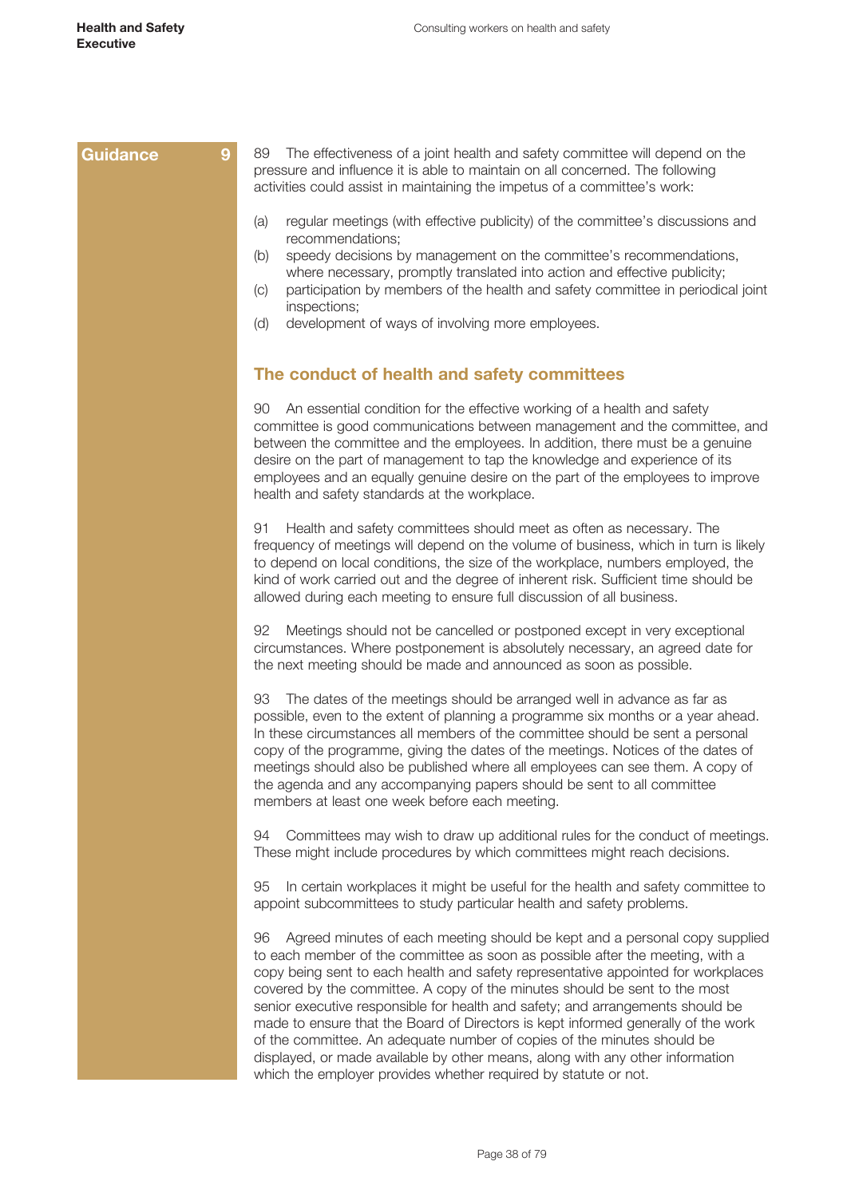**Guidance 9**

89 The effectiveness of a joint health and safety committee will depend on the pressure and influence it is able to maintain on all concerned. The following activities could assist in maintaining the impetus of a committee's work:

(a) regular meetings (with effective publicity) of the committee's discussions and recommendations;
(b) speedy decisions by management on the committee's recommendations, where necessary, promptly translated into action and effective publicity;
(c) participation by members of the health and safety committee in periodical joint inspections;
(d) development of ways of involving more employees.

## The conduct of health and safety committees

90 An essential condition for the effective working of a health and safety committee is good communications between management and the committee, and between the committee and the employees. In addition, there must be a genuine desire on the part of management to tap the knowledge and experience of its employees and an equally genuine desire on the part of the employees to improve health and safety standards at the workplace.

91 Health and safety committees should meet as often as necessary. The frequency of meetings will depend on the volume of business, which in turn is likely to depend on local conditions, the size of the workplace, numbers employed, the kind of work carried out and the degree of inherent risk. Sufficient time should be allowed during each meeting to ensure full discussion of all business.

92 Meetings should not be cancelled or postponed except in very exceptional circumstances. Where postponement is absolutely necessary, an agreed date for the next meeting should be made and announced as soon as possible.

93 The dates of the meetings should be arranged well in advance as far as possible, even to the extent of planning a programme six months or a year ahead. In these circumstances all members of the committee should be sent a personal copy of the programme, giving the dates of the meetings. Notices of the dates of meetings should also be published where all employees can see them. A copy of the agenda and any accompanying papers should be sent to all committee members at least one week before each meeting.

94 Committees may wish to draw up additional rules for the conduct of meetings. These might include procedures by which committees might reach decisions.

95 In certain workplaces it might be useful for the health and safety committee to appoint subcommittees to study particular health and safety problems.

96 Agreed minutes of each meeting should be kept and a personal copy supplied to each member of the committee as soon as possible after the meeting, with a copy being sent to each health and safety representative appointed for workplaces covered by the committee. A copy of the minutes should be sent to the most senior executive responsible for health and safety; and arrangements should be made to ensure that the Board of Directors is kept informed generally of the work of the committee. An adequate number of copies of the minutes should be displayed, or made available by other means, along with any other information which the employer provides whether required by statute or not.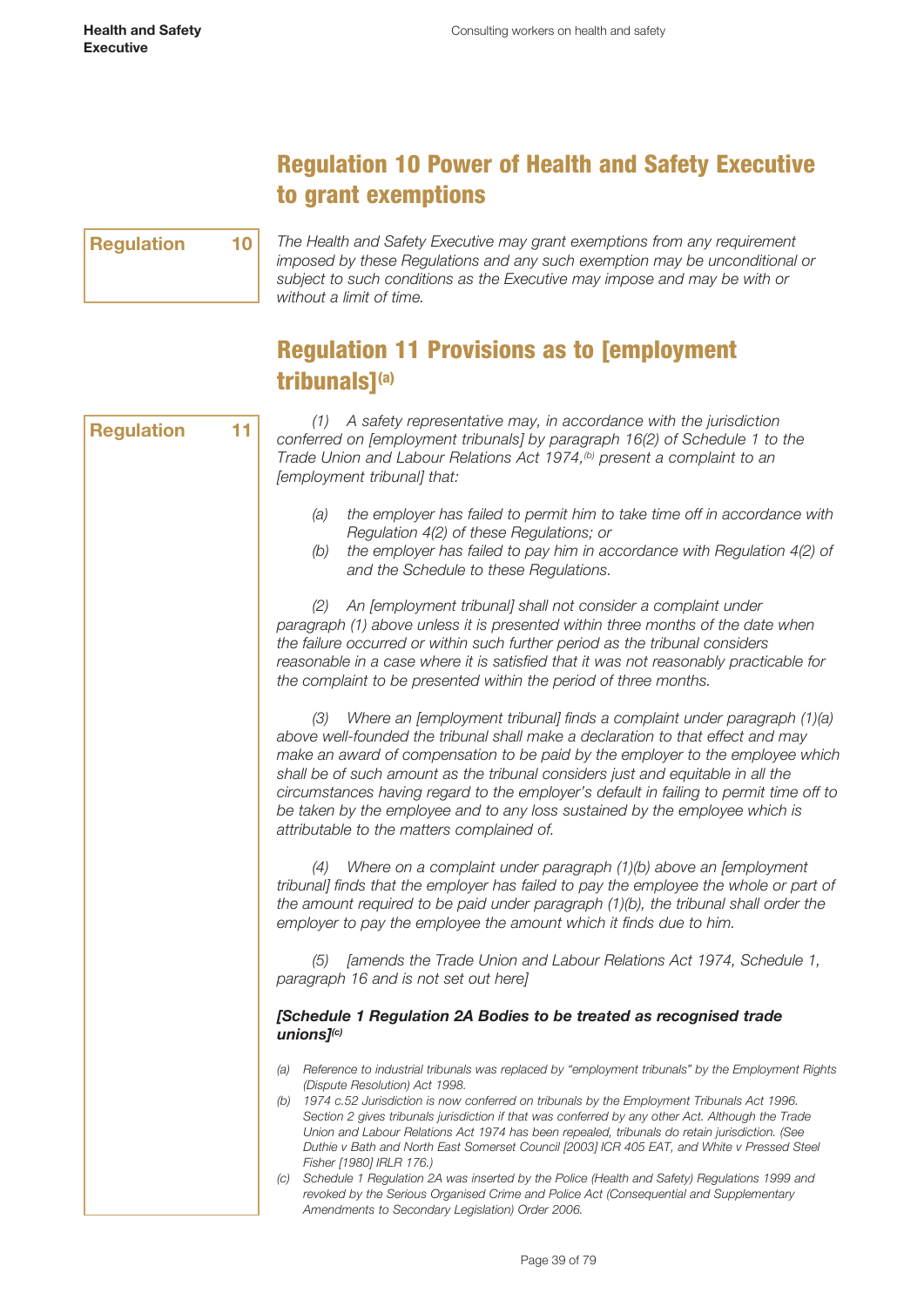## Regulation 10 Power of Health and Safety Executive to grant exemptions

**Regulation 10**

*The Health and Safety Executive may grant exemptions from any requirement imposed by these Regulations and any such exemption may be unconditional or subject to such conditions as the Executive may impose and may be with or without a limit of time.*

## Regulation 11 Provisions as to [employment tribunals][(a)]

**Regulation 11**

*(1) A safety representative may, in accordance with the jurisdiction conferred on [employment tribunals] by paragraph 16(2) of Schedule 1 to the Trade Union and Labour Relations Act 1974,[(b)] present a complaint to an [employment tribunal] that:*

- *(a) the employer has failed to permit him to take time off in accordance with Regulation 4(2) of these Regulations; or*
- *(b) the employer has failed to pay him in accordance with Regulation 4(2) of and the Schedule to these Regulations.*

*(2) An [employment tribunal] shall not consider a complaint under paragraph (1) above unless it is presented within three months of the date when the failure occurred or within such further period as the tribunal considers reasonable in a case where it is satisfied that it was not reasonably practicable for the complaint to be presented within the period of three months.*

*(3) Where an [employment tribunal] finds a complaint under paragraph (1)(a) above well-founded the tribunal shall make a declaration to that effect and may make an award of compensation to be paid by the employer to the employee which shall be of such amount as the tribunal considers just and equitable in all the circumstances having regard to the employer's default in failing to permit time off to be taken by the employee and to any loss sustained by the employee which is attributable to the matters complained of.*

*(4) Where on a complaint under paragraph (1)(b) above an [employment tribunal] finds that the employer has failed to pay the employee the whole or part of the amount required to be paid under paragraph (1)(b), the tribunal shall order the employer to pay the employee the amount which it finds due to him.*

*(5) [amends the Trade Union and Labour Relations Act 1974, Schedule 1, paragraph 16 and is not set out here]*

***[Schedule 1 Regulation 2A Bodies to be treated as recognised trade unions][(c)]***

*(a) Reference to industrial tribunals was replaced by "employment tribunals" by the Employment Rights (Dispute Resolution) Act 1998.*

*(b) 1974 c.52 Jurisdiction is now conferred on tribunals by the Employment Tribunals Act 1996. Section 2 gives tribunals jurisdiction if that was conferred by any other Act. Although the Trade Union and Labour Relations Act 1974 has been repealed, tribunals do retain jurisdiction. (See Duthie v Bath and North East Somerset Council [2003] ICR 405 EAT, and White v Pressed Steel Fisher [1980] IRLR 176.)*

*(c) Schedule 1 Regulation 2A was inserted by the Police (Health and Safety) Regulations 1999 and revoked by the Serious Organised Crime and Police Act (Consequential and Supplementary Amendments to Secondary Legislation) Order 2006.*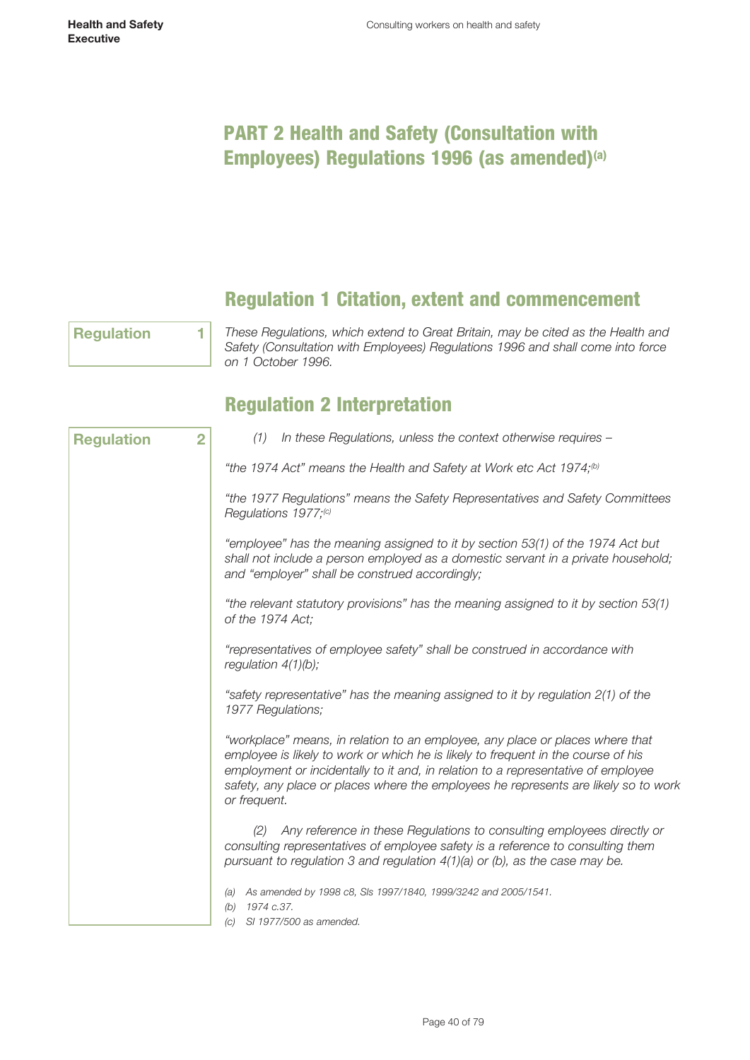# PART 2 Health and Safety (Consultation with Employees) Regulations 1996 (as amended)[a]

## Regulation 1 Citation, extent and commencement

**Regulation 1**

*These Regulations, which extend to Great Britain, may be cited as the Health and Safety (Consultation with Employees) Regulations 1996 and shall come into force on 1 October 1996.*

## Regulation 2 Interpretation

**Regulation 2**

*(1) In these Regulations, unless the context otherwise requires –*

*"the 1974 Act" means the Health and Safety at Work etc Act 1974;*[b]

*"the 1977 Regulations" means the Safety Representatives and Safety Committees Regulations 1977;*[c]

*"employee" has the meaning assigned to it by section 53(1) of the 1974 Act but shall not include a person employed as a domestic servant in a private household; and "employer" shall be construed accordingly;*

*"the relevant statutory provisions" has the meaning assigned to it by section 53(1) of the 1974 Act;*

*"representatives of employee safety" shall be construed in accordance with regulation 4(1)(b);*

*"safety representative" has the meaning assigned to it by regulation 2(1) of the 1977 Regulations;*

*"workplace" means, in relation to an employee, any place or places where that employee is likely to work or which he is likely to frequent in the course of his employment or incidentally to it and, in relation to a representative of employee safety, any place or places where the employees he represents are likely so to work or frequent.*

*(2) Any reference in these Regulations to consulting employees directly or consulting representatives of employee safety is a reference to consulting them pursuant to regulation 3 and regulation 4(1)(a) or (b), as the case may be.*

*(a) As amended by 1998 c8, SIs 1997/1840, 1999/3242 and 2005/1541.*

*(b) 1974 c.37.*

*(c) SI 1977/500 as amended.*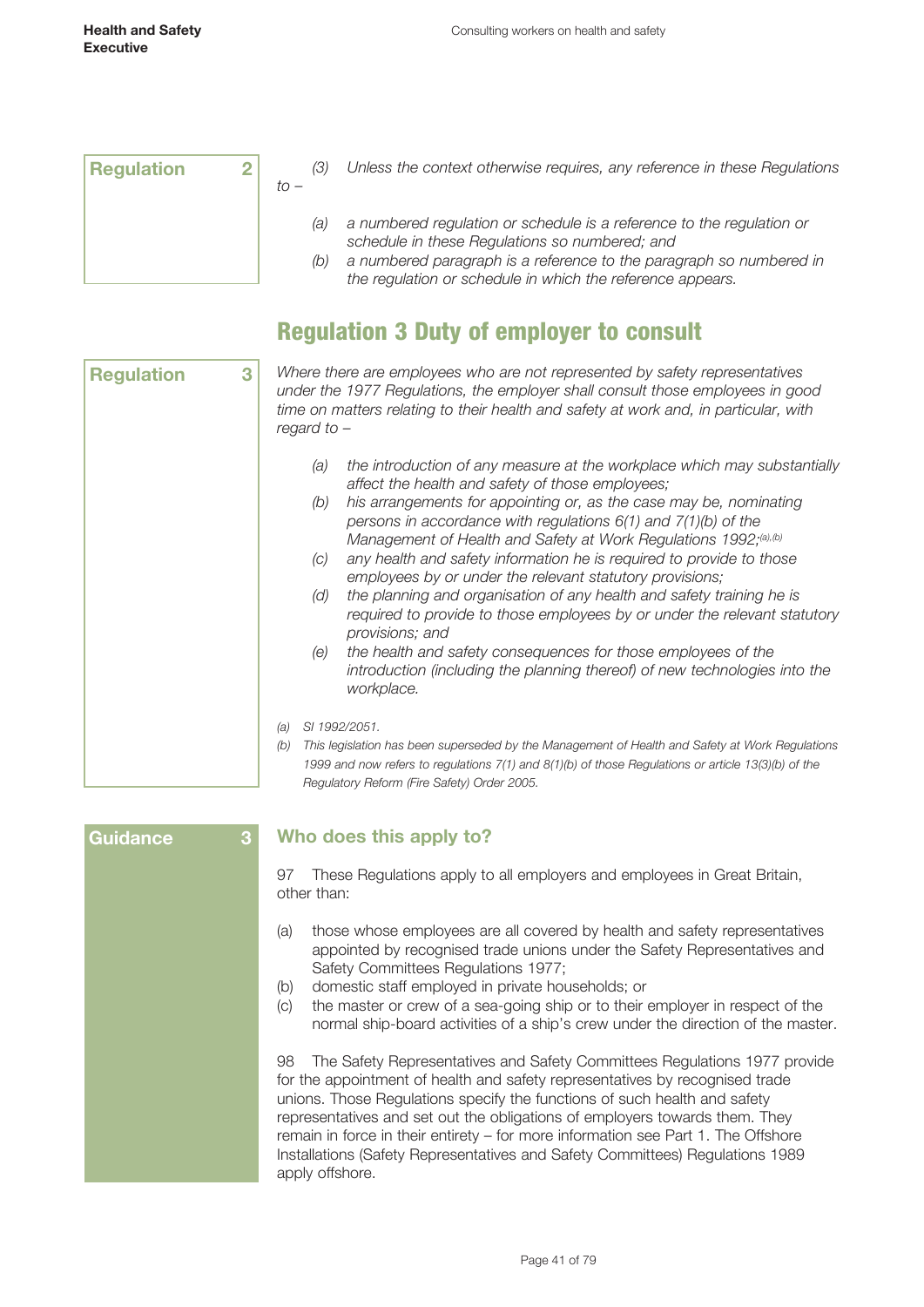**Regulation 2**

*(3) Unless the context otherwise requires, any reference in these Regulations to –*

*(a) a numbered regulation or schedule is a reference to the regulation or schedule in these Regulations so numbered; and*

*(b) a numbered paragraph is a reference to the paragraph so numbered in the regulation or schedule in which the reference appears.*

## Regulation 3 Duty of employer to consult

**Regulation 3**

*Where there are employees who are not represented by safety representatives under the 1977 Regulations, the employer shall consult those employees in good time on matters relating to their health and safety at work and, in particular, with regard to –*

*(a) the introduction of any measure at the workplace which may substantially affect the health and safety of those employees;*

*(b) his arrangements for appointing or, as the case may be, nominating persons in accordance with regulations 6(1) and 7(1)(b) of the Management of Health and Safety at Work Regulations 1992;[(a),(b)]*

*(c) any health and safety information he is required to provide to those employees by or under the relevant statutory provisions;*

*(d) the planning and organisation of any health and safety training he is required to provide to those employees by or under the relevant statutory provisions; and*

*(e) the health and safety consequences for those employees of the introduction (including the planning thereof) of new technologies into the workplace.*

*(a) SI 1992/2051.*

*(b) This legislation has been superseded by the Management of Health and Safety at Work Regulations 1999 and now refers to regulations 7(1) and 8(1)(b) of those Regulations or article 13(3)(b) of the Regulatory Reform (Fire Safety) Order 2005.*

**Guidance 3**

### Who does this apply to?

97 These Regulations apply to all employers and employees in Great Britain, other than:

(a) those whose employees are all covered by health and safety representatives appointed by recognised trade unions under the Safety Representatives and Safety Committees Regulations 1977;

(b) domestic staff employed in private households; or

(c) the master or crew of a sea-going ship or to their employer in respect of the normal ship-board activities of a ship's crew under the direction of the master.

98 The Safety Representatives and Safety Committees Regulations 1977 provide for the appointment of health and safety representatives by recognised trade unions. Those Regulations specify the functions of such health and safety representatives and set out the obligations of employers towards them. They remain in force in their entirety – for more information see Part 1. The Offshore Installations (Safety Representatives and Safety Committees) Regulations 1989 apply offshore.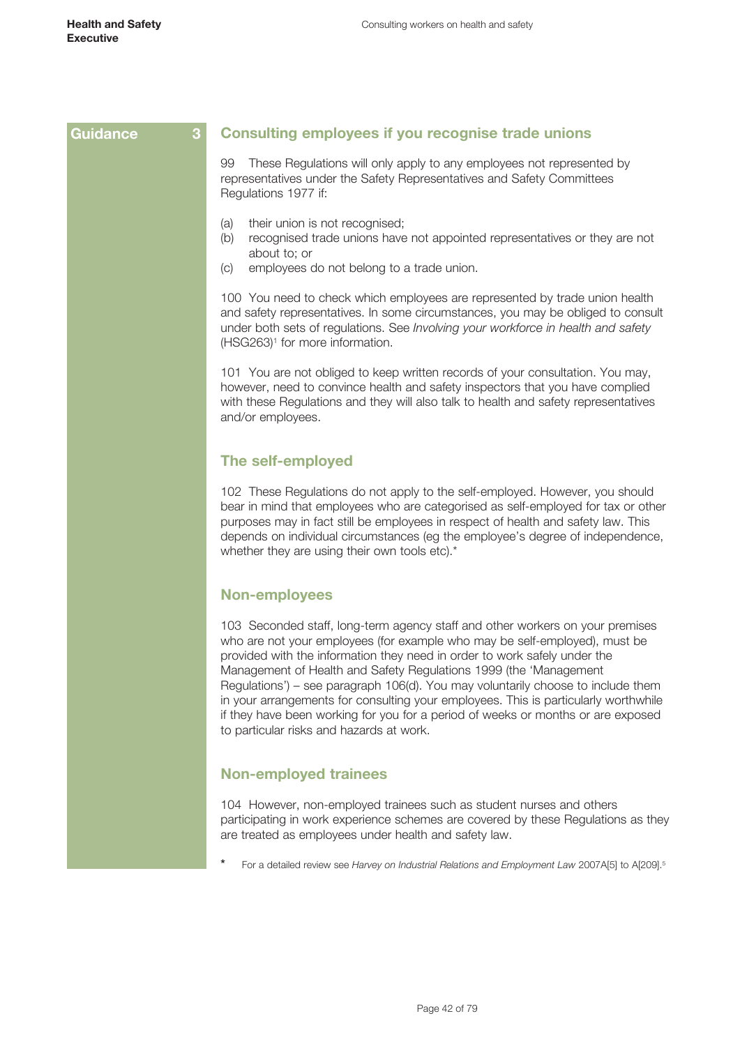**Guidance 3**

## Consulting employees if you recognise trade unions

99 These Regulations will only apply to any employees not represented by representatives under the Safety Representatives and Safety Committees Regulations 1977 if:

(a) their union is not recognised;
(b) recognised trade unions have not appointed representatives or they are not about to; or
(c) employees do not belong to a trade union.

100 You need to check which employees are represented by trade union health and safety representatives. In some circumstances, you may be obliged to consult under both sets of regulations. See *Involving your workforce in health and safety* (HSG263)[1] for more information.

101 You are not obliged to keep written records of your consultation. You may, however, need to convince health and safety inspectors that you have complied with these Regulations and they will also talk to health and safety representatives and/or employees.

## The self-employed

102 These Regulations do not apply to the self-employed. However, you should bear in mind that employees who are categorised as self-employed for tax or other purposes may in fact still be employees in respect of health and safety law. This depends on individual circumstances (eg the employee's degree of independence, whether they are using their own tools etc).*

## Non-employees

103 Seconded staff, long-term agency staff and other workers on your premises who are not your employees (for example who may be self-employed), must be provided with the information they need in order to work safely under the Management of Health and Safety Regulations 1999 (the 'Management Regulations') – see paragraph 106(d). You may voluntarily choose to include them in your arrangements for consulting your employees. This is particularly worthwhile if they have been working for you for a period of weeks or months or are exposed to particular risks and hazards at work.

## Non-employed trainees

104 However, non-employed trainees such as student nurses and others participating in work experience schemes are covered by these Regulations as they are treated as employees under health and safety law.

\* For a detailed review see *Harvey on Industrial Relations and Employment Law* 2007A[5] to A[209].[5]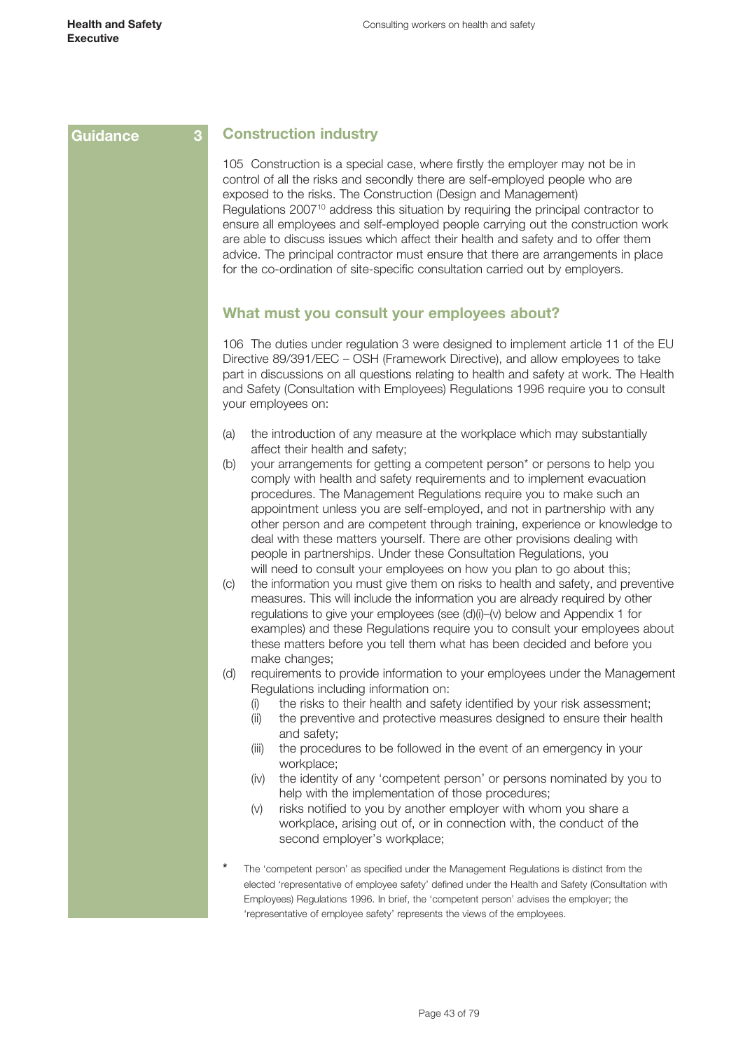Guidance 3

## Construction industry

105 Construction is a special case, where firstly the employer may not be in control of all the risks and secondly there are self-employed people who are exposed to the risks. The Construction (Design and Management) Regulations 2007[10] address this situation by requiring the principal contractor to ensure all employees and self-employed people carrying out the construction work are able to discuss issues which affect their health and safety and to offer them advice. The principal contractor must ensure that there are arrangements in place for the co-ordination of site-specific consultation carried out by employers.

## What must you consult your employees about?

106 The duties under regulation 3 were designed to implement article 11 of the EU Directive 89/391/EEC – OSH (Framework Directive), and allow employees to take part in discussions on all questions relating to health and safety at work. The Health and Safety (Consultation with Employees) Regulations 1996 require you to consult your employees on:

(a) the introduction of any measure at the workplace which may substantially affect their health and safety;

(b) your arrangements for getting a competent person* or persons to help you comply with health and safety requirements and to implement evacuation procedures. The Management Regulations require you to make such an appointment unless you are self-employed, and not in partnership with any other person and are competent through training, experience or knowledge to deal with these matters yourself. There are other provisions dealing with people in partnerships. Under these Consultation Regulations, you will need to consult your employees on how you plan to go about this;

(c) the information you must give them on risks to health and safety, and preventive measures. This will include the information you are already required by other regulations to give your employees (see (d)(i)–(v) below and Appendix 1 for examples) and these Regulations require you to consult your employees about these matters before you tell them what has been decided and before you make changes;

(d) requirements to provide information to your employees under the Management Regulations including information on:
   (i) the risks to their health and safety identified by your risk assessment;
   (ii) the preventive and protective measures designed to ensure their health and safety;
   (iii) the procedures to be followed in the event of an emergency in your workplace;
   (iv) the identity of any 'competent person' or persons nominated by you to help with the implementation of those procedures;
   (v) risks notified to you by another employer with whom you share a workplace, arising out of, or in connection with, the conduct of the second employer's workplace;

\* The 'competent person' as specified under the Management Regulations is distinct from the elected 'representative of employee safety' defined under the Health and Safety (Consultation with Employees) Regulations 1996. In brief, the 'competent person' advises the employer; the 'representative of employee safety' represents the views of the employees.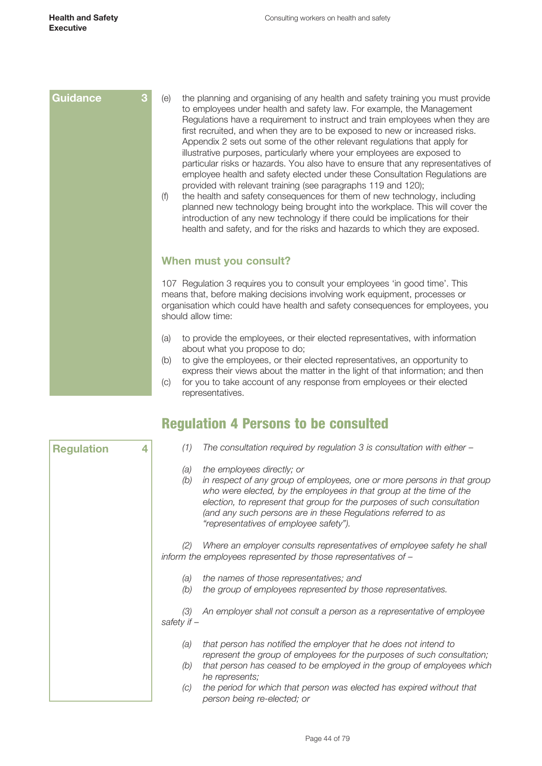Guidance 3

(e) the planning and organising of any health and safety training you must provide to employees under health and safety law. For example, the Management Regulations have a requirement to instruct and train employees when they are first recruited, and when they are to be exposed to new or increased risks. Appendix 2 sets out some of the other relevant regulations that apply for illustrative purposes, particularly where your employees are exposed to particular risks or hazards. You also have to ensure that any representatives of employee health and safety elected under these Consultation Regulations are provided with relevant training (see paragraphs 119 and 120);

(f) the health and safety consequences for them of new technology, including planned new technology being brought into the workplace. This will cover the introduction of any new technology if there could be implications for their health and safety, and for the risks and hazards to which they are exposed.

### When must you consult?

107 Regulation 3 requires you to consult your employees 'in good time'. This means that, before making decisions involving work equipment, processes or organisation which could have health and safety consequences for employees, you should allow time:

(a) to provide the employees, or their elected representatives, with information about what you propose to do;

(b) to give the employees, or their elected representatives, an opportunity to express their views about the matter in the light of that information; and then

(c) for you to take account of any response from employees or their elected representatives.

## Regulation 4 Persons to be consulted

Regulation 4

*(1) The consultation required by regulation 3 is consultation with either –*

*(a) the employees directly; or*

*(b) in respect of any group of employees, one or more persons in that group who were elected, by the employees in that group at the time of the election, to represent that group for the purposes of such consultation (and any such persons are in these Regulations referred to as "representatives of employee safety").*

*(2) Where an employer consults representatives of employee safety he shall inform the employees represented by those representatives of –*

*(a) the names of those representatives; and*

*(b) the group of employees represented by those representatives.*

*(3) An employer shall not consult a person as a representative of employee safety if –*

*(a) that person has notified the employer that he does not intend to represent the group of employees for the purposes of such consultation;*

*(b) that person has ceased to be employed in the group of employees which he represents;*

*(c) the period for which that person was elected has expired without that person being re-elected; or*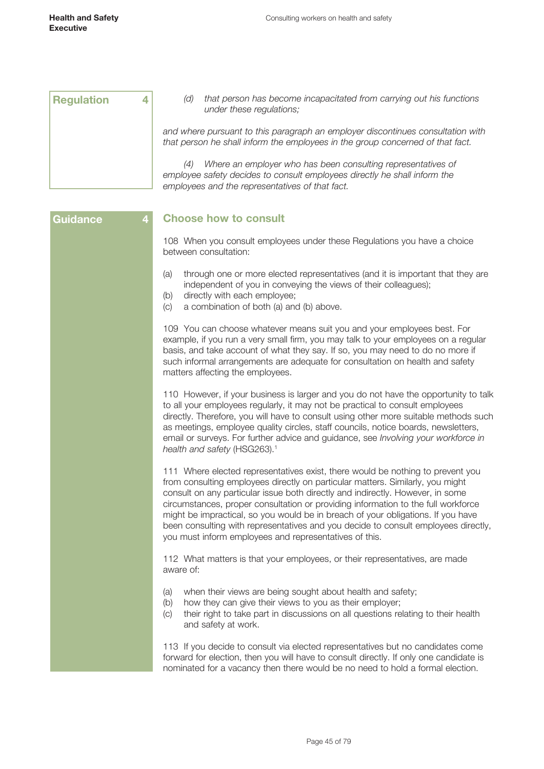**Regulation 4**

*(d) that person has become incapacitated from carrying out his functions under these regulations;*

*and where pursuant to this paragraph an employer discontinues consultation with that person he shall inform the employees in the group concerned of that fact.*

*(4) Where an employer who has been consulting representatives of employee safety decides to consult employees directly he shall inform the employees and the representatives of that fact.*

**Guidance 4**

## Choose how to consult

108 When you consult employees under these Regulations you have a choice between consultation:

(a) through one or more elected representatives (and it is important that they are independent of you in conveying the views of their colleagues);
(b) directly with each employee;
(c) a combination of both (a) and (b) above.

109 You can choose whatever means suit you and your employees best. For example, if you run a very small firm, you may talk to your employees on a regular basis, and take account of what they say. If so, you may need to do no more if such informal arrangements are adequate for consultation on health and safety matters affecting the employees.

110 However, if your business is larger and you do not have the opportunity to talk to all your employees regularly, it may not be practical to consult employees directly. Therefore, you will have to consult using other more suitable methods such as meetings, employee quality circles, staff councils, notice boards, newsletters, email or surveys. For further advice and guidance, see *Involving your workforce in health and safety* (HSG263).[1]

111 Where elected representatives exist, there would be nothing to prevent you from consulting employees directly on particular matters. Similarly, you might consult on any particular issue both directly and indirectly. However, in some circumstances, proper consultation or providing information to the full workforce might be impractical, so you would be in breach of your obligations. If you have been consulting with representatives and you decide to consult employees directly, you must inform employees and representatives of this.

112 What matters is that your employees, or their representatives, are made aware of:

(a) when their views are being sought about health and safety;
(b) how they can give their views to you as their employer;
(c) their right to take part in discussions on all questions relating to their health and safety at work.

113 If you decide to consult via elected representatives but no candidates come forward for election, then you will have to consult directly. If only one candidate is nominated for a vacancy then there would be no need to hold a formal election.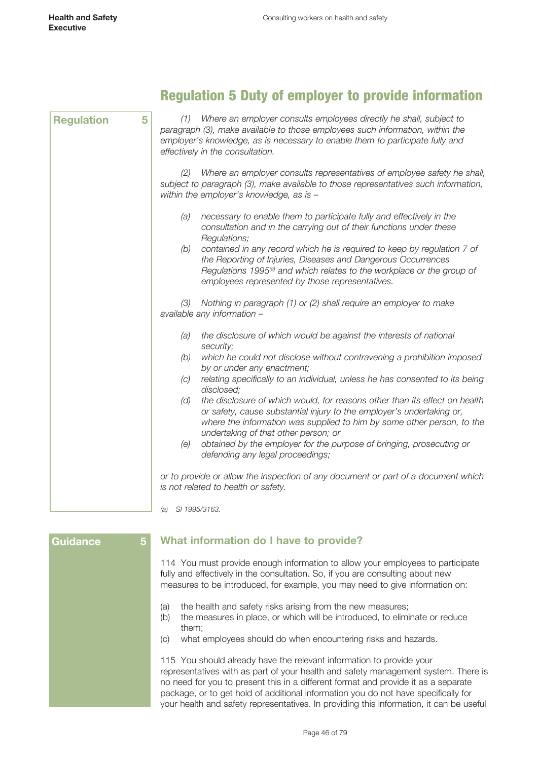## Regulation 5 Duty of employer to provide information

**Regulation 5**

*(1) Where an employer consults employees directly he shall, subject to paragraph (3), make available to those employees such information, within the employer's knowledge, as is necessary to enable them to participate fully and effectively in the consultation.*

*(2) Where an employer consults representatives of employee safety he shall, subject to paragraph (3), make available to those representatives such information, within the employer's knowledge, as is –*

*(a) necessary to enable them to participate fully and effectively in the consultation and in the carrying out of their functions under these Regulations;*

*(b) contained in any record which he is required to keep by regulation 7 of the Reporting of Injuries, Diseases and Dangerous Occurrences Regulations 1995[(a)] and which relates to the workplace or the group of employees represented by those representatives.*

*(3) Nothing in paragraph (1) or (2) shall require an employer to make available any information –*

*(a) the disclosure of which would be against the interests of national security;*

*(b) which he could not disclose without contravening a prohibition imposed by or under any enactment;*

*(c) relating specifically to an individual, unless he has consented to its being disclosed;*

*(d) the disclosure of which would, for reasons other than its effect on health or safety, cause substantial injury to the employer's undertaking or, where the information was supplied to him by some other person, to the undertaking of that other person; or*

*(e) obtained by the employer for the purpose of bringing, prosecuting or defending any legal proceedings;*

*or to provide or allow the inspection of any document or part of a document which is not related to health or safety.*

*(a) SI 1995/3163.*

**Guidance 5**

### What information do I have to provide?

114 You must provide enough information to allow your employees to participate fully and effectively in the consultation. So, if you are consulting about new measures to be introduced, for example, you may need to give information on:

(a) the health and safety risks arising from the new measures;

(b) the measures in place, or which will be introduced, to eliminate or reduce them;

(c) what employees should do when encountering risks and hazards.

115 You should already have the relevant information to provide your representatives with as part of your health and safety management system. There is no need for you to present this in a different format and provide it as a separate package, or to get hold of additional information you do not have specifically for your health and safety representatives. In providing this information, it can be useful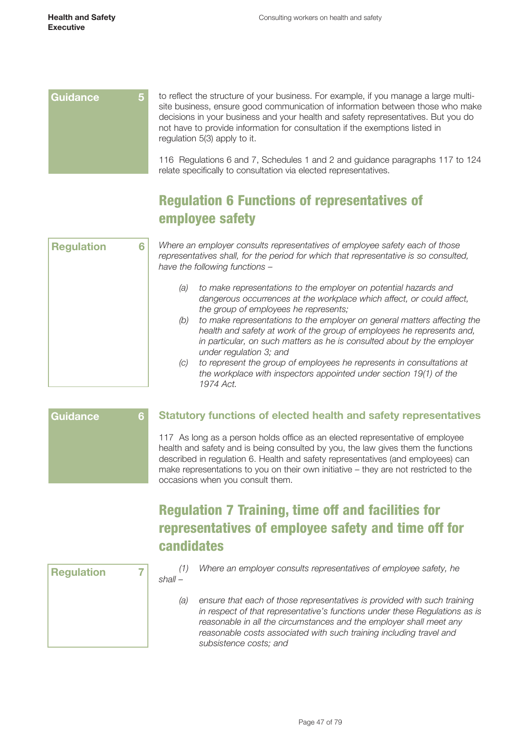**Guidance 5**

to reflect the structure of your business. For example, if you manage a large multi-site business, ensure good communication of information between those who make decisions in your business and your health and safety representatives. But you do not have to provide information for consultation if the exemptions listed in regulation 5(3) apply to it.

116 Regulations 6 and 7, Schedules 1 and 2 and guidance paragraphs 117 to 124 relate specifically to consultation via elected representatives.

## Regulation 6 Functions of representatives of employee safety

**Regulation 6**

*Where an employer consults representatives of employee safety each of those representatives shall, for the period for which that representative is so consulted, have the following functions –*

*(a) to make representations to the employer on potential hazards and dangerous occurrences at the workplace which affect, or could affect, the group of employees he represents;*

*(b) to make representations to the employer on general matters affecting the health and safety at work of the group of employees he represents and, in particular, on such matters as he is consulted about by the employer under regulation 3; and*

*(c) to represent the group of employees he represents in consultations at the workplace with inspectors appointed under section 19(1) of the 1974 Act.*

**Guidance 6**

### Statutory functions of elected health and safety representatives

117 As long as a person holds office as an elected representative of employee health and safety and is being consulted by you, the law gives them the functions described in regulation 6. Health and safety representatives (and employees) can make representations to you on their own initiative – they are not restricted to the occasions when you consult them.

## Regulation 7 Training, time off and facilities for representatives of employee safety and time off for candidates

**Regulation 7**

*(1) Where an employer consults representatives of employee safety, he shall –*

*(a) ensure that each of those representatives is provided with such training in respect of that representative's functions under these Regulations as is reasonable in all the circumstances and the employer shall meet any reasonable costs associated with such training including travel and subsistence costs; and*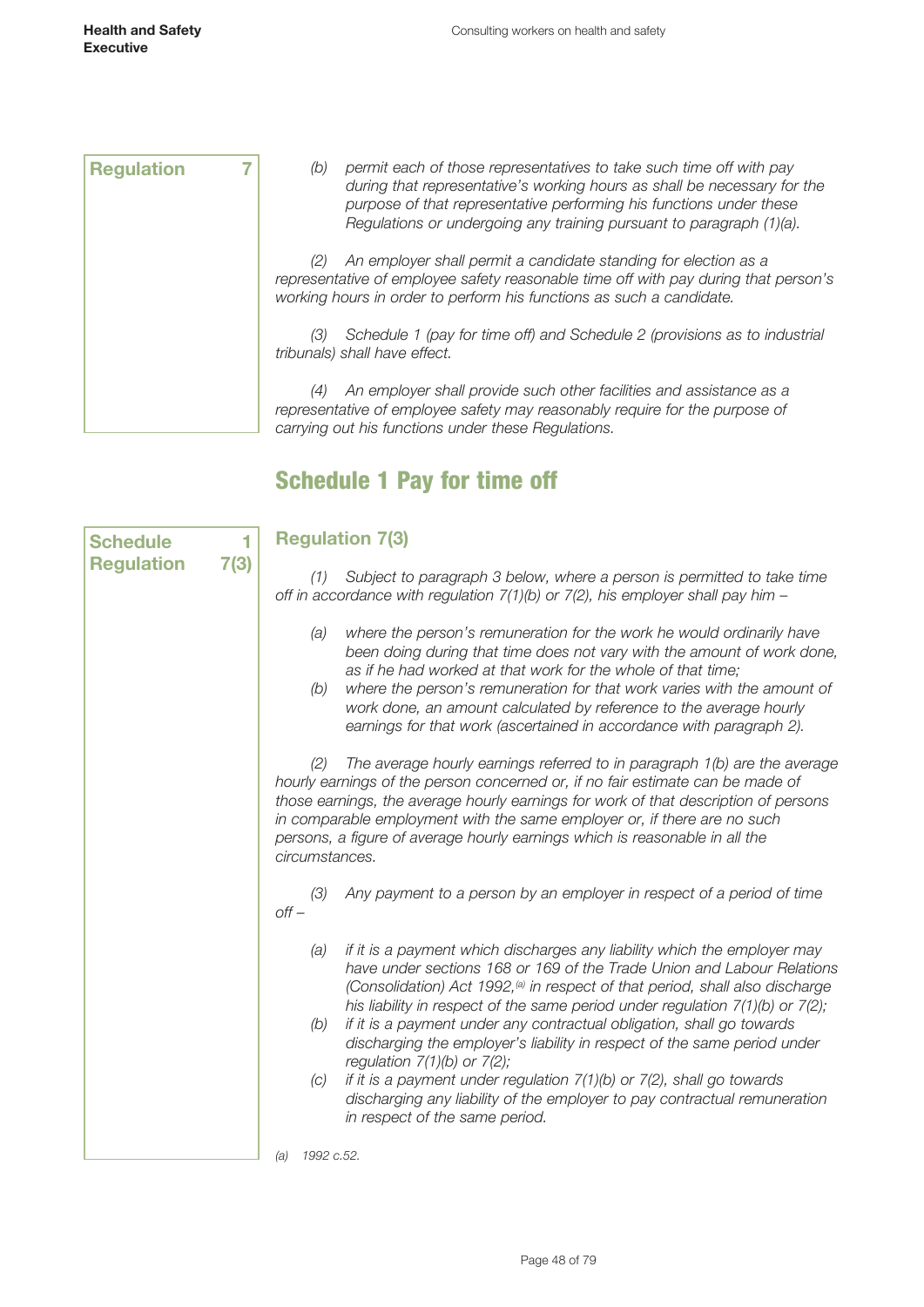**Regulation 7**

*(b) permit each of those representatives to take such time off with pay during that representative's working hours as shall be necessary for the purpose of that representative performing his functions under these Regulations or undergoing any training pursuant to paragraph (1)(a).*

*(2) An employer shall permit a candidate standing for election as a representative of employee safety reasonable time off with pay during that person's working hours in order to perform his functions as such a candidate.*

*(3) Schedule 1 (pay for time off) and Schedule 2 (provisions as to industrial tribunals) shall have effect.*

*(4) An employer shall provide such other facilities and assistance as a representative of employee safety may reasonably require for the purpose of carrying out his functions under these Regulations.*

## Schedule 1 Pay for time off

**Schedule 1**
**Regulation 7(3)**

### Regulation 7(3)

*(1) Subject to paragraph 3 below, where a person is permitted to take time off in accordance with regulation 7(1)(b) or 7(2), his employer shall pay him –*

*(a) where the person's remuneration for the work he would ordinarily have been doing during that time does not vary with the amount of work done, as if he had worked at that work for the whole of that time;*

*(b) where the person's remuneration for that work varies with the amount of work done, an amount calculated by reference to the average hourly earnings for that work (ascertained in accordance with paragraph 2).*

*(2) The average hourly earnings referred to in paragraph 1(b) are the average hourly earnings of the person concerned or, if no fair estimate can be made of those earnings, the average hourly earnings for work of that description of persons in comparable employment with the same employer or, if there are no such persons, a figure of average hourly earnings which is reasonable in all the circumstances.*

*(3) Any payment to a person by an employer in respect of a period of time off –*

*(a) if it is a payment which discharges any liability which the employer may have under sections 168 or 169 of the Trade Union and Labour Relations (Consolidation) Act 1992,[a] in respect of that period, shall also discharge his liability in respect of the same period under regulation 7(1)(b) or 7(2);*

*(b) if it is a payment under any contractual obligation, shall go towards discharging the employer's liability in respect of the same period under regulation 7(1)(b) or 7(2);*

*(c) if it is a payment under regulation 7(1)(b) or 7(2), shall go towards discharging any liability of the employer to pay contractual remuneration in respect of the same period.*

*(a) 1992 c.52.*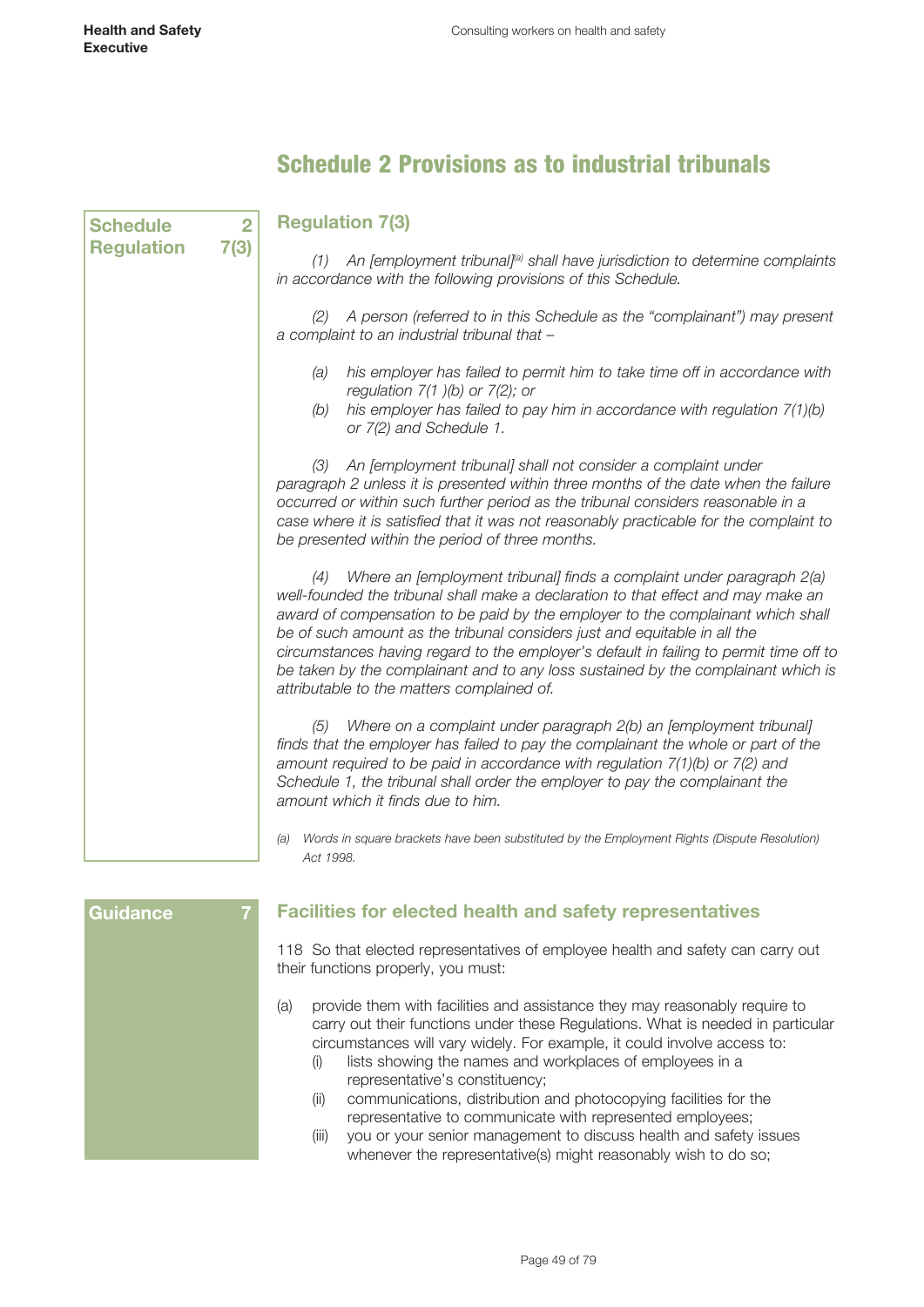# Schedule 2 Provisions as to industrial tribunals

**Schedule 2**
**Regulation 7(3)**

## Regulation 7(3)

*(1) An [employment tribunal][a] shall have jurisdiction to determine complaints in accordance with the following provisions of this Schedule.*

*(2) A person (referred to in this Schedule as the "complainant") may present a complaint to an industrial tribunal that –*

- *(a) his employer has failed to permit him to take time off in accordance with regulation 7(1 )(b) or 7(2); or*
- *(b) his employer has failed to pay him in accordance with regulation 7(1)(b) or 7(2) and Schedule 1.*

*(3) An [employment tribunal] shall not consider a complaint under paragraph 2 unless it is presented within three months of the date when the failure occurred or within such further period as the tribunal considers reasonable in a case where it is satisfied that it was not reasonably practicable for the complaint to be presented within the period of three months.*

*(4) Where an [employment tribunal] finds a complaint under paragraph 2(a) well-founded the tribunal shall make a declaration to that effect and may make an award of compensation to be paid by the employer to the complainant which shall be of such amount as the tribunal considers just and equitable in all the circumstances having regard to the employer's default in failing to permit time off to be taken by the complainant and to any loss sustained by the complainant which is attributable to the matters complained of.*

*(5) Where on a complaint under paragraph 2(b) an [employment tribunal] finds that the employer has failed to pay the complainant the whole or part of the amount required to be paid in accordance with regulation 7(1)(b) or 7(2) and Schedule 1, the tribunal shall order the employer to pay the complainant the amount which it finds due to him.*

*(a) Words in square brackets have been substituted by the Employment Rights (Dispute Resolution) Act 1998.*

**Guidance 7**

## Facilities for elected health and safety representatives

118 So that elected representatives of employee health and safety can carry out their functions properly, you must:

(a) provide them with facilities and assistance they may reasonably require to carry out their functions under these Regulations. What is needed in particular circumstances will vary widely. For example, it could involve access to:
   - (i) lists showing the names and workplaces of employees in a representative's constituency;
   - (ii) communications, distribution and photocopying facilities for the representative to communicate with represented employees;
   - (iii) you or your senior management to discuss health and safety issues whenever the representative(s) might reasonably wish to do so;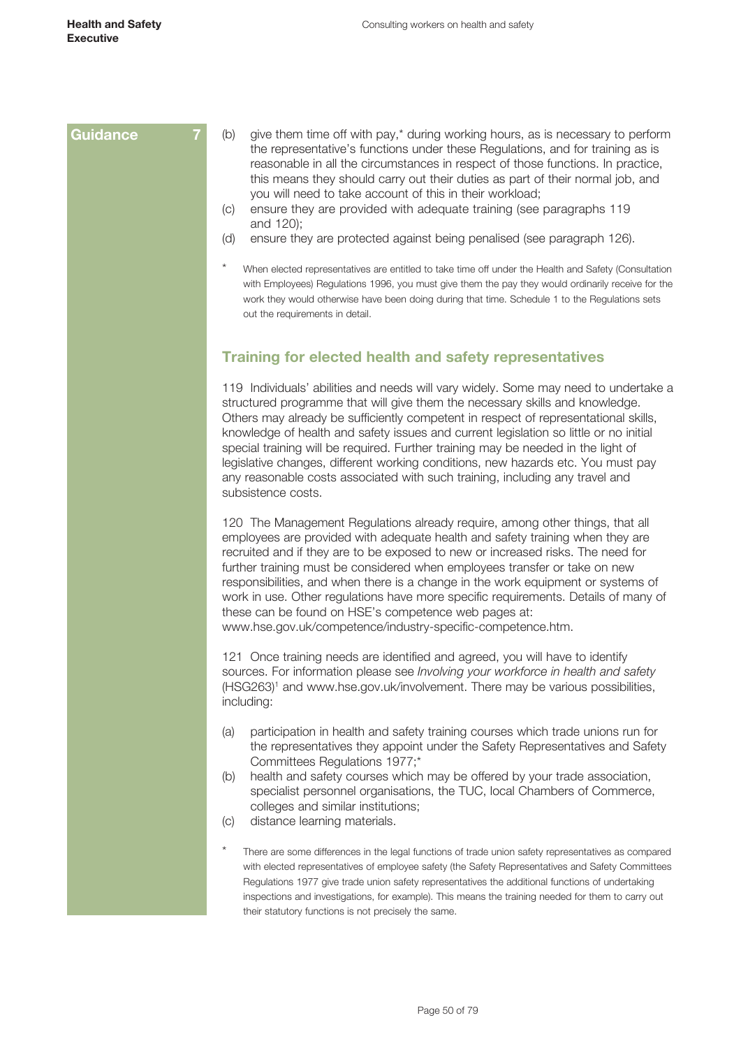**Guidance 7**

(b) give them time off with pay,* during working hours, as is necessary to perform the representative's functions under these Regulations, and for training as is reasonable in all the circumstances in respect of those functions. In practice, this means they should carry out their duties as part of their normal job, and you will need to take account of this in their workload;

(c) ensure they are provided with adequate training (see paragraphs 119 and 120);

(d) ensure they are protected against being penalised (see paragraph 126).

\* When elected representatives are entitled to take time off under the Health and Safety (Consultation with Employees) Regulations 1996, you must give them the pay they would ordinarily receive for the work they would otherwise have been doing during that time. Schedule 1 to the Regulations sets out the requirements in detail.

## Training for elected health and safety representatives

119 Individuals' abilities and needs will vary widely. Some may need to undertake a structured programme that will give them the necessary skills and knowledge. Others may already be sufficiently competent in respect of representational skills, knowledge of health and safety issues and current legislation so little or no initial special training will be required. Further training may be needed in the light of legislative changes, different working conditions, new hazards etc. You must pay any reasonable costs associated with such training, including any travel and subsistence costs.

120 The Management Regulations already require, among other things, that all employees are provided with adequate health and safety training when they are recruited and if they are to be exposed to new or increased risks. The need for further training must be considered when employees transfer or take on new responsibilities, and when there is a change in the work equipment or systems of work in use. Other regulations have more specific requirements. Details of many of these can be found on HSE's competence web pages at: www.hse.gov.uk/competence/industry-specific-competence.htm.

121 Once training needs are identified and agreed, you will have to identify sources. For information please see *Involving your workforce in health and safety* (HSG263)[1] and www.hse.gov.uk/involvement. There may be various possibilities, including:

(a) participation in health and safety training courses which trade unions run for the representatives they appoint under the Safety Representatives and Safety Committees Regulations 1977;*

(b) health and safety courses which may be offered by your trade association, specialist personnel organisations, the TUC, local Chambers of Commerce, colleges and similar institutions;

(c) distance learning materials.

\* There are some differences in the legal functions of trade union safety representatives as compared with elected representatives of employee safety (the Safety Representatives and Safety Committees Regulations 1977 give trade union safety representatives the additional functions of undertaking inspections and investigations, for example). This means the training needed for them to carry out their statutory functions is not precisely the same.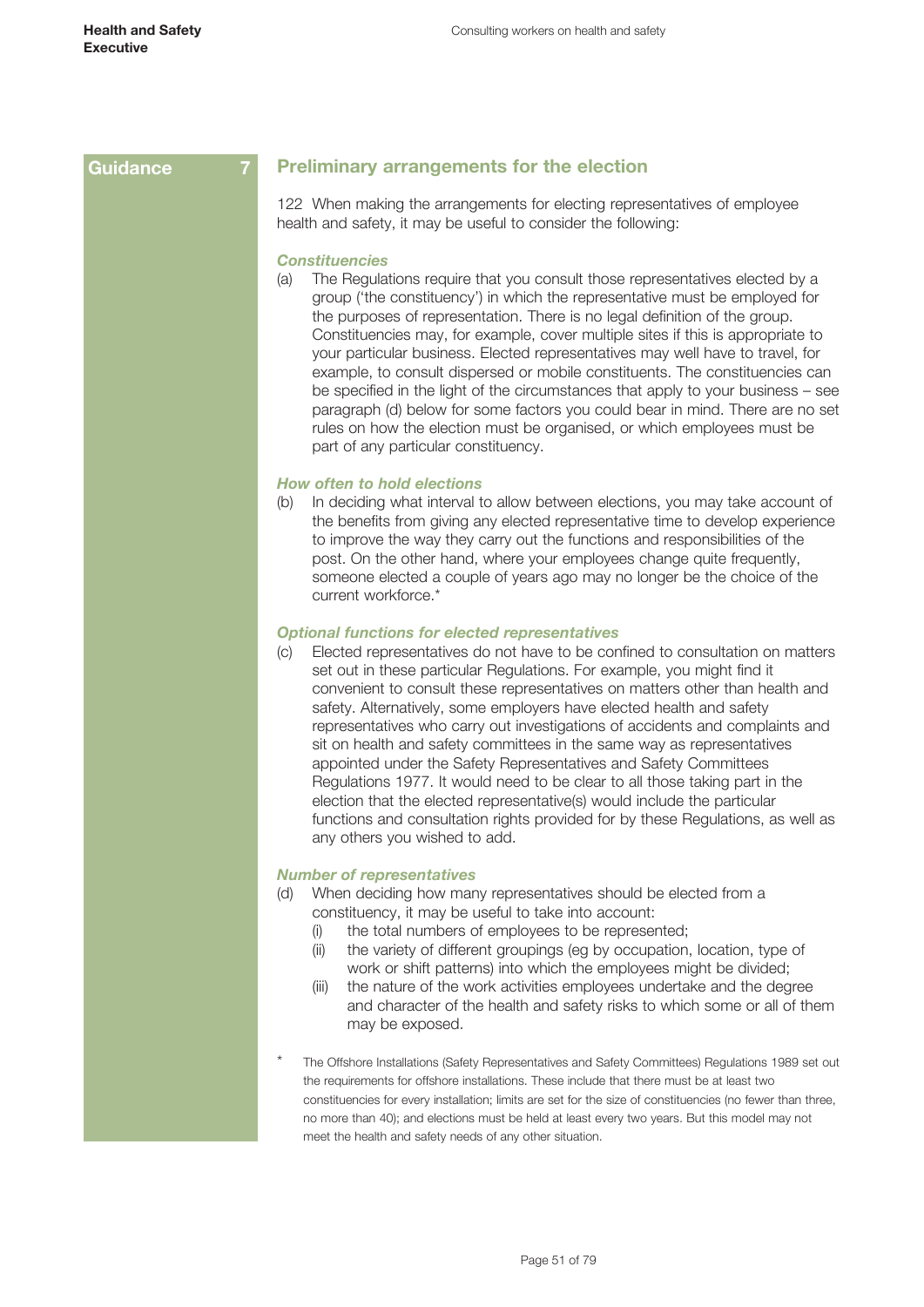Guidance 7

## Preliminary arrangements for the election

122 When making the arrangements for electing representatives of employee health and safety, it may be useful to consider the following:

### *Constituencies*

(a) The Regulations require that you consult those representatives elected by a group ('the constituency') in which the representative must be employed for the purposes of representation. There is no legal definition of the group. Constituencies may, for example, cover multiple sites if this is appropriate to your particular business. Elected representatives may well have to travel, for example, to consult dispersed or mobile constituents. The constituencies can be specified in the light of the circumstances that apply to your business – see paragraph (d) below for some factors you could bear in mind. There are no set rules on how the election must be organised, or which employees must be part of any particular constituency.

### *How often to hold elections*

(b) In deciding what interval to allow between elections, you may take account of the benefits from giving any elected representative time to develop experience to improve the way they carry out the functions and responsibilities of the post. On the other hand, where your employees change quite frequently, someone elected a couple of years ago may no longer be the choice of the current workforce.*

### *Optional functions for elected representatives*

(c) Elected representatives do not have to be confined to consultation on matters set out in these particular Regulations. For example, you might find it convenient to consult these representatives on matters other than health and safety. Alternatively, some employers have elected health and safety representatives who carry out investigations of accidents and complaints and sit on health and safety committees in the same way as representatives appointed under the Safety Representatives and Safety Committees Regulations 1977. It would need to be clear to all those taking part in the election that the elected representative(s) would include the particular functions and consultation rights provided for by these Regulations, as well as any others you wished to add.

### *Number of representatives*

(d) When deciding how many representatives should be elected from a constituency, it may be useful to take into account:
   (i) the total numbers of employees to be represented;
   (ii) the variety of different groupings (eg by occupation, location, type of work or shift patterns) into which the employees might be divided;
   (iii) the nature of the work activities employees undertake and the degree and character of the health and safety risks to which some or all of them may be exposed.

\* The Offshore Installations (Safety Representatives and Safety Committees) Regulations 1989 set out the requirements for offshore installations. These include that there must be at least two constituencies for every installation; limits are set for the size of constituencies (no fewer than three, no more than 40); and elections must be held at least every two years. But this model may not meet the health and safety needs of any other situation.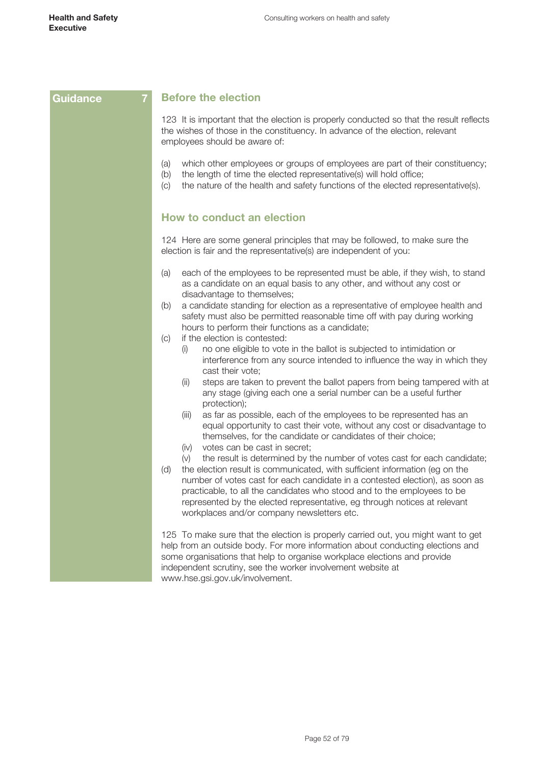**Guidance 7**

## Before the election

123 It is important that the election is properly conducted so that the result reflects the wishes of those in the constituency. In advance of the election, relevant employees should be aware of:

(a) which other employees or groups of employees are part of their constituency;
(b) the length of time the elected representative(s) will hold office;
(c) the nature of the health and safety functions of the elected representative(s).

## How to conduct an election

124 Here are some general principles that may be followed, to make sure the election is fair and the representative(s) are independent of you:

(a) each of the employees to be represented must be able, if they wish, to stand as a candidate on an equal basis to any other, and without any cost or disadvantage to themselves;
(b) a candidate standing for election as a representative of employee health and safety must also be permitted reasonable time off with pay during working hours to perform their functions as a candidate;
(c) if the election is contested:
    (i) no one eligible to vote in the ballot is subjected to intimidation or interference from any source intended to influence the way in which they cast their vote;
    (ii) steps are taken to prevent the ballot papers from being tampered with at any stage (giving each one a serial number can be a useful further protection);
    (iii) as far as possible, each of the employees to be represented has an equal opportunity to cast their vote, without any cost or disadvantage to themselves, for the candidate or candidates of their choice;
    (iv) votes can be cast in secret;
    (v) the result is determined by the number of votes cast for each candidate;
(d) the election result is communicated, with sufficient information (eg on the number of votes cast for each candidate in a contested election), as soon as practicable, to all the candidates who stood and to the employees to be represented by the elected representative, eg through notices at relevant workplaces and/or company newsletters etc.

125 To make sure that the election is properly carried out, you might want to get help from an outside body. For more information about conducting elections and some organisations that help to organise workplace elections and provide independent scrutiny, see the worker involvement website at www.hse.gsi.gov.uk/involvement.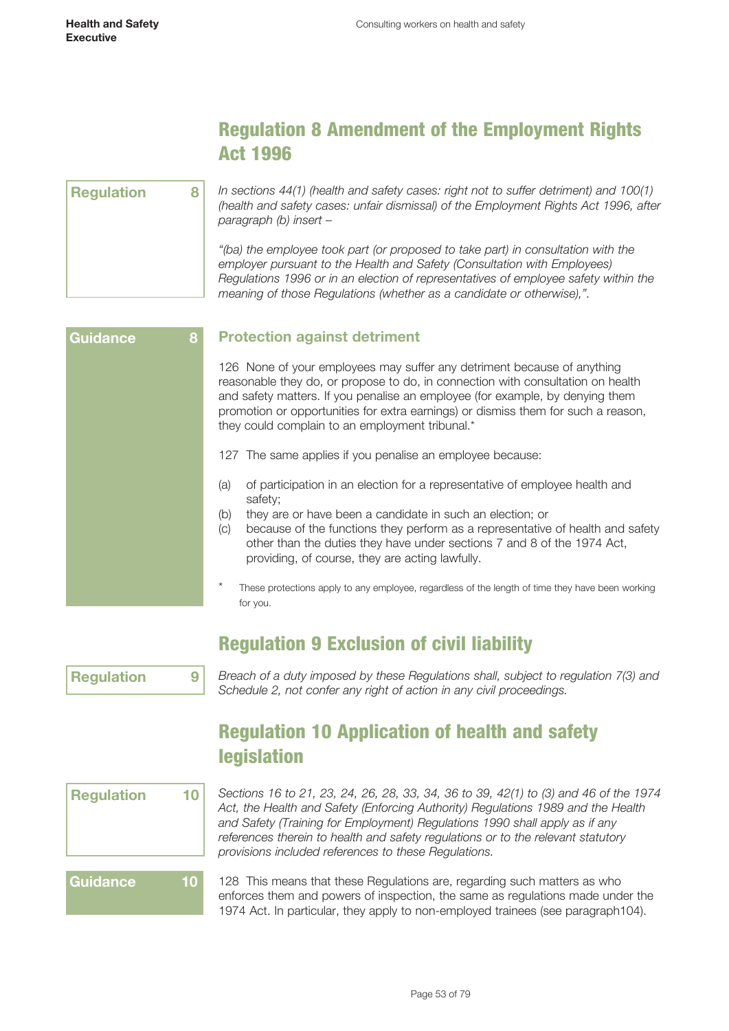## Regulation 8 Amendment of the Employment Rights Act 1996

**Regulation 8**

*In sections 44(1) (health and safety cases: right not to suffer detriment) and 100(1) (health and safety cases: unfair dismissal) of the Employment Rights Act 1996, after paragraph (b) insert –*

*"(ba) the employee took part (or proposed to take part) in consultation with the employer pursuant to the Health and Safety (Consultation with Employees) Regulations 1996 or in an election of representatives of employee safety within the meaning of those Regulations (whether as a candidate or otherwise),".*

**Guidance 8**

### Protection against detriment

126 None of your employees may suffer any detriment because of anything reasonable they do, or propose to do, in connection with consultation on health and safety matters. If you penalise an employee (for example, by denying them promotion or opportunities for extra earnings) or dismiss them for such a reason, they could complain to an employment tribunal.*

127 The same applies if you penalise an employee because:

(a) of participation in an election for a representative of employee health and safety;
(b) they are or have been a candidate in such an election; or
(c) because of the functions they perform as a representative of health and safety other than the duties they have under sections 7 and 8 of the 1974 Act, providing, of course, they are acting lawfully.

\* These protections apply to any employee, regardless of the length of time they have been working for you.

## Regulation 9 Exclusion of civil liability

**Regulation 9**

*Breach of a duty imposed by these Regulations shall, subject to regulation 7(3) and Schedule 2, not confer any right of action in any civil proceedings.*

## Regulation 10 Application of health and safety legislation

**Regulation 10**

*Sections 16 to 21, 23, 24, 26, 28, 33, 34, 36 to 39, 42(1) to (3) and 46 of the 1974 Act, the Health and Safety (Enforcing Authority) Regulations 1989 and the Health and Safety (Training for Employment) Regulations 1990 shall apply as if any references therein to health and safety regulations or to the relevant statutory provisions included references to these Regulations.*

**Guidance 10**

128 This means that these Regulations are, regarding such matters as who enforces them and powers of inspection, the same as regulations made under the 1974 Act. In particular, they apply to non-employed trainees (see paragraph104).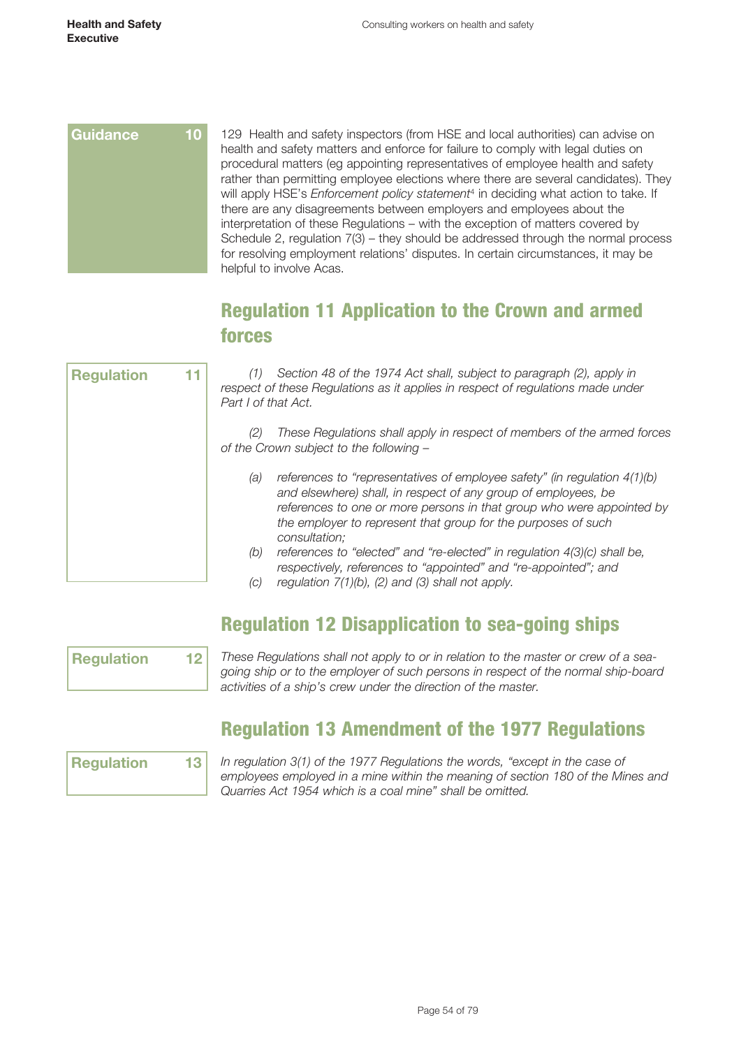**Guidance 10**

129 Health and safety inspectors (from HSE and local authorities) can advise on health and safety matters and enforce for failure to comply with legal duties on procedural matters (eg appointing representatives of employee health and safety rather than permitting employee elections where there are several candidates). They will apply HSE's *Enforcement policy statement*[4] in deciding what action to take. If there are any disagreements between employers and employees about the interpretation of these Regulations – with the exception of matters covered by Schedule 2, regulation 7(3) – they should be addressed through the normal process for resolving employment relations' disputes. In certain circumstances, it may be helpful to involve Acas.

## Regulation 11 Application to the Crown and armed forces

**Regulation 11**

*(1) Section 48 of the 1974 Act shall, subject to paragraph (2), apply in respect of these Regulations as it applies in respect of regulations made under Part I of that Act.*

*(2) These Regulations shall apply in respect of members of the armed forces of the Crown subject to the following –*

- *(a) references to "representatives of employee safety" (in regulation 4(1)(b) and elsewhere) shall, in respect of any group of employees, be references to one or more persons in that group who were appointed by the employer to represent that group for the purposes of such consultation;*
- *(b) references to "elected" and "re-elected" in regulation 4(3)(c) shall be, respectively, references to "appointed" and "re-appointed"; and*
- *(c) regulation 7(1)(b), (2) and (3) shall not apply.*

## Regulation 12 Disapplication to sea-going ships

**Regulation 12**

*These Regulations shall not apply to or in relation to the master or crew of a sea-going ship or to the employer of such persons in respect of the normal ship-board activities of a ship's crew under the direction of the master.*

## Regulation 13 Amendment of the 1977 Regulations

**Regulation 13**

*In regulation 3(1) of the 1977 Regulations the words, "except in the case of employees employed in a mine within the meaning of section 180 of the Mines and Quarries Act 1954 which is a coal mine" shall be omitted.*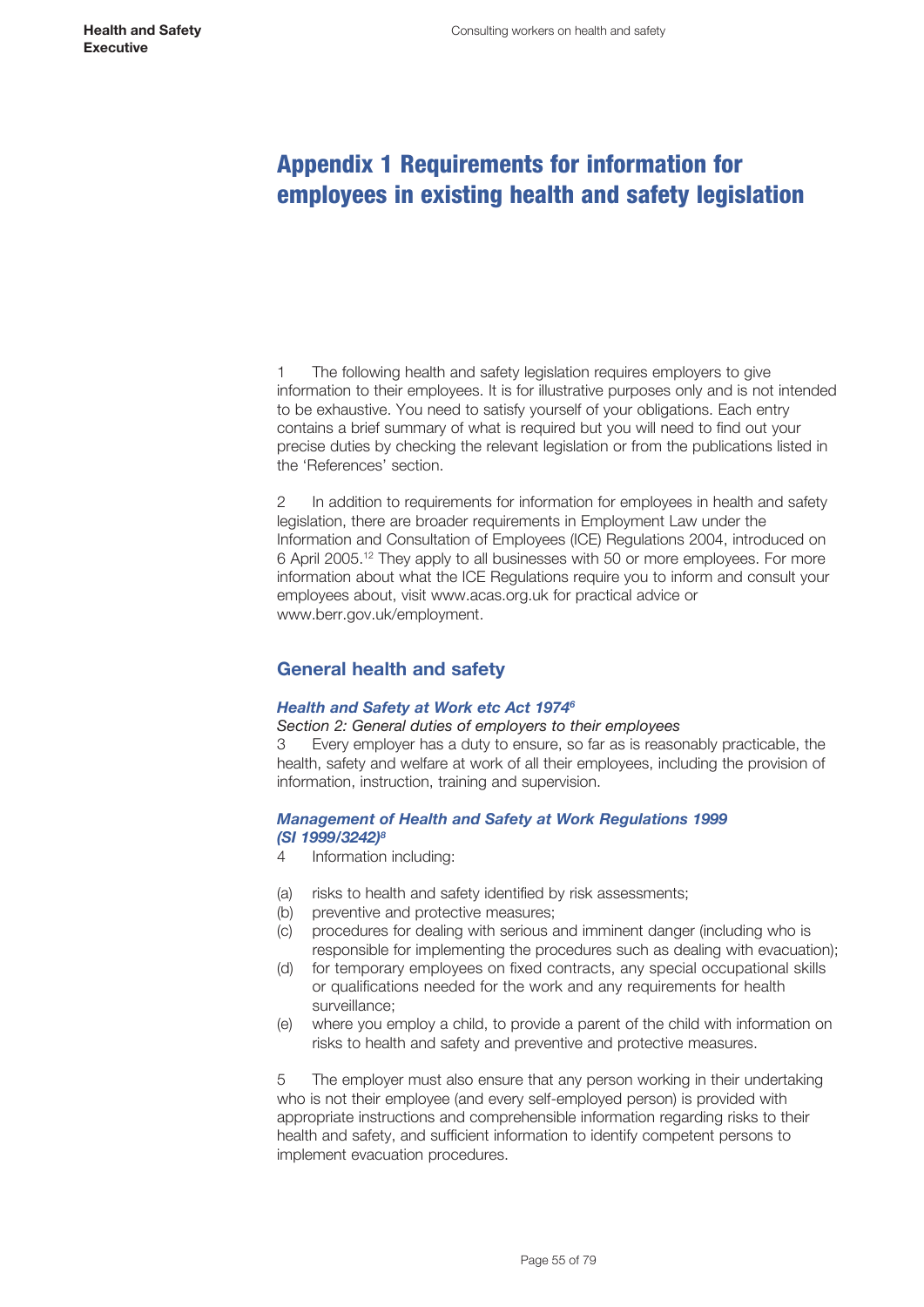# Appendix 1 Requirements for information for employees in existing health and safety legislation

1 The following health and safety legislation requires employers to give information to their employees. It is for illustrative purposes only and is not intended to be exhaustive. You need to satisfy yourself of your obligations. Each entry contains a brief summary of what is required but you will need to find out your precise duties by checking the relevant legislation or from the publications listed in the 'References' section.

2 In addition to requirements for information for employees in health and safety legislation, there are broader requirements in Employment Law under the Information and Consultation of Employees (ICE) Regulations 2004, introduced on 6 April 2005.[12] They apply to all businesses with 50 or more employees. For more information about what the ICE Regulations require you to inform and consult your employees about, visit www.acas.org.uk for practical advice or www.berr.gov.uk/employment.

## General health and safety

### *Health and Safety at Work etc Act 1974*[6]

*Section 2: General duties of employers to their employees*

3 Every employer has a duty to ensure, so far as is reasonably practicable, the health, safety and welfare at work of all their employees, including the provision of information, instruction, training and supervision.

### *Management of Health and Safety at Work Regulations 1999 (SI 1999/3242)*[8]

4 Information including:

(a) risks to health and safety identified by risk assessments;
(b) preventive and protective measures;
(c) procedures for dealing with serious and imminent danger (including who is responsible for implementing the procedures such as dealing with evacuation);
(d) for temporary employees on fixed contracts, any special occupational skills or qualifications needed for the work and any requirements for health surveillance;
(e) where you employ a child, to provide a parent of the child with information on risks to health and safety and preventive and protective measures.

5 The employer must also ensure that any person working in their undertaking who is not their employee (and every self-employed person) is provided with appropriate instructions and comprehensible information regarding risks to their health and safety, and sufficient information to identify competent persons to implement evacuation procedures.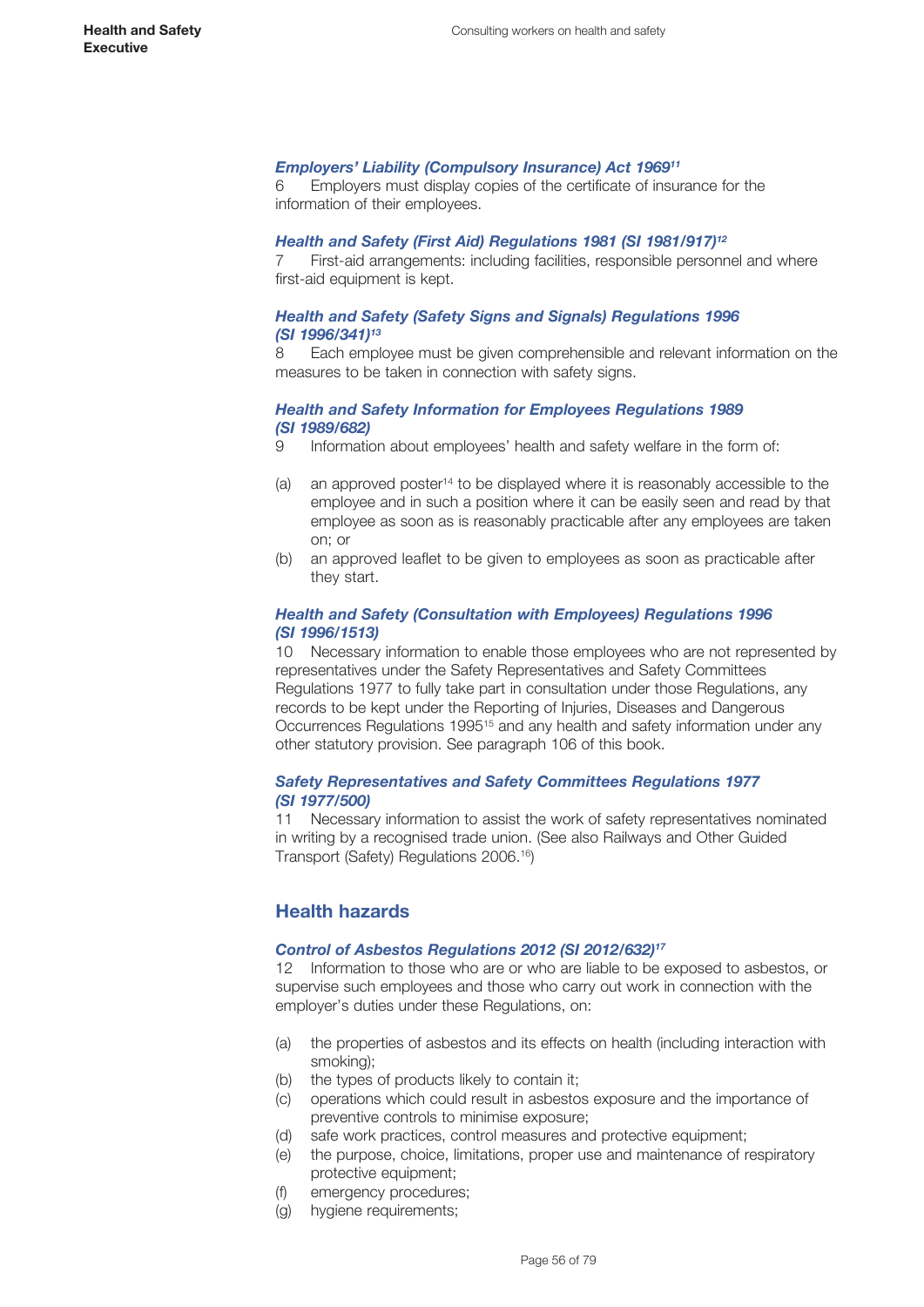***Employers' Liability (Compulsory Insurance) Act 1969***[11]

6 Employers must display copies of the certificate of insurance for the information of their employees.

***Health and Safety (First Aid) Regulations 1981 (SI 1981/917)***[12]

7 First-aid arrangements: including facilities, responsible personnel and where first-aid equipment is kept.

***Health and Safety (Safety Signs and Signals) Regulations 1996 (SI 1996/341)***[13]

8 Each employee must be given comprehensible and relevant information on the measures to be taken in connection with safety signs.

***Health and Safety Information for Employees Regulations 1989 (SI 1989/682)***

9 Information about employees' health and safety welfare in the form of:

(a) an approved poster[14] to be displayed where it is reasonably accessible to the employee and in such a position where it can be easily seen and read by that employee as soon as is reasonably practicable after any employees are taken on; or

(b) an approved leaflet to be given to employees as soon as practicable after they start.

***Health and Safety (Consultation with Employees) Regulations 1996 (SI 1996/1513)***

10 Necessary information to enable those employees who are not represented by representatives under the Safety Representatives and Safety Committees Regulations 1977 to fully take part in consultation under those Regulations, any records to be kept under the Reporting of Injuries, Diseases and Dangerous Occurrences Regulations 1995[15] and any health and safety information under any other statutory provision. See paragraph 106 of this book.

***Safety Representatives and Safety Committees Regulations 1977 (SI 1977/500)***

11 Necessary information to assist the work of safety representatives nominated in writing by a recognised trade union. (See also Railways and Other Guided Transport (Safety) Regulations 2006.[16])

## Health hazards

***Control of Asbestos Regulations 2012 (SI 2012/632)***[17]

12 Information to those who are or who are liable to be exposed to asbestos, or supervise such employees and those who carry out work in connection with the employer's duties under these Regulations, on:

(a) the properties of asbestos and its effects on health (including interaction with smoking);
(b) the types of products likely to contain it;
(c) operations which could result in asbestos exposure and the importance of preventive controls to minimise exposure;
(d) safe work practices, control measures and protective equipment;
(e) the purpose, choice, limitations, proper use and maintenance of respiratory protective equipment;
(f) emergency procedures;
(g) hygiene requirements;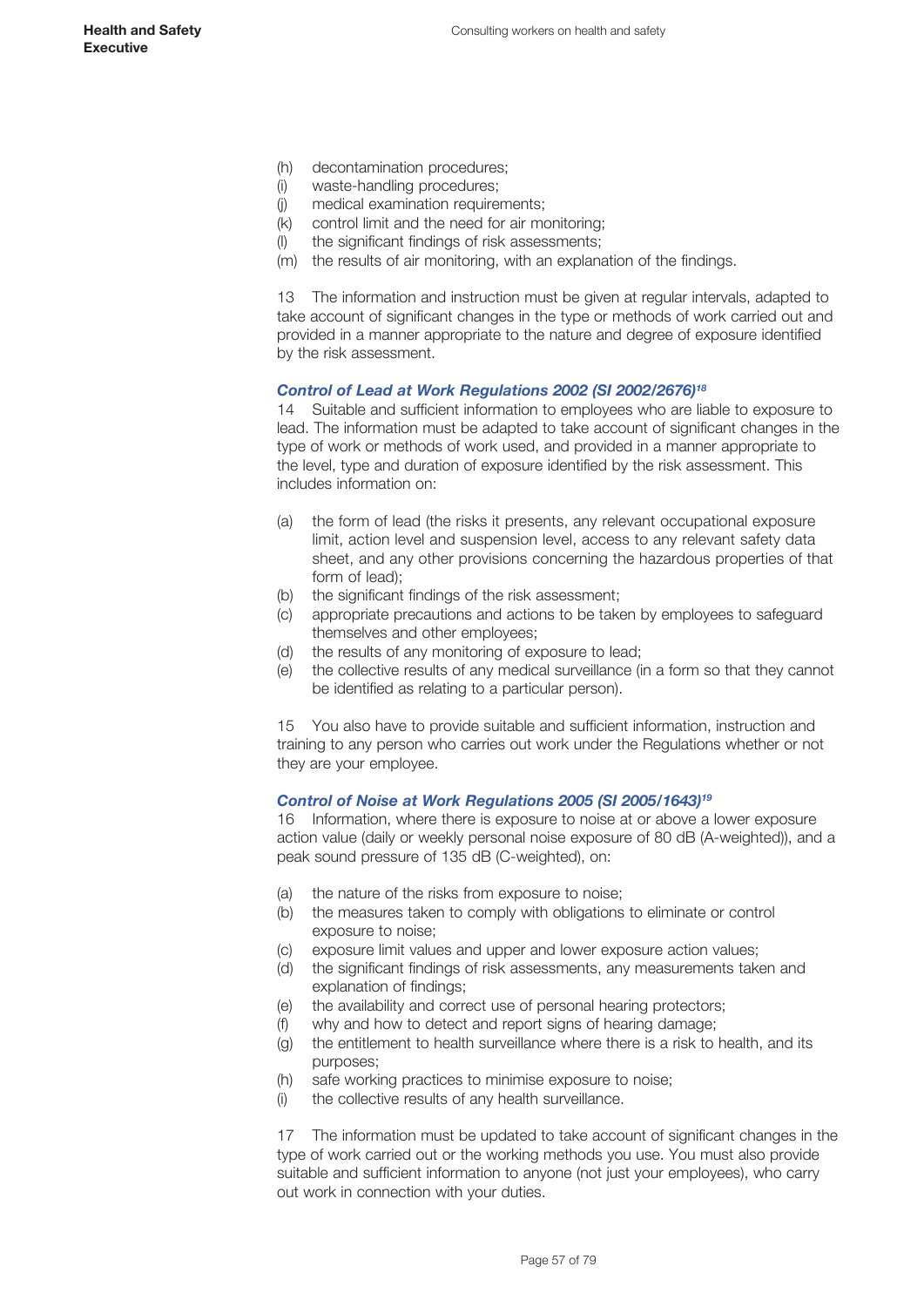(h) decontamination procedures;
(i) waste-handling procedures;
(j) medical examination requirements;
(k) control limit and the need for air monitoring;
(l) the significant findings of risk assessments;
(m) the results of air monitoring, with an explanation of the findings.

13 The information and instruction must be given at regular intervals, adapted to take account of significant changes in the type or methods of work carried out and provided in a manner appropriate to the nature and degree of exposure identified by the risk assessment.

### *Control of Lead at Work Regulations 2002 (SI 2002/2676)*[18]

14 Suitable and sufficient information to employees who are liable to exposure to lead. The information must be adapted to take account of significant changes in the type of work or methods of work used, and provided in a manner appropriate to the level, type and duration of exposure identified by the risk assessment. This includes information on:

(a) the form of lead (the risks it presents, any relevant occupational exposure limit, action level and suspension level, access to any relevant safety data sheet, and any other provisions concerning the hazardous properties of that form of lead);
(b) the significant findings of the risk assessment;
(c) appropriate precautions and actions to be taken by employees to safeguard themselves and other employees;
(d) the results of any monitoring of exposure to lead;
(e) the collective results of any medical surveillance (in a form so that they cannot be identified as relating to a particular person).

15 You also have to provide suitable and sufficient information, instruction and training to any person who carries out work under the Regulations whether or not they are your employee.

### *Control of Noise at Work Regulations 2005 (SI 2005/1643)*[19]

16 Information, where there is exposure to noise at or above a lower exposure action value (daily or weekly personal noise exposure of 80 dB (A-weighted)), and a peak sound pressure of 135 dB (C-weighted), on:

(a) the nature of the risks from exposure to noise;
(b) the measures taken to comply with obligations to eliminate or control exposure to noise;
(c) exposure limit values and upper and lower exposure action values;
(d) the significant findings of risk assessments, any measurements taken and explanation of findings;
(e) the availability and correct use of personal hearing protectors;
(f) why and how to detect and report signs of hearing damage;
(g) the entitlement to health surveillance where there is a risk to health, and its purposes;
(h) safe working practices to minimise exposure to noise;
(i) the collective results of any health surveillance.

17 The information must be updated to take account of significant changes in the type of work carried out or the working methods you use. You must also provide suitable and sufficient information to anyone (not just your employees), who carry out work in connection with your duties.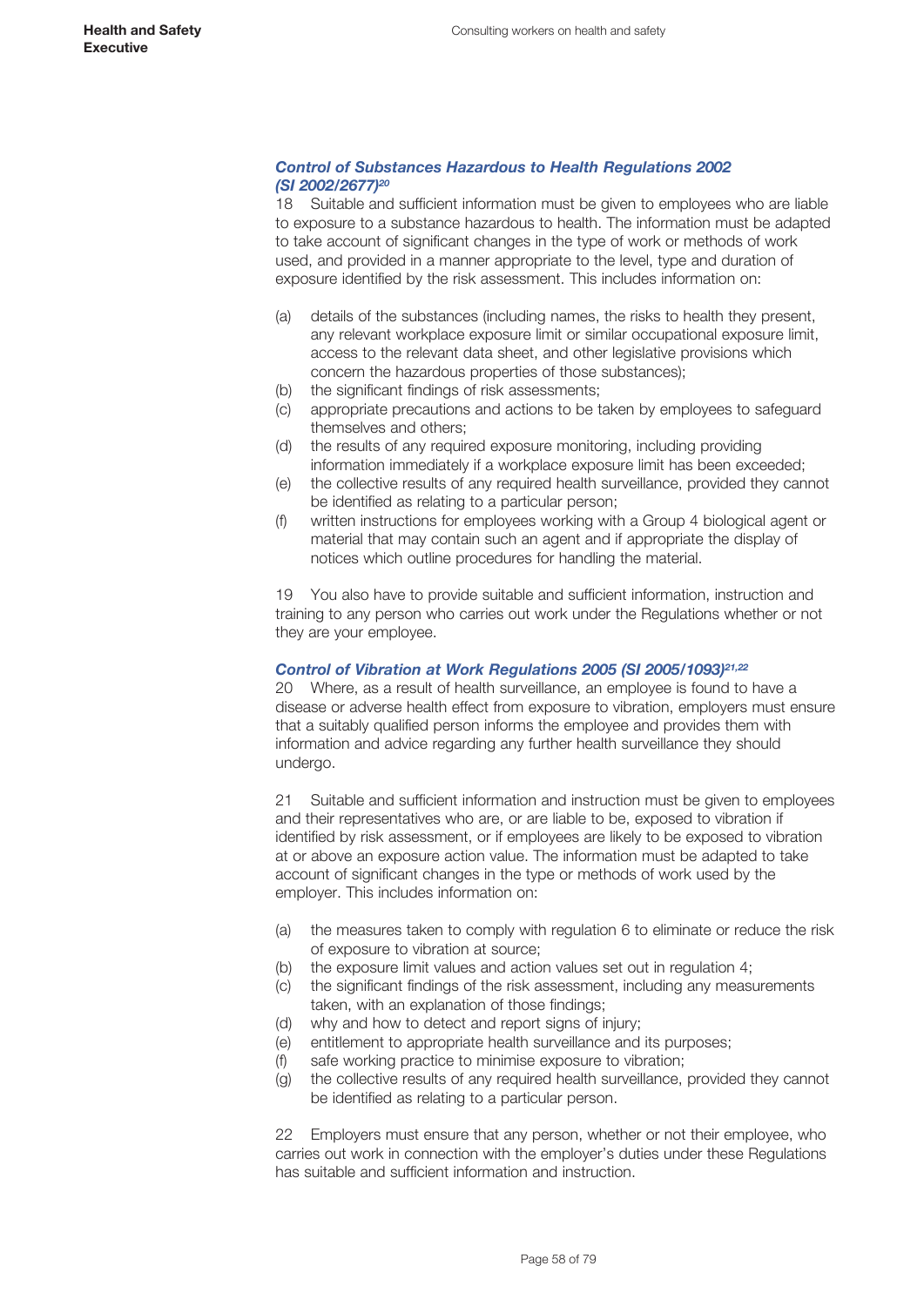### *Control of Substances Hazardous to Health Regulations 2002 (SI 2002/2677)*[20]

18 Suitable and sufficient information must be given to employees who are liable to exposure to a substance hazardous to health. The information must be adapted to take account of significant changes in the type of work or methods of work used, and provided in a manner appropriate to the level, type and duration of exposure identified by the risk assessment. This includes information on:

- (a) details of the substances (including names, the risks to health they present, any relevant workplace exposure limit or similar occupational exposure limit, access to the relevant data sheet, and other legislative provisions which concern the hazardous properties of those substances);
- (b) the significant findings of risk assessments;
- (c) appropriate precautions and actions to be taken by employees to safeguard themselves and others;
- (d) the results of any required exposure monitoring, including providing information immediately if a workplace exposure limit has been exceeded;
- (e) the collective results of any required health surveillance, provided they cannot be identified as relating to a particular person;
- (f) written instructions for employees working with a Group 4 biological agent or material that may contain such an agent and if appropriate the display of notices which outline procedures for handling the material.

19 You also have to provide suitable and sufficient information, instruction and training to any person who carries out work under the Regulations whether or not they are your employee.

### *Control of Vibration at Work Regulations 2005 (SI 2005/1093)*[21,22]

20 Where, as a result of health surveillance, an employee is found to have a disease or adverse health effect from exposure to vibration, employers must ensure that a suitably qualified person informs the employee and provides them with information and advice regarding any further health surveillance they should undergo.

21 Suitable and sufficient information and instruction must be given to employees and their representatives who are, or are liable to be, exposed to vibration if identified by risk assessment, or if employees are likely to be exposed to vibration at or above an exposure action value. The information must be adapted to take account of significant changes in the type or methods of work used by the employer. This includes information on:

- (a) the measures taken to comply with regulation 6 to eliminate or reduce the risk of exposure to vibration at source;
- (b) the exposure limit values and action values set out in regulation 4;
- (c) the significant findings of the risk assessment, including any measurements taken, with an explanation of those findings;
- (d) why and how to detect and report signs of injury;
- (e) entitlement to appropriate health surveillance and its purposes;
- (f) safe working practice to minimise exposure to vibration;
- (g) the collective results of any required health surveillance, provided they cannot be identified as relating to a particular person.

22 Employers must ensure that any person, whether or not their employee, who carries out work in connection with the employer's duties under these Regulations has suitable and sufficient information and instruction.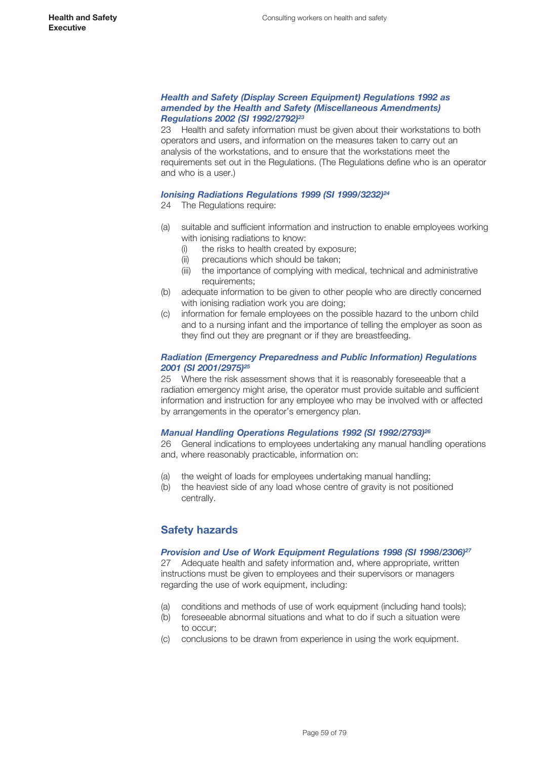#### *Health and Safety (Display Screen Equipment) Regulations 1992 as amended by the Health and Safety (Miscellaneous Amendments) Regulations 2002 (SI 1992/2792)*[23]

23 Health and safety information must be given about their workstations to both operators and users, and information on the measures taken to carry out an analysis of the workstations, and to ensure that the workstations meet the requirements set out in the Regulations. (The Regulations define who is an operator and who is a user.)

#### *Ionising Radiations Regulations 1999 (SI 1999/3232)*[24]

24 The Regulations require:

(a) suitable and sufficient information and instruction to enable employees working with ionising radiations to know:
   (i) the risks to health created by exposure;
   (ii) precautions which should be taken;
   (iii) the importance of complying with medical, technical and administrative requirements;

(b) adequate information to be given to other people who are directly concerned with ionising radiation work you are doing;

(c) information for female employees on the possible hazard to the unborn child and to a nursing infant and the importance of telling the employer as soon as they find out they are pregnant or if they are breastfeeding.

#### *Radiation (Emergency Preparedness and Public Information) Regulations 2001 (SI 2001/2975)*[25]

25 Where the risk assessment shows that it is reasonably foreseeable that a radiation emergency might arise, the operator must provide suitable and sufficient information and instruction for any employee who may be involved with or affected by arrangements in the operator's emergency plan.

#### *Manual Handling Operations Regulations 1992 (SI 1992/2793)*[26]

26 General indications to employees undertaking any manual handling operations and, where reasonably practicable, information on:

(a) the weight of loads for employees undertaking manual handling;

(b) the heaviest side of any load whose centre of gravity is not positioned centrally.

## Safety hazards

#### *Provision and Use of Work Equipment Regulations 1998 (SI 1998/2306)*[27]

27 Adequate health and safety information and, where appropriate, written instructions must be given to employees and their supervisors or managers regarding the use of work equipment, including:

(a) conditions and methods of use of work equipment (including hand tools);

(b) foreseeable abnormal situations and what to do if such a situation were to occur;

(c) conclusions to be drawn from experience in using the work equipment.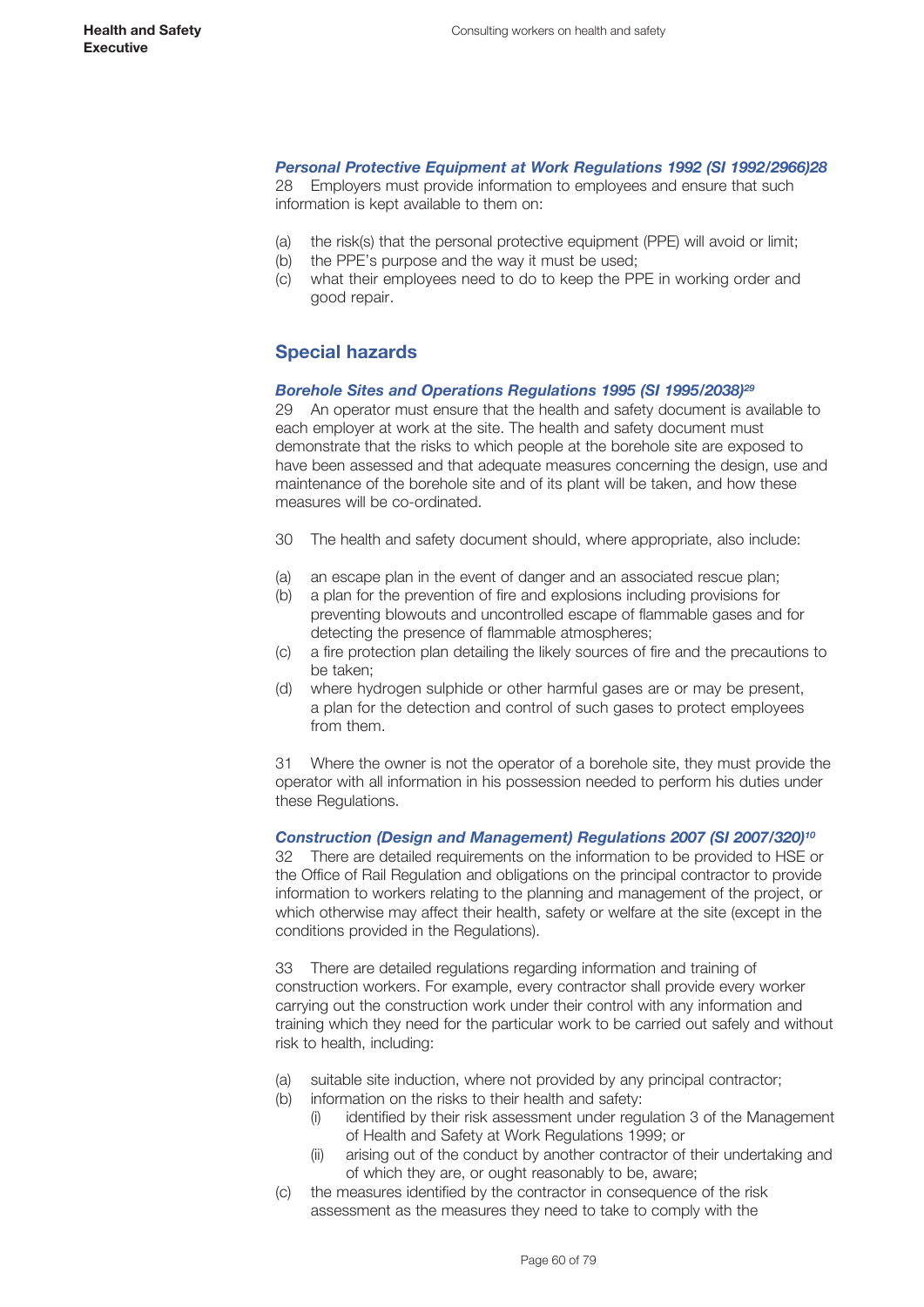### *Personal Protective Equipment at Work Regulations 1992 (SI 1992/2966)28*

28 Employers must provide information to employees and ensure that such information is kept available to them on:

(a) the risk(s) that the personal protective equipment (PPE) will avoid or limit;
(b) the PPE's purpose and the way it must be used;
(c) what their employees need to do to keep the PPE in working order and good repair.

## Special hazards

### *Borehole Sites and Operations Regulations 1995 (SI 1995/2038)[29]*

29 An operator must ensure that the health and safety document is available to each employer at work at the site. The health and safety document must demonstrate that the risks to which people at the borehole site are exposed to have been assessed and that adequate measures concerning the design, use and maintenance of the borehole site and of its plant will be taken, and how these measures will be co-ordinated.

30 The health and safety document should, where appropriate, also include:

(a) an escape plan in the event of danger and an associated rescue plan;
(b) a plan for the prevention of fire and explosions including provisions for preventing blowouts and uncontrolled escape of flammable gases and for detecting the presence of flammable atmospheres;
(c) a fire protection plan detailing the likely sources of fire and the precautions to be taken;
(d) where hydrogen sulphide or other harmful gases are or may be present, a plan for the detection and control of such gases to protect employees from them.

31 Where the owner is not the operator of a borehole site, they must provide the operator with all information in his possession needed to perform his duties under these Regulations.

### *Construction (Design and Management) Regulations 2007 (SI 2007/320)[10]*

32 There are detailed requirements on the information to be provided to HSE or the Office of Rail Regulation and obligations on the principal contractor to provide information to workers relating to the planning and management of the project, or which otherwise may affect their health, safety or welfare at the site (except in the conditions provided in the Regulations).

33 There are detailed regulations regarding information and training of construction workers. For example, every contractor shall provide every worker carrying out the construction work under their control with any information and training which they need for the particular work to be carried out safely and without risk to health, including:

(a) suitable site induction, where not provided by any principal contractor;
(b) information on the risks to their health and safety:
    (i) identified by their risk assessment under regulation 3 of the Management of Health and Safety at Work Regulations 1999; or
    (ii) arising out of the conduct by another contractor of their undertaking and of which they are, or ought reasonably to be, aware;
(c) the measures identified by the contractor in consequence of the risk assessment as the measures they need to take to comply with the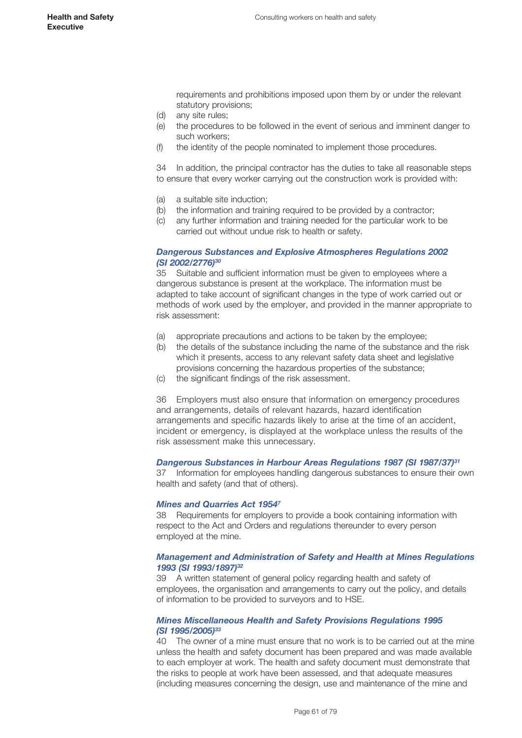requirements and prohibitions imposed upon them by or under the relevant statutory provisions;

(d) any site rules;

(e) the procedures to be followed in the event of serious and imminent danger to such workers;

(f) the identity of the people nominated to implement those procedures.

34 In addition, the principal contractor has the duties to take all reasonable steps to ensure that every worker carrying out the construction work is provided with:

(a) a suitable site induction;

(b) the information and training required to be provided by a contractor;

(c) any further information and training needed for the particular work to be carried out without undue risk to health or safety.

### *Dangerous Substances and Explosive Atmospheres Regulations 2002 (SI 2002/2776)*[30]

35 Suitable and sufficient information must be given to employees where a dangerous substance is present at the workplace. The information must be adapted to take account of significant changes in the type of work carried out or methods of work used by the employer, and provided in the manner appropriate to risk assessment:

(a) appropriate precautions and actions to be taken by the employee;

(b) the details of the substance including the name of the substance and the risk which it presents, access to any relevant safety data sheet and legislative provisions concerning the hazardous properties of the substance;

(c) the significant findings of the risk assessment.

36 Employers must also ensure that information on emergency procedures and arrangements, details of relevant hazards, hazard identification arrangements and specific hazards likely to arise at the time of an accident, incident or emergency, is displayed at the workplace unless the results of the risk assessment make this unnecessary.

### *Dangerous Substances in Harbour Areas Regulations 1987 (SI 1987/37)*[31]

37 Information for employees handling dangerous substances to ensure their own health and safety (and that of others).

### *Mines and Quarries Act 1954*[7]

38 Requirements for employers to provide a book containing information with respect to the Act and Orders and regulations thereunder to every person employed at the mine.

### *Management and Administration of Safety and Health at Mines Regulations 1993 (SI 1993/1897)*[32]

39 A written statement of general policy regarding health and safety of employees, the organisation and arrangements to carry out the policy, and details of information to be provided to surveyors and to HSE.

### *Mines Miscellaneous Health and Safety Provisions Regulations 1995 (SI 1995/2005)*[33]

40 The owner of a mine must ensure that no work is to be carried out at the mine unless the health and safety document has been prepared and was made available to each employer at work. The health and safety document must demonstrate that the risks to people at work have been assessed, and that adequate measures (including measures concerning the design, use and maintenance of the mine and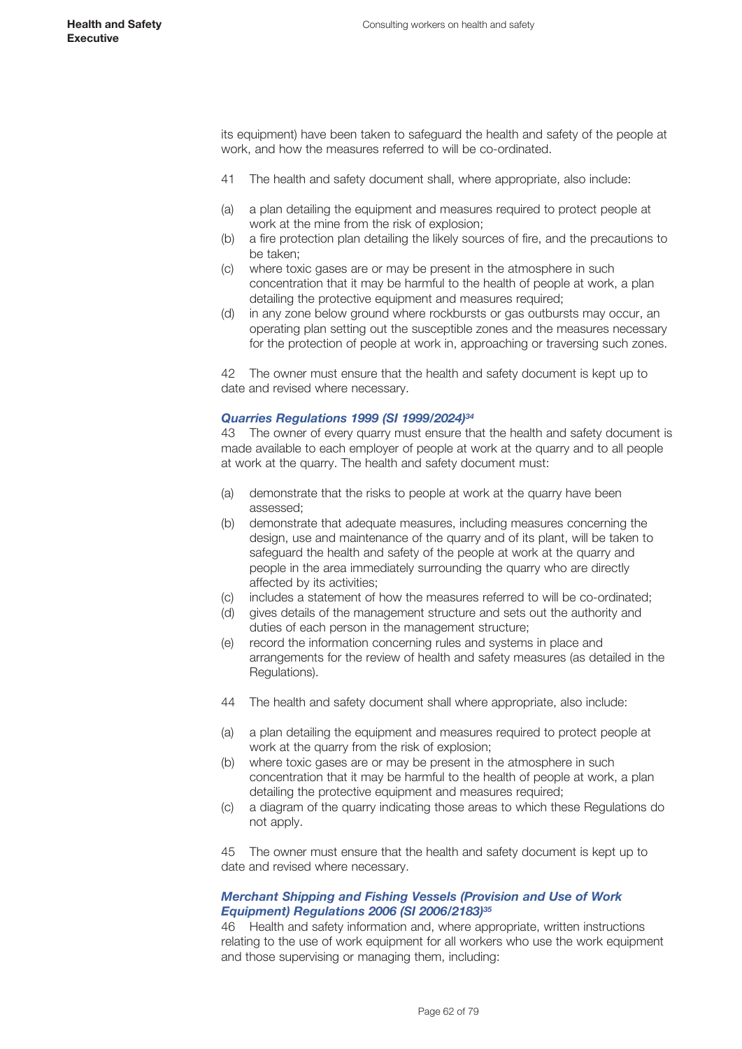its equipment) have been taken to safeguard the health and safety of the people at work, and how the measures referred to will be co-ordinated.

41 The health and safety document shall, where appropriate, also include:

(a) a plan detailing the equipment and measures required to protect people at work at the mine from the risk of explosion;
(b) a fire protection plan detailing the likely sources of fire, and the precautions to be taken;
(c) where toxic gases are or may be present in the atmosphere in such concentration that it may be harmful to the health of people at work, a plan detailing the protective equipment and measures required;
(d) in any zone below ground where rockbursts or gas outbursts may occur, an operating plan setting out the susceptible zones and the measures necessary for the protection of people at work in, approaching or traversing such zones.

42 The owner must ensure that the health and safety document is kept up to date and revised where necessary.

#### *Quarries Regulations 1999 (SI 1999/2024)*[34]

43 The owner of every quarry must ensure that the health and safety document is made available to each employer of people at work at the quarry and to all people at work at the quarry. The health and safety document must:

(a) demonstrate that the risks to people at work at the quarry have been assessed;
(b) demonstrate that adequate measures, including measures concerning the design, use and maintenance of the quarry and of its plant, will be taken to safeguard the health and safety of the people at work at the quarry and people in the area immediately surrounding the quarry who are directly affected by its activities;
(c) includes a statement of how the measures referred to will be co-ordinated;
(d) gives details of the management structure and sets out the authority and duties of each person in the management structure;
(e) record the information concerning rules and systems in place and arrangements for the review of health and safety measures (as detailed in the Regulations).

44 The health and safety document shall where appropriate, also include:

(a) a plan detailing the equipment and measures required to protect people at work at the quarry from the risk of explosion;
(b) where toxic gases are or may be present in the atmosphere in such concentration that it may be harmful to the health of people at work, a plan detailing the protective equipment and measures required;
(c) a diagram of the quarry indicating those areas to which these Regulations do not apply.

45 The owner must ensure that the health and safety document is kept up to date and revised where necessary.

#### *Merchant Shipping and Fishing Vessels (Provision and Use of Work Equipment) Regulations 2006 (SI 2006/2183)*[35]

46 Health and safety information and, where appropriate, written instructions relating to the use of work equipment for all workers who use the work equipment and those supervising or managing them, including: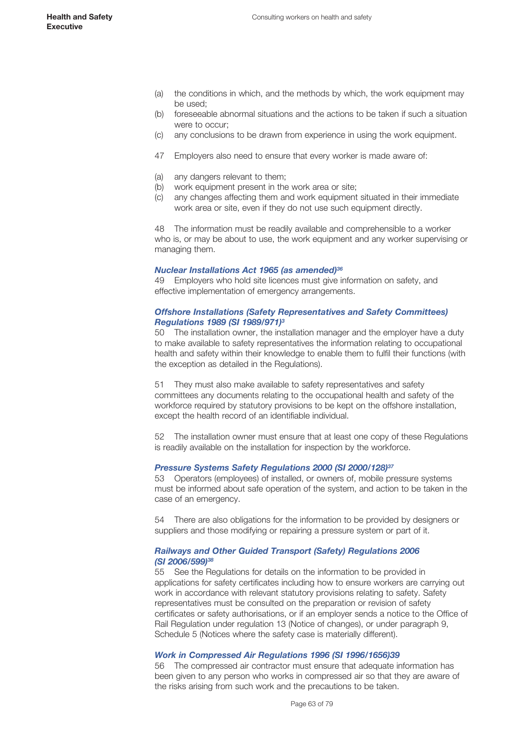(a) the conditions in which, and the methods by which, the work equipment may be used;
(b) foreseeable abnormal situations and the actions to be taken if such a situation were to occur;
(c) any conclusions to be drawn from experience in using the work equipment.

47 Employers also need to ensure that every worker is made aware of:

(a) any dangers relevant to them;
(b) work equipment present in the work area or site;
(c) any changes affecting them and work equipment situated in their immediate work area or site, even if they do not use such equipment directly.

48 The information must be readily available and comprehensible to a worker who is, or may be about to use, the work equipment and any worker supervising or managing them.

#### *Nuclear Installations Act 1965 (as amended)*[36]

49 Employers who hold site licences must give information on safety, and effective implementation of emergency arrangements.

#### *Offshore Installations (Safety Representatives and Safety Committees) Regulations 1989 (SI 1989/971)*[3]

50 The installation owner, the installation manager and the employer have a duty to make available to safety representatives the information relating to occupational health and safety within their knowledge to enable them to fulfil their functions (with the exception as detailed in the Regulations).

51 They must also make available to safety representatives and safety committees any documents relating to the occupational health and safety of the workforce required by statutory provisions to be kept on the offshore installation, except the health record of an identifiable individual.

52 The installation owner must ensure that at least one copy of these Regulations is readily available on the installation for inspection by the workforce.

#### *Pressure Systems Safety Regulations 2000 (SI 2000/128)*[37]

53 Operators (employees) of installed, or owners of, mobile pressure systems must be informed about safe operation of the system, and action to be taken in the case of an emergency.

54 There are also obligations for the information to be provided by designers or suppliers and those modifying or repairing a pressure system or part of it.

#### *Railways and Other Guided Transport (Safety) Regulations 2006 (SI 2006/599)*[38]

55 See the Regulations for details on the information to be provided in applications for safety certificates including how to ensure workers are carrying out work in accordance with relevant statutory provisions relating to safety. Safety representatives must be consulted on the preparation or revision of safety certificates or safety authorisations, or if an employer sends a notice to the Office of Rail Regulation under regulation 13 (Notice of changes), or under paragraph 9, Schedule 5 (Notices where the safety case is materially different).

#### *Work in Compressed Air Regulations 1996 (SI 1996/1656)39*

56 The compressed air contractor must ensure that adequate information has been given to any person who works in compressed air so that they are aware of the risks arising from such work and the precautions to be taken.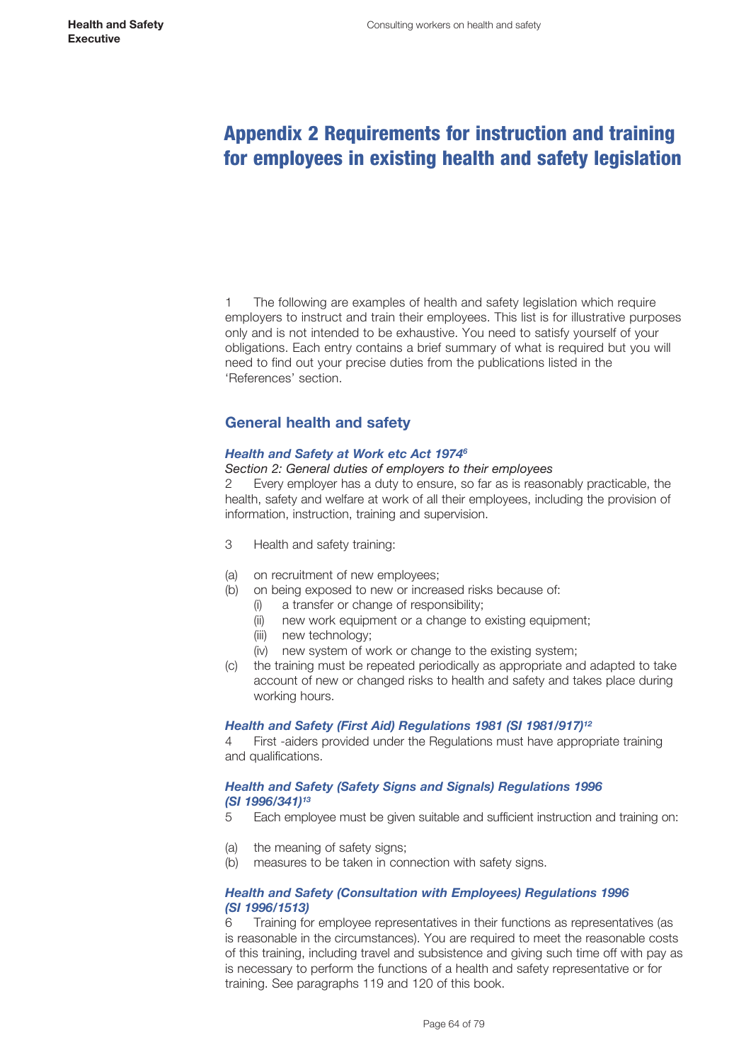# Appendix 2 Requirements for instruction and training for employees in existing health and safety legislation

1 The following are examples of health and safety legislation which require employers to instruct and train their employees. This list is for illustrative purposes only and is not intended to be exhaustive. You need to satisfy yourself of your obligations. Each entry contains a brief summary of what is required but you will need to find out your precise duties from the publications listed in the 'References' section.

## General health and safety

### *Health and Safety at Work etc Act 1974*[6]

*Section 2: General duties of employers to their employees*

2 Every employer has a duty to ensure, so far as is reasonably practicable, the health, safety and welfare at work of all their employees, including the provision of information, instruction, training and supervision.

3 Health and safety training:

(a) on recruitment of new employees;
(b) on being exposed to new or increased risks because of:
  (i) a transfer or change of responsibility;
  (ii) new work equipment or a change to existing equipment;
  (iii) new technology;
  (iv) new system of work or change to the existing system;
(c) the training must be repeated periodically as appropriate and adapted to take account of new or changed risks to health and safety and takes place during working hours.

### *Health and Safety (First Aid) Regulations 1981 (SI 1981/917)*[12]

4 First -aiders provided under the Regulations must have appropriate training and qualifications.

### *Health and Safety (Safety Signs and Signals) Regulations 1996 (SI 1996/341)*[13]

5 Each employee must be given suitable and sufficient instruction and training on:

(a) the meaning of safety signs;
(b) measures to be taken in connection with safety signs.

### *Health and Safety (Consultation with Employees) Regulations 1996 (SI 1996/1513)*

6 Training for employee representatives in their functions as representatives (as is reasonable in the circumstances). You are required to meet the reasonable costs of this training, including travel and subsistence and giving such time off with pay as is necessary to perform the functions of a health and safety representative or for training. See paragraphs 119 and 120 of this book.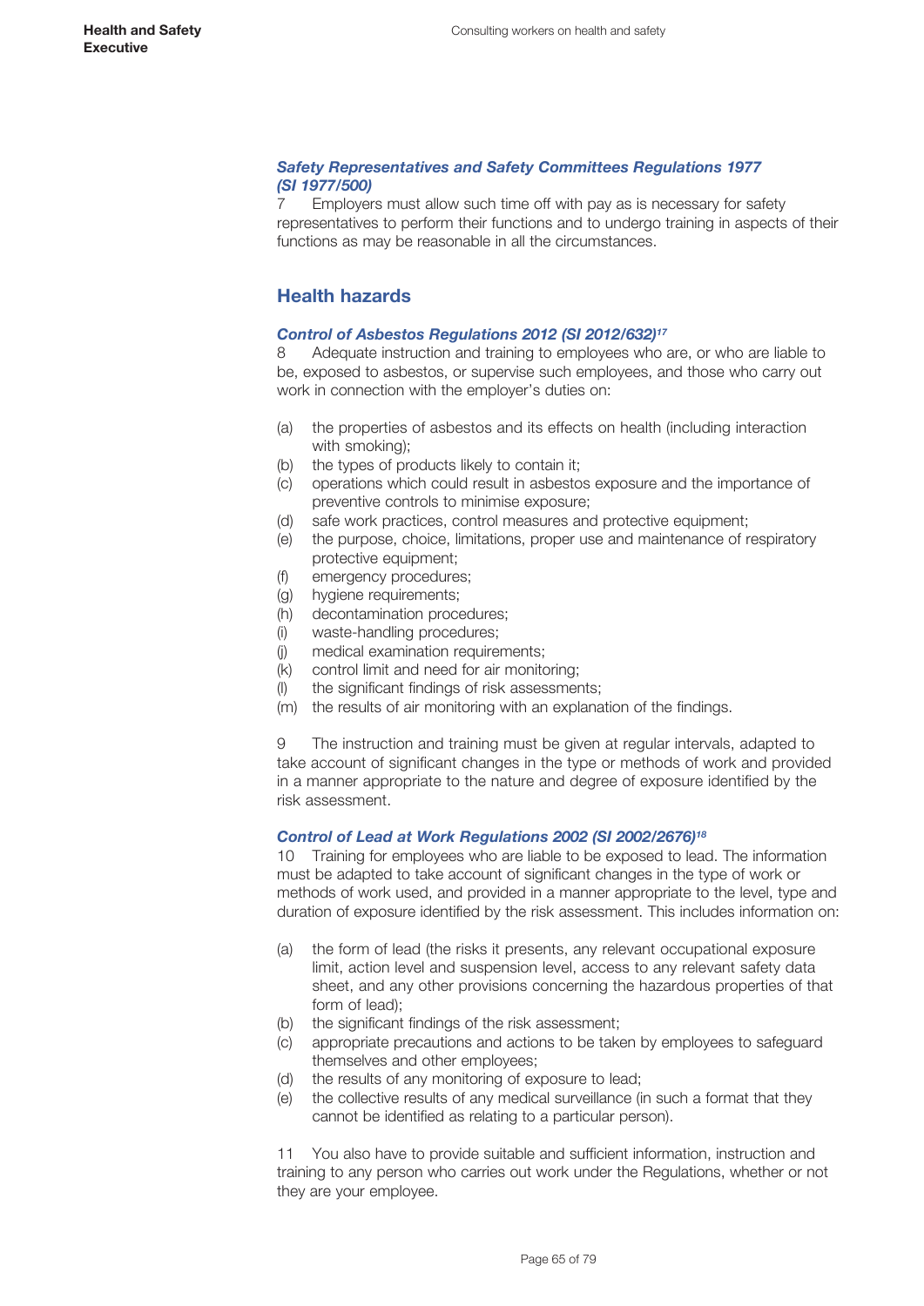### *Safety Representatives and Safety Committees Regulations 1977 (SI 1977/500)*

7 Employers must allow such time off with pay as is necessary for safety representatives to perform their functions and to undergo training in aspects of their functions as may be reasonable in all the circumstances.

## Health hazards

### *Control of Asbestos Regulations 2012 (SI 2012/632)*[17]

8 Adequate instruction and training to employees who are, or who are liable to be, exposed to asbestos, or supervise such employees, and those who carry out work in connection with the employer's duties on:

(a) the properties of asbestos and its effects on health (including interaction with smoking);
(b) the types of products likely to contain it;
(c) operations which could result in asbestos exposure and the importance of preventive controls to minimise exposure;
(d) safe work practices, control measures and protective equipment;
(e) the purpose, choice, limitations, proper use and maintenance of respiratory protective equipment;
(f) emergency procedures;
(g) hygiene requirements;
(h) decontamination procedures;
(i) waste-handling procedures;
(j) medical examination requirements;
(k) control limit and need for air monitoring;
(l) the significant findings of risk assessments;
(m) the results of air monitoring with an explanation of the findings.

9 The instruction and training must be given at regular intervals, adapted to take account of significant changes in the type or methods of work and provided in a manner appropriate to the nature and degree of exposure identified by the risk assessment.

### *Control of Lead at Work Regulations 2002 (SI 2002/2676)*[18]

10 Training for employees who are liable to be exposed to lead. The information must be adapted to take account of significant changes in the type of work or methods of work used, and provided in a manner appropriate to the level, type and duration of exposure identified by the risk assessment. This includes information on:

(a) the form of lead (the risks it presents, any relevant occupational exposure limit, action level and suspension level, access to any relevant safety data sheet, and any other provisions concerning the hazardous properties of that form of lead);
(b) the significant findings of the risk assessment;
(c) appropriate precautions and actions to be taken by employees to safeguard themselves and other employees;
(d) the results of any monitoring of exposure to lead;
(e) the collective results of any medical surveillance (in such a format that they cannot be identified as relating to a particular person).

11 You also have to provide suitable and sufficient information, instruction and training to any person who carries out work under the Regulations, whether or not they are your employee.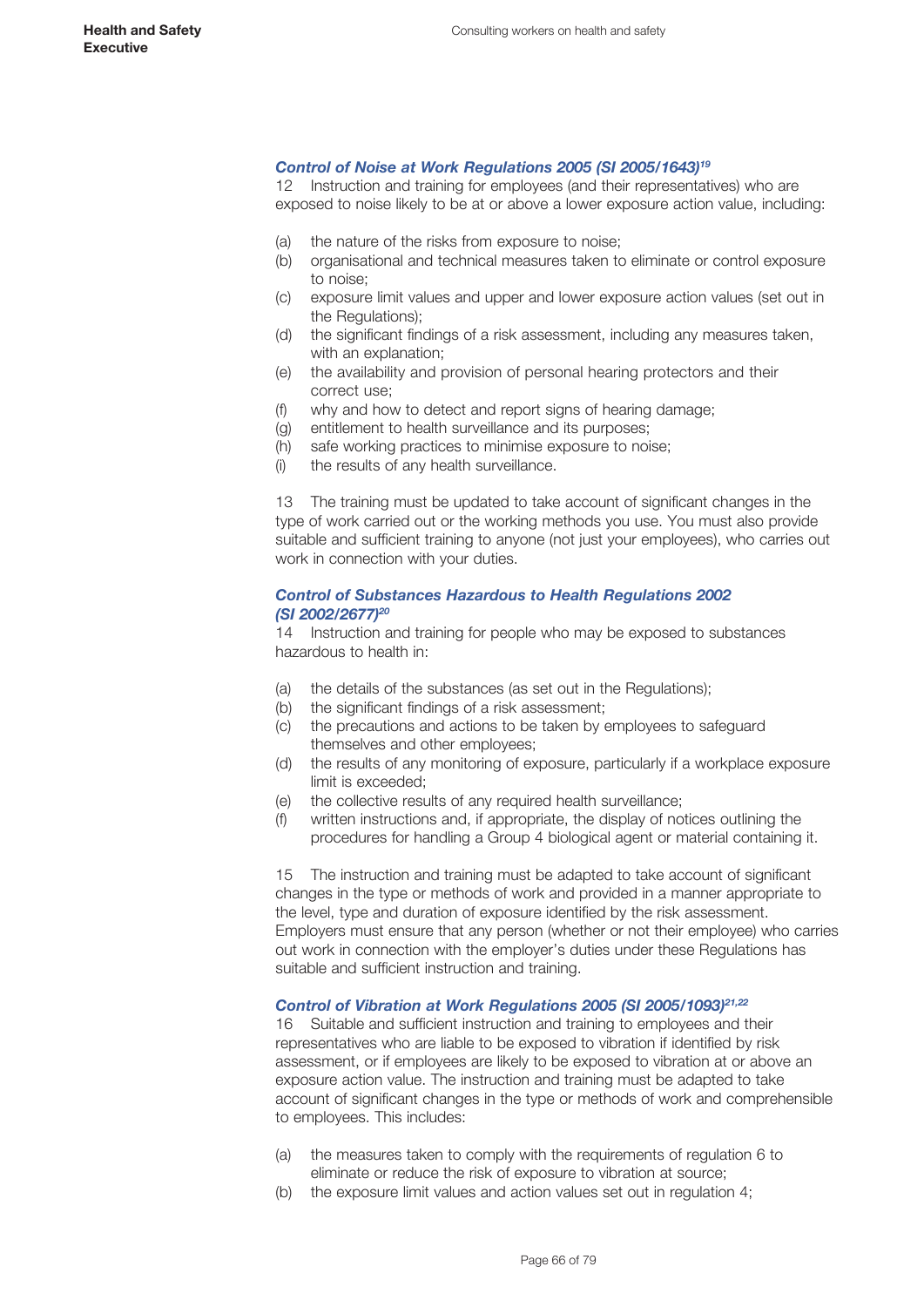### *Control of Noise at Work Regulations 2005 (SI 2005/1643)*[19]

12 Instruction and training for employees (and their representatives) who are exposed to noise likely to be at or above a lower exposure action value, including:

(a) the nature of the risks from exposure to noise;
(b) organisational and technical measures taken to eliminate or control exposure to noise;
(c) exposure limit values and upper and lower exposure action values (set out in the Regulations);
(d) the significant findings of a risk assessment, including any measures taken, with an explanation;
(e) the availability and provision of personal hearing protectors and their correct use;
(f) why and how to detect and report signs of hearing damage;
(g) entitlement to health surveillance and its purposes;
(h) safe working practices to minimise exposure to noise;
(i) the results of any health surveillance.

13 The training must be updated to take account of significant changes in the type of work carried out or the working methods you use. You must also provide suitable and sufficient training to anyone (not just your employees), who carries out work in connection with your duties.

### *Control of Substances Hazardous to Health Regulations 2002 (SI 2002/2677)*[20]

14 Instruction and training for people who may be exposed to substances hazardous to health in:

(a) the details of the substances (as set out in the Regulations);
(b) the significant findings of a risk assessment;
(c) the precautions and actions to be taken by employees to safeguard themselves and other employees;
(d) the results of any monitoring of exposure, particularly if a workplace exposure limit is exceeded;
(e) the collective results of any required health surveillance;
(f) written instructions and, if appropriate, the display of notices outlining the procedures for handling a Group 4 biological agent or material containing it.

15 The instruction and training must be adapted to take account of significant changes in the type or methods of work and provided in a manner appropriate to the level, type and duration of exposure identified by the risk assessment. Employers must ensure that any person (whether or not their employee) who carries out work in connection with the employer's duties under these Regulations has suitable and sufficient instruction and training.

### *Control of Vibration at Work Regulations 2005 (SI 2005/1093)*[21,22]

16 Suitable and sufficient instruction and training to employees and their representatives who are liable to be exposed to vibration if identified by risk assessment, or if employees are likely to be exposed to vibration at or above an exposure action value. The instruction and training must be adapted to take account of significant changes in the type or methods of work and comprehensible to employees. This includes:

(a) the measures taken to comply with the requirements of regulation 6 to eliminate or reduce the risk of exposure to vibration at source;
(b) the exposure limit values and action values set out in regulation 4;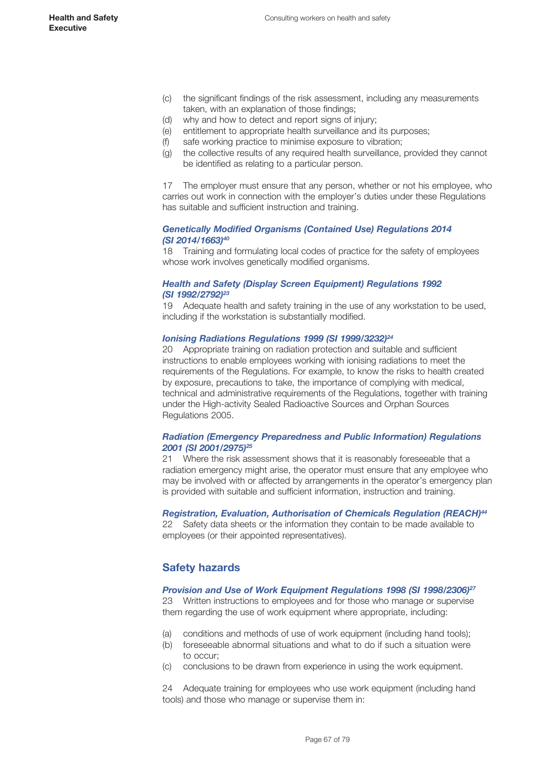(c) the significant findings of the risk assessment, including any measurements taken, with an explanation of those findings;
(d) why and how to detect and report signs of injury;
(e) entitlement to appropriate health surveillance and its purposes;
(f) safe working practice to minimise exposure to vibration;
(g) the collective results of any required health surveillance, provided they cannot be identified as relating to a particular person.

17 The employer must ensure that any person, whether or not his employee, who carries out work in connection with the employer's duties under these Regulations has suitable and sufficient instruction and training.

#### *Genetically Modified Organisms (Contained Use) Regulations 2014 (SI 2014/1663)[40]*

18 Training and formulating local codes of practice for the safety of employees whose work involves genetically modified organisms.

#### *Health and Safety (Display Screen Equipment) Regulations 1992 (SI 1992/2792)[23]*

19 Adequate health and safety training in the use of any workstation to be used, including if the workstation is substantially modified.

#### *Ionising Radiations Regulations 1999 (SI 1999/3232)[24]*

20 Appropriate training on radiation protection and suitable and sufficient instructions to enable employees working with ionising radiations to meet the requirements of the Regulations. For example, to know the risks to health created by exposure, precautions to take, the importance of complying with medical, technical and administrative requirements of the Regulations, together with training under the High-activity Sealed Radioactive Sources and Orphan Sources Regulations 2005.

#### *Radiation (Emergency Preparedness and Public Information) Regulations 2001 (SI 2001/2975)[25]*

21 Where the risk assessment shows that it is reasonably foreseeable that a radiation emergency might arise, the operator must ensure that any employee who may be involved with or affected by arrangements in the operator's emergency plan is provided with suitable and sufficient information, instruction and training.

#### *Registration, Evaluation, Authorisation of Chemicals Regulation (REACH)[44]*

22 Safety data sheets or the information they contain to be made available to employees (or their appointed representatives).

## Safety hazards

#### *Provision and Use of Work Equipment Regulations 1998 (SI 1998/2306)[27]*

23 Written instructions to employees and for those who manage or supervise them regarding the use of work equipment where appropriate, including:

(a) conditions and methods of use of work equipment (including hand tools);
(b) foreseeable abnormal situations and what to do if such a situation were to occur;
(c) conclusions to be drawn from experience in using the work equipment.

24 Adequate training for employees who use work equipment (including hand tools) and those who manage or supervise them in: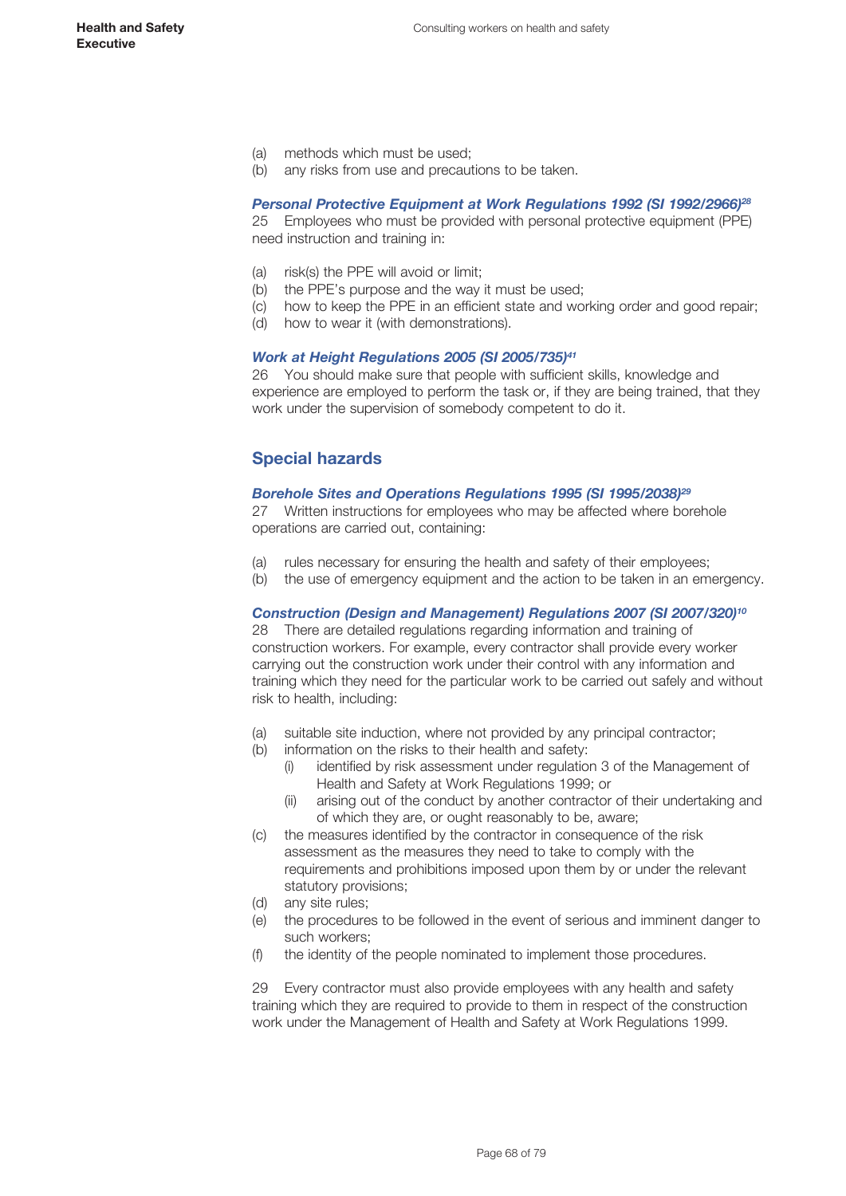(a) methods which must be used;
(b) any risks from use and precautions to be taken.

***Personal Protective Equipment at Work Regulations 1992 (SI 1992/2966)[28]***

25 Employees who must be provided with personal protective equipment (PPE) need instruction and training in:

(a) risk(s) the PPE will avoid or limit;
(b) the PPE's purpose and the way it must be used;
(c) how to keep the PPE in an efficient state and working order and good repair;
(d) how to wear it (with demonstrations).

***Work at Height Regulations 2005 (SI 2005/735)[41]***

26 You should make sure that people with sufficient skills, knowledge and experience are employed to perform the task or, if they are being trained, that they work under the supervision of somebody competent to do it.

## Special hazards

***Borehole Sites and Operations Regulations 1995 (SI 1995/2038)[29]***

27 Written instructions for employees who may be affected where borehole operations are carried out, containing:

(a) rules necessary for ensuring the health and safety of their employees;
(b) the use of emergency equipment and the action to be taken in an emergency.

***Construction (Design and Management) Regulations 2007 (SI 2007/320)[10]***

28 There are detailed regulations regarding information and training of construction workers. For example, every contractor shall provide every worker carrying out the construction work under their control with any information and training which they need for the particular work to be carried out safely and without risk to health, including:

(a) suitable site induction, where not provided by any principal contractor;
(b) information on the risks to their health and safety:
    (i) identified by risk assessment under regulation 3 of the Management of Health and Safety at Work Regulations 1999; or
    (ii) arising out of the conduct by another contractor of their undertaking and of which they are, or ought reasonably to be, aware;
(c) the measures identified by the contractor in consequence of the risk assessment as the measures they need to take to comply with the requirements and prohibitions imposed upon them by or under the relevant statutory provisions;
(d) any site rules;
(e) the procedures to be followed in the event of serious and imminent danger to such workers;
(f) the identity of the people nominated to implement those procedures.

29 Every contractor must also provide employees with any health and safety training which they are required to provide to them in respect of the construction work under the Management of Health and Safety at Work Regulations 1999.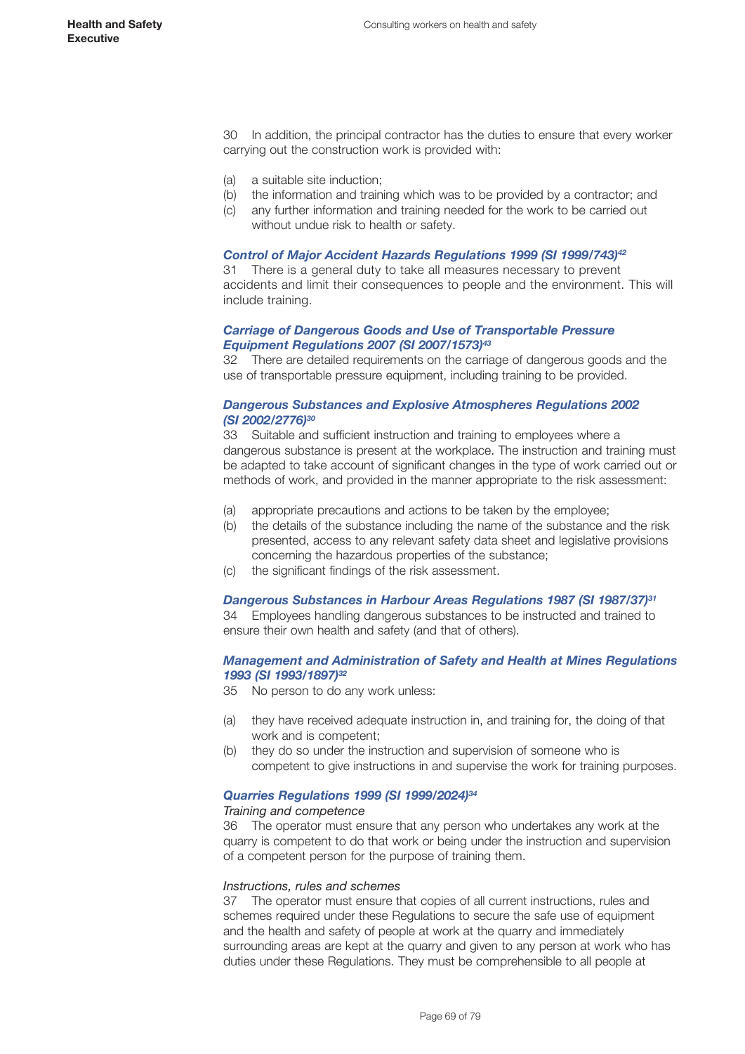30 In addition, the principal contractor has the duties to ensure that every worker carrying out the construction work is provided with:

(a) a suitable site induction;
(b) the information and training which was to be provided by a contractor; and
(c) any further information and training needed for the work to be carried out without undue risk to health or safety.

### *Control of Major Accident Hazards Regulations 1999 (SI 1999/743)*[42]

31 There is a general duty to take all measures necessary to prevent accidents and limit their consequences to people and the environment. This will include training.

### *Carriage of Dangerous Goods and Use of Transportable Pressure Equipment Regulations 2007 (SI 2007/1573)*[43]

32 There are detailed requirements on the carriage of dangerous goods and the use of transportable pressure equipment, including training to be provided.

### *Dangerous Substances and Explosive Atmospheres Regulations 2002 (SI 2002/2776)*[30]

33 Suitable and sufficient instruction and training to employees where a dangerous substance is present at the workplace. The instruction and training must be adapted to take account of significant changes in the type of work carried out or methods of work, and provided in the manner appropriate to the risk assessment:

(a) appropriate precautions and actions to be taken by the employee;
(b) the details of the substance including the name of the substance and the risk presented, access to any relevant safety data sheet and legislative provisions concerning the hazardous properties of the substance;
(c) the significant findings of the risk assessment.

### *Dangerous Substances in Harbour Areas Regulations 1987 (SI 1987/37)*[31]

34 Employees handling dangerous substances to be instructed and trained to ensure their own health and safety (and that of others).

### *Management and Administration of Safety and Health at Mines Regulations 1993 (SI 1993/1897)*[32]

35 No person to do any work unless:

(a) they have received adequate instruction in, and training for, the doing of that work and is competent;
(b) they do so under the instruction and supervision of someone who is competent to give instructions in and supervise the work for training purposes.

### *Quarries Regulations 1999 (SI 1999/2024)*[34]

*Training and competence*

36 The operator must ensure that any person who undertakes any work at the quarry is competent to do that work or being under the instruction and supervision of a competent person for the purpose of training them.

*Instructions, rules and schemes*

37 The operator must ensure that copies of all current instructions, rules and schemes required under these Regulations to secure the safe use of equipment and the health and safety of people at work at the quarry and immediately surrounding areas are kept at the quarry and given to any person at work who has duties under these Regulations. They must be comprehensible to all people at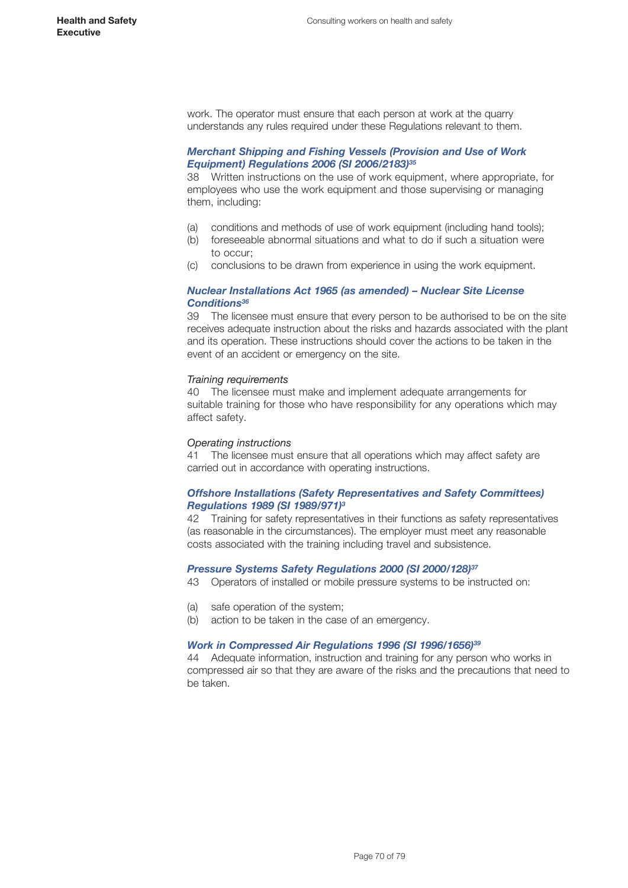work. The operator must ensure that each person at work at the quarry understands any rules required under these Regulations relevant to them.

### *Merchant Shipping and Fishing Vessels (Provision and Use of Work Equipment) Regulations 2006 (SI 2006/2183)*[35]

38 Written instructions on the use of work equipment, where appropriate, for employees who use the work equipment and those supervising or managing them, including:

(a) conditions and methods of use of work equipment (including hand tools);
(b) foreseeable abnormal situations and what to do if such a situation were to occur;
(c) conclusions to be drawn from experience in using the work equipment.

### *Nuclear Installations Act 1965 (as amended) – Nuclear Site License Conditions*[36]

39 The licensee must ensure that every person to be authorised to be on the site receives adequate instruction about the risks and hazards associated with the plant and its operation. These instructions should cover the actions to be taken in the event of an accident or emergency on the site.

*Training requirements*

40 The licensee must make and implement adequate arrangements for suitable training for those who have responsibility for any operations which may affect safety.

*Operating instructions*

41 The licensee must ensure that all operations which may affect safety are carried out in accordance with operating instructions.

### *Offshore Installations (Safety Representatives and Safety Committees) Regulations 1989 (SI 1989/971)*[3]

42 Training for safety representatives in their functions as safety representatives (as reasonable in the circumstances). The employer must meet any reasonable costs associated with the training including travel and subsistence.

### *Pressure Systems Safety Regulations 2000 (SI 2000/128)*[37]

43 Operators of installed or mobile pressure systems to be instructed on:

(a) safe operation of the system;
(b) action to be taken in the case of an emergency.

### *Work in Compressed Air Regulations 1996 (SI 1996/1656)*[39]

44 Adequate information, instruction and training for any person who works in compressed air so that they are aware of the risks and the precautions that need to be taken.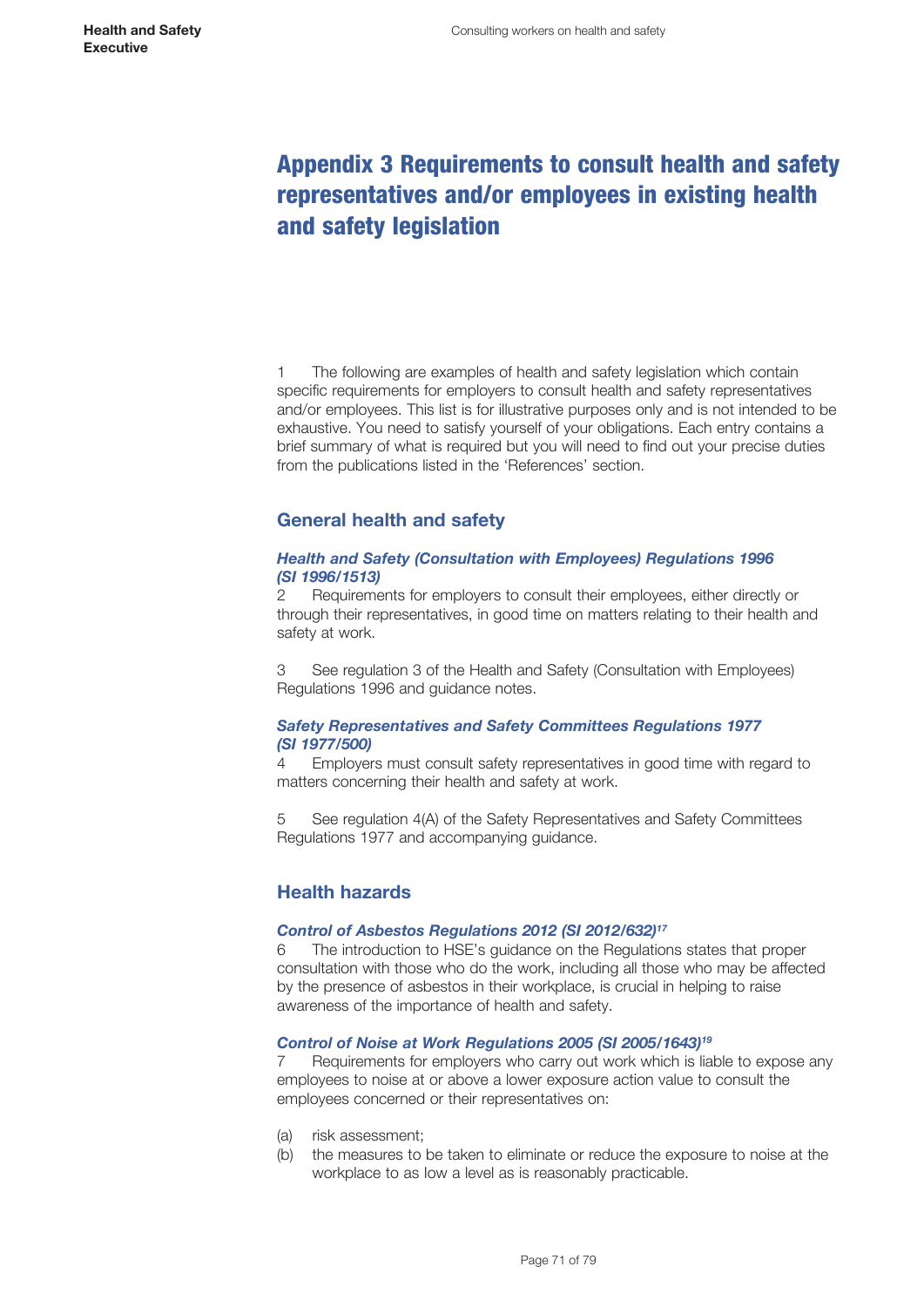# Appendix 3 Requirements to consult health and safety representatives and/or employees in existing health and safety legislation

1 The following are examples of health and safety legislation which contain specific requirements for employers to consult health and safety representatives and/or employees. This list is for illustrative purposes only and is not intended to be exhaustive. You need to satisfy yourself of your obligations. Each entry contains a brief summary of what is required but you will need to find out your precise duties from the publications listed in the 'References' section.

## General health and safety

### *Health and Safety (Consultation with Employees) Regulations 1996 (SI 1996/1513)*

2 Requirements for employers to consult their employees, either directly or through their representatives, in good time on matters relating to their health and safety at work.

3 See regulation 3 of the Health and Safety (Consultation with Employees) Regulations 1996 and guidance notes.

### *Safety Representatives and Safety Committees Regulations 1977 (SI 1977/500)*

4 Employers must consult safety representatives in good time with regard to matters concerning their health and safety at work.

5 See regulation 4(A) of the Safety Representatives and Safety Committees Regulations 1977 and accompanying guidance.

## Health hazards

### *Control of Asbestos Regulations 2012 (SI 2012/632)*[17]

6 The introduction to HSE's guidance on the Regulations states that proper consultation with those who do the work, including all those who may be affected by the presence of asbestos in their workplace, is crucial in helping to raise awareness of the importance of health and safety.

### *Control of Noise at Work Regulations 2005 (SI 2005/1643)*[19]

7 Requirements for employers who carry out work which is liable to expose any employees to noise at or above a lower exposure action value to consult the employees concerned or their representatives on:

(a) risk assessment;
(b) the measures to be taken to eliminate or reduce the exposure to noise at the workplace to as low a level as is reasonably practicable.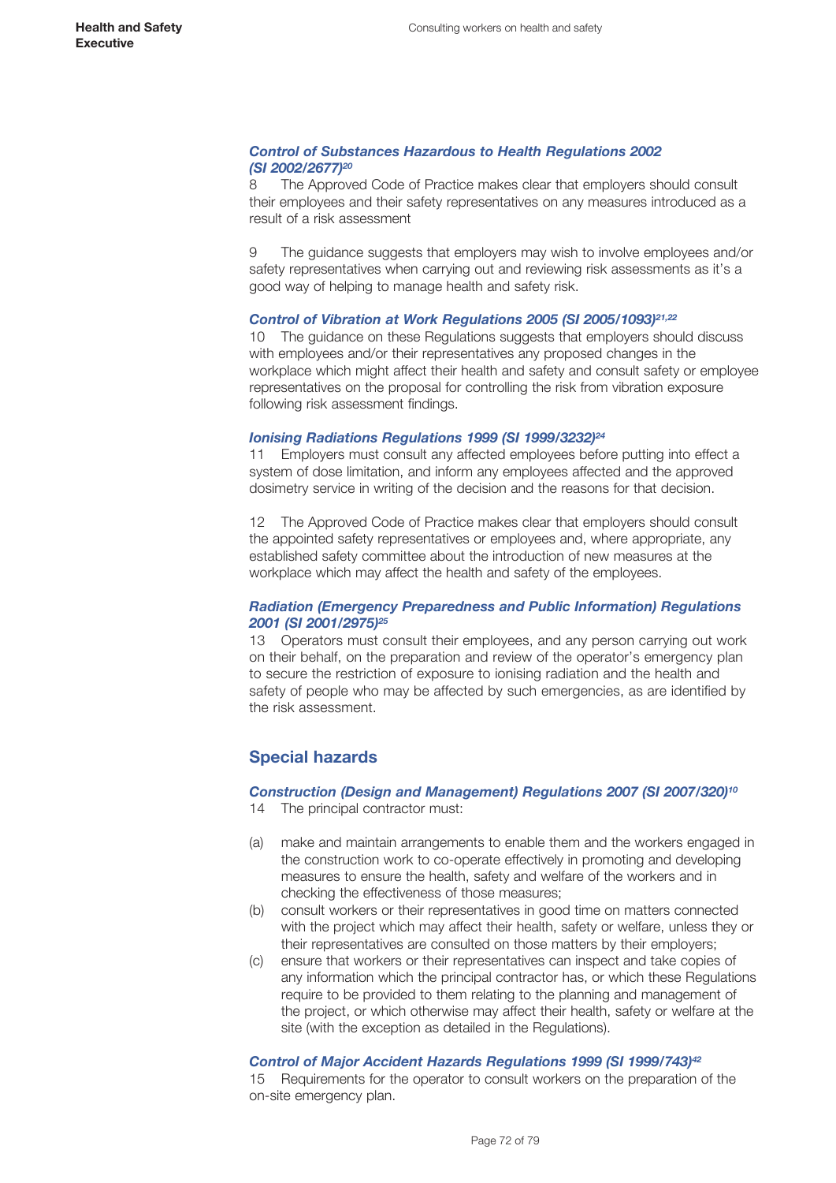### *Control of Substances Hazardous to Health Regulations 2002 (SI 2002/2677)*[20]

8 The Approved Code of Practice makes clear that employers should consult their employees and their safety representatives on any measures introduced as a result of a risk assessment

9 The guidance suggests that employers may wish to involve employees and/or safety representatives when carrying out and reviewing risk assessments as it's a good way of helping to manage health and safety risk.

### *Control of Vibration at Work Regulations 2005 (SI 2005/1093)*[21,22]

10 The guidance on these Regulations suggests that employers should discuss with employees and/or their representatives any proposed changes in the workplace which might affect their health and safety and consult safety or employee representatives on the proposal for controlling the risk from vibration exposure following risk assessment findings.

### *Ionising Radiations Regulations 1999 (SI 1999/3232)*[24]

11 Employers must consult any affected employees before putting into effect a system of dose limitation, and inform any employees affected and the approved dosimetry service in writing of the decision and the reasons for that decision.

12 The Approved Code of Practice makes clear that employers should consult the appointed safety representatives or employees and, where appropriate, any established safety committee about the introduction of new measures at the workplace which may affect the health and safety of the employees.

### *Radiation (Emergency Preparedness and Public Information) Regulations 2001 (SI 2001/2975)*[25]

13 Operators must consult their employees, and any person carrying out work on their behalf, on the preparation and review of the operator's emergency plan to secure the restriction of exposure to ionising radiation and the health and safety of people who may be affected by such emergencies, as are identified by the risk assessment.

## Special hazards

### *Construction (Design and Management) Regulations 2007 (SI 2007/320)*[10]

14 The principal contractor must:

(a) make and maintain arrangements to enable them and the workers engaged in the construction work to co-operate effectively in promoting and developing measures to ensure the health, safety and welfare of the workers and in checking the effectiveness of those measures;

(b) consult workers or their representatives in good time on matters connected with the project which may affect their health, safety or welfare, unless they or their representatives are consulted on those matters by their employers;

(c) ensure that workers or their representatives can inspect and take copies of any information which the principal contractor has, or which these Regulations require to be provided to them relating to the planning and management of the project, or which otherwise may affect their health, safety or welfare at the site (with the exception as detailed in the Regulations).

### *Control of Major Accident Hazards Regulations 1999 (SI 1999/743)*[42]

15 Requirements for the operator to consult workers on the preparation of the on-site emergency plan.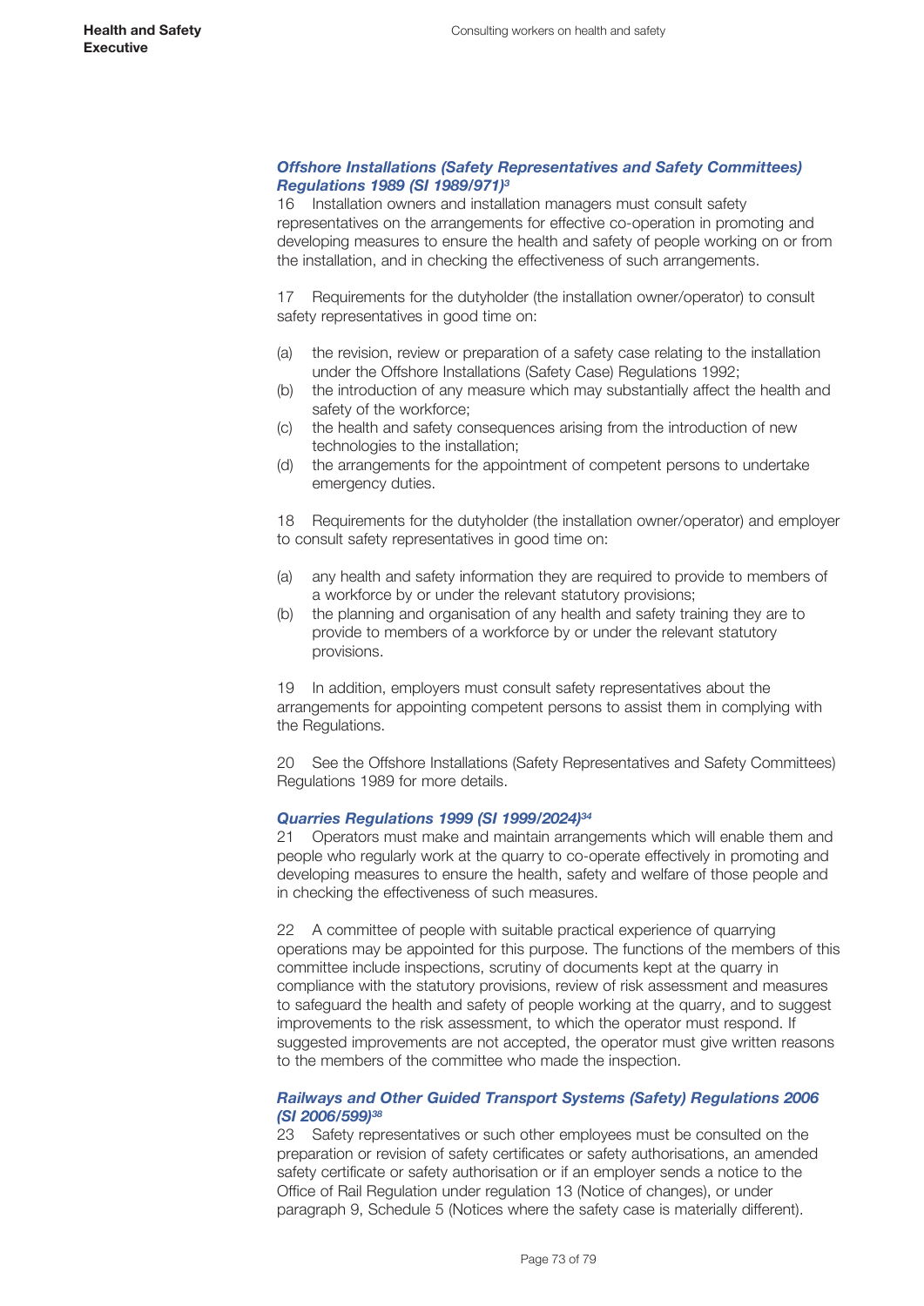### *Offshore Installations (Safety Representatives and Safety Committees) Regulations 1989 (SI 1989/971)*[3]

16 Installation owners and installation managers must consult safety representatives on the arrangements for effective co-operation in promoting and developing measures to ensure the health and safety of people working on or from the installation, and in checking the effectiveness of such arrangements.

17 Requirements for the dutyholder (the installation owner/operator) to consult safety representatives in good time on:

(a) the revision, review or preparation of a safety case relating to the installation under the Offshore Installations (Safety Case) Regulations 1992;
(b) the introduction of any measure which may substantially affect the health and safety of the workforce;
(c) the health and safety consequences arising from the introduction of new technologies to the installation;
(d) the arrangements for the appointment of competent persons to undertake emergency duties.

18 Requirements for the dutyholder (the installation owner/operator) and employer to consult safety representatives in good time on:

(a) any health and safety information they are required to provide to members of a workforce by or under the relevant statutory provisions;
(b) the planning and organisation of any health and safety training they are to provide to members of a workforce by or under the relevant statutory provisions.

19 In addition, employers must consult safety representatives about the arrangements for appointing competent persons to assist them in complying with the Regulations.

20 See the Offshore Installations (Safety Representatives and Safety Committees) Regulations 1989 for more details.

### *Quarries Regulations 1999 (SI 1999/2024)*[34]

21 Operators must make and maintain arrangements which will enable them and people who regularly work at the quarry to co-operate effectively in promoting and developing measures to ensure the health, safety and welfare of those people and in checking the effectiveness of such measures.

22 A committee of people with suitable practical experience of quarrying operations may be appointed for this purpose. The functions of the members of this committee include inspections, scrutiny of documents kept at the quarry in compliance with the statutory provisions, review of risk assessment and measures to safeguard the health and safety of people working at the quarry, and to suggest improvements to the risk assessment, to which the operator must respond. If suggested improvements are not accepted, the operator must give written reasons to the members of the committee who made the inspection.

### *Railways and Other Guided Transport Systems (Safety) Regulations 2006 (SI 2006/599)*[38]

23 Safety representatives or such other employees must be consulted on the preparation or revision of safety certificates or safety authorisations, an amended safety certificate or safety authorisation or if an employer sends a notice to the Office of Rail Regulation under regulation 13 (Notice of changes), or under paragraph 9, Schedule 5 (Notices where the safety case is materially different).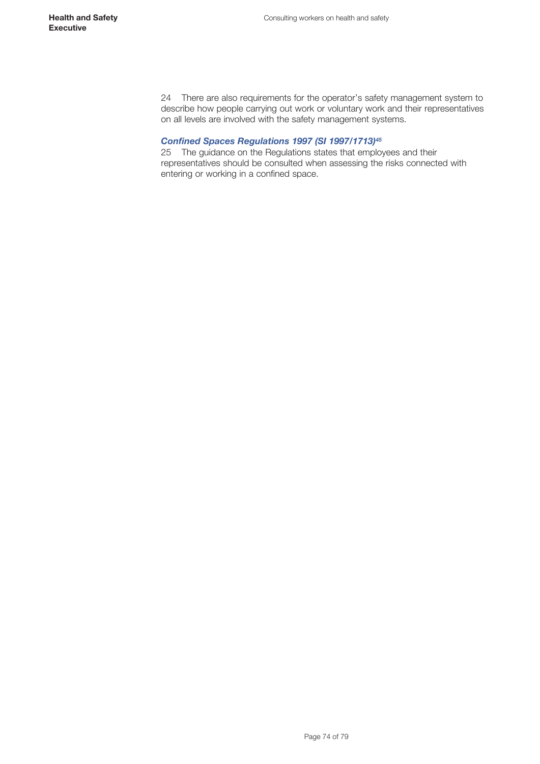24 There are also requirements for the operator's safety management system to describe how people carrying out work or voluntary work and their representatives on all levels are involved with the safety management systems.

### *Confined Spaces Regulations 1997 (SI 1997/1713)*[45]

25 The guidance on the Regulations states that employees and their representatives should be consulted when assessing the risks connected with entering or working in a confined space.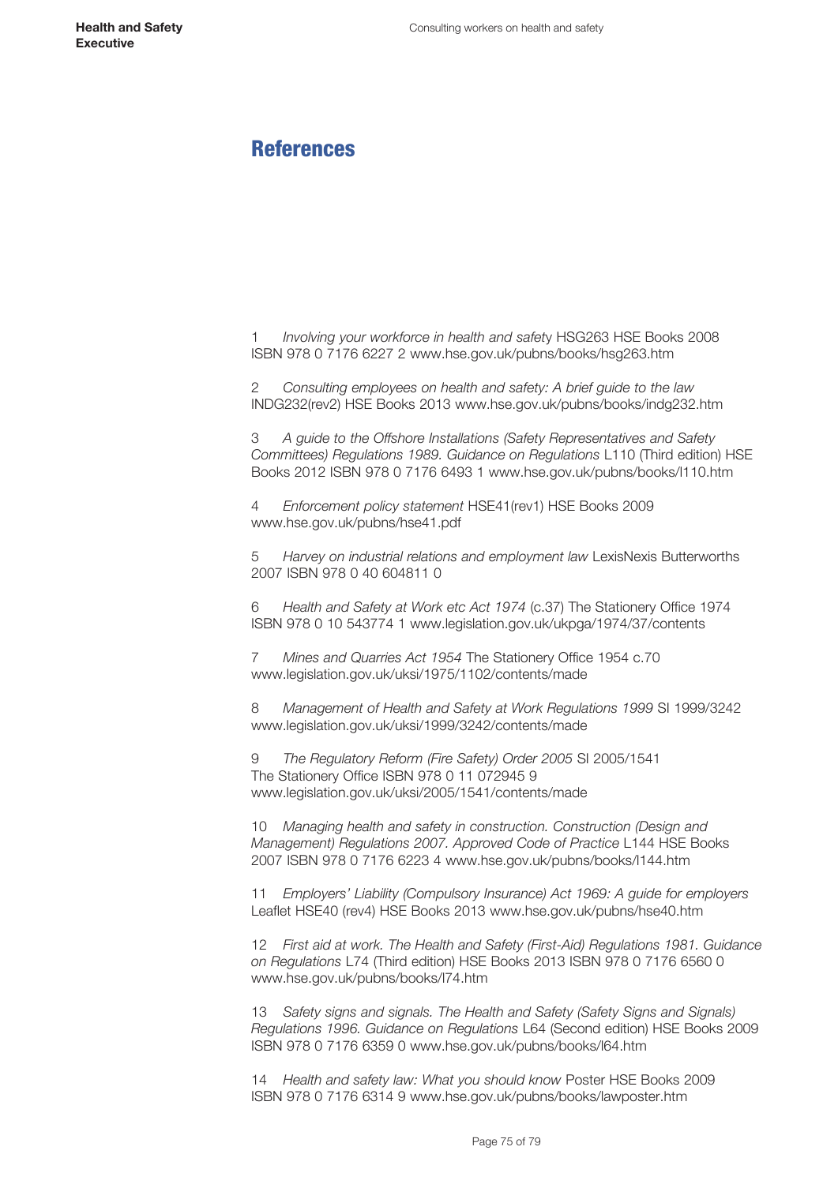# References

1 *Involving your workforce in health and safety* HSG263 HSE Books 2008 ISBN 978 0 7176 6227 2 www.hse.gov.uk/pubns/books/hsg263.htm

2 *Consulting employees on health and safety: A brief guide to the law* INDG232(rev2) HSE Books 2013 www.hse.gov.uk/pubns/books/indg232.htm

3 *A guide to the Offshore Installations (Safety Representatives and Safety Committees) Regulations 1989. Guidance on Regulations* L110 (Third edition) HSE Books 2012 ISBN 978 0 7176 6493 1 www.hse.gov.uk/pubns/books/l110.htm

4 *Enforcement policy statement* HSE41(rev1) HSE Books 2009 www.hse.gov.uk/pubns/hse41.pdf

5 *Harvey on industrial relations and employment law* LexisNexis Butterworths 2007 ISBN 978 0 40 604811 0

6 *Health and Safety at Work etc Act 1974* (c.37) The Stationery Office 1974 ISBN 978 0 10 543774 1 www.legislation.gov.uk/ukpga/1974/37/contents

7 *Mines and Quarries Act 1954* The Stationery Office 1954 c.70 www.legislation.gov.uk/uksi/1975/1102/contents/made

8 *Management of Health and Safety at Work Regulations 1999* SI 1999/3242 www.legislation.gov.uk/uksi/1999/3242/contents/made

9 *The Regulatory Reform (Fire Safety) Order 2005* SI 2005/1541 The Stationery Office ISBN 978 0 11 072945 9 www.legislation.gov.uk/uksi/2005/1541/contents/made

10 *Managing health and safety in construction. Construction (Design and Management) Regulations 2007. Approved Code of Practice* L144 HSE Books 2007 ISBN 978 0 7176 6223 4 www.hse.gov.uk/pubns/books/l144.htm

11 *Employers' Liability (Compulsory Insurance) Act 1969: A guide for employers* Leaflet HSE40 (rev4) HSE Books 2013 www.hse.gov.uk/pubns/hse40.htm

12 *First aid at work. The Health and Safety (First-Aid) Regulations 1981. Guidance on Regulations* L74 (Third edition) HSE Books 2013 ISBN 978 0 7176 6560 0 www.hse.gov.uk/pubns/books/l74.htm

13 *Safety signs and signals. The Health and Safety (Safety Signs and Signals) Regulations 1996. Guidance on Regulations* L64 (Second edition) HSE Books 2009 ISBN 978 0 7176 6359 0 www.hse.gov.uk/pubns/books/l64.htm

14 *Health and safety law: What you should know* Poster HSE Books 2009 ISBN 978 0 7176 6314 9 www.hse.gov.uk/pubns/books/lawposter.htm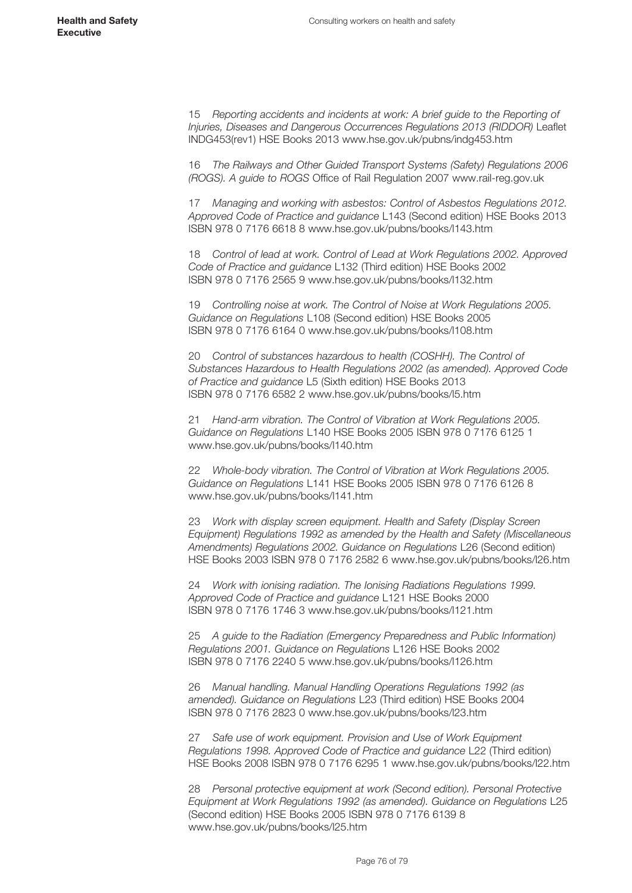15 *Reporting accidents and incidents at work: A brief guide to the Reporting of Injuries, Diseases and Dangerous Occurrences Regulations 2013 (RIDDOR)* Leaflet INDG453(rev1) HSE Books 2013 www.hse.gov.uk/pubns/indg453.htm

16 *The Railways and Other Guided Transport Systems (Safety) Regulations 2006 (ROGS). A guide to ROGS* Office of Rail Regulation 2007 www.rail-reg.gov.uk

17 *Managing and working with asbestos: Control of Asbestos Regulations 2012. Approved Code of Practice and guidance* L143 (Second edition) HSE Books 2013 ISBN 978 0 7176 6618 8 www.hse.gov.uk/pubns/books/l143.htm

18 *Control of lead at work. Control of Lead at Work Regulations 2002. Approved Code of Practice and guidance* L132 (Third edition) HSE Books 2002 ISBN 978 0 7176 2565 9 www.hse.gov.uk/pubns/books/l132.htm

19 *Controlling noise at work. The Control of Noise at Work Regulations 2005. Guidance on Regulations* L108 (Second edition) HSE Books 2005 ISBN 978 0 7176 6164 0 www.hse.gov.uk/pubns/books/l108.htm

20 *Control of substances hazardous to health (COSHH). The Control of Substances Hazardous to Health Regulations 2002 (as amended). Approved Code of Practice and guidance* L5 (Sixth edition) HSE Books 2013 ISBN 978 0 7176 6582 2 www.hse.gov.uk/pubns/books/l5.htm

21 *Hand-arm vibration. The Control of Vibration at Work Regulations 2005. Guidance on Regulations* L140 HSE Books 2005 ISBN 978 0 7176 6125 1 www.hse.gov.uk/pubns/books/l140.htm

22 *Whole-body vibration. The Control of Vibration at Work Regulations 2005. Guidance on Regulations* L141 HSE Books 2005 ISBN 978 0 7176 6126 8 www.hse.gov.uk/pubns/books/l141.htm

23 *Work with display screen equipment. Health and Safety (Display Screen Equipment) Regulations 1992 as amended by the Health and Safety (Miscellaneous Amendments) Regulations 2002. Guidance on Regulations* L26 (Second edition) HSE Books 2003 ISBN 978 0 7176 2582 6 www.hse.gov.uk/pubns/books/l26.htm

24 *Work with ionising radiation. The Ionising Radiations Regulations 1999. Approved Code of Practice and guidance* L121 HSE Books 2000 ISBN 978 0 7176 1746 3 www.hse.gov.uk/pubns/books/l121.htm

25 *A guide to the Radiation (Emergency Preparedness and Public Information) Regulations 2001. Guidance on Regulations* L126 HSE Books 2002 ISBN 978 0 7176 2240 5 www.hse.gov.uk/pubns/books/l126.htm

26 *Manual handling. Manual Handling Operations Regulations 1992 (as amended). Guidance on Regulations* L23 (Third edition) HSE Books 2004 ISBN 978 0 7176 2823 0 www.hse.gov.uk/pubns/books/l23.htm

27 *Safe use of work equipment. Provision and Use of Work Equipment Regulations 1998. Approved Code of Practice and guidance* L22 (Third edition) HSE Books 2008 ISBN 978 0 7176 6295 1 www.hse.gov.uk/pubns/books/l22.htm

28 *Personal protective equipment at work (Second edition). Personal Protective Equipment at Work Regulations 1992 (as amended). Guidance on Regulations* L25 (Second edition) HSE Books 2005 ISBN 978 0 7176 6139 8 www.hse.gov.uk/pubns/books/l25.htm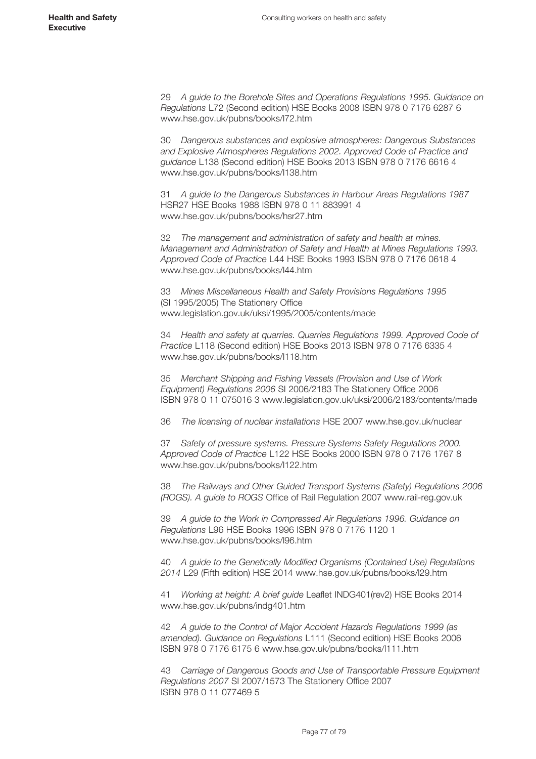29 *A guide to the Borehole Sites and Operations Regulations 1995. Guidance on Regulations* L72 (Second edition) HSE Books 2008 ISBN 978 0 7176 6287 6 www.hse.gov.uk/pubns/books/l72.htm

30 *Dangerous substances and explosive atmospheres: Dangerous Substances and Explosive Atmospheres Regulations 2002. Approved Code of Practice and guidance* L138 (Second edition) HSE Books 2013 ISBN 978 0 7176 6616 4 www.hse.gov.uk/pubns/books/l138.htm

31 *A guide to the Dangerous Substances in Harbour Areas Regulations 1987* HSR27 HSE Books 1988 ISBN 978 0 11 883991 4 www.hse.gov.uk/pubns/books/hsr27.htm

32 *The management and administration of safety and health at mines. Management and Administration of Safety and Health at Mines Regulations 1993. Approved Code of Practice* L44 HSE Books 1993 ISBN 978 0 7176 0618 4 www.hse.gov.uk/pubns/books/l44.htm

33 *Mines Miscellaneous Health and Safety Provisions Regulations 1995* (SI 1995/2005) The Stationery Office www.legislation.gov.uk/uksi/1995/2005/contents/made

34 *Health and safety at quarries. Quarries Regulations 1999. Approved Code of Practice* L118 (Second edition) HSE Books 2013 ISBN 978 0 7176 6335 4 www.hse.gov.uk/pubns/books/l118.htm

35 *Merchant Shipping and Fishing Vessels (Provision and Use of Work Equipment) Regulations 2006* SI 2006/2183 The Stationery Office 2006 ISBN 978 0 11 075016 3 www.legislation.gov.uk/uksi/2006/2183/contents/made

36 *The licensing of nuclear installations* HSE 2007 www.hse.gov.uk/nuclear

37 *Safety of pressure systems. Pressure Systems Safety Regulations 2000. Approved Code of Practice* L122 HSE Books 2000 ISBN 978 0 7176 1767 8 www.hse.gov.uk/pubns/books/l122.htm

38 *The Railways and Other Guided Transport Systems (Safety) Regulations 2006 (ROGS). A guide to ROGS* Office of Rail Regulation 2007 www.rail-reg.gov.uk

39 *A guide to the Work in Compressed Air Regulations 1996. Guidance on Regulations* L96 HSE Books 1996 ISBN 978 0 7176 1120 1 www.hse.gov.uk/pubns/books/l96.htm

40 *A guide to the Genetically Modified Organisms (Contained Use) Regulations 2014* L29 (Fifth edition) HSE 2014 www.hse.gov.uk/pubns/books/l29.htm

41 *Working at height: A brief guide* Leaflet INDG401(rev2) HSE Books 2014 www.hse.gov.uk/pubns/indg401.htm

42 *A guide to the Control of Major Accident Hazards Regulations 1999 (as amended). Guidance on Regulations* L111 (Second edition) HSE Books 2006 ISBN 978 0 7176 6175 6 www.hse.gov.uk/pubns/books/l111.htm

43 *Carriage of Dangerous Goods and Use of Transportable Pressure Equipment Regulations 2007* SI 2007/1573 The Stationery Office 2007 ISBN 978 0 11 077469 5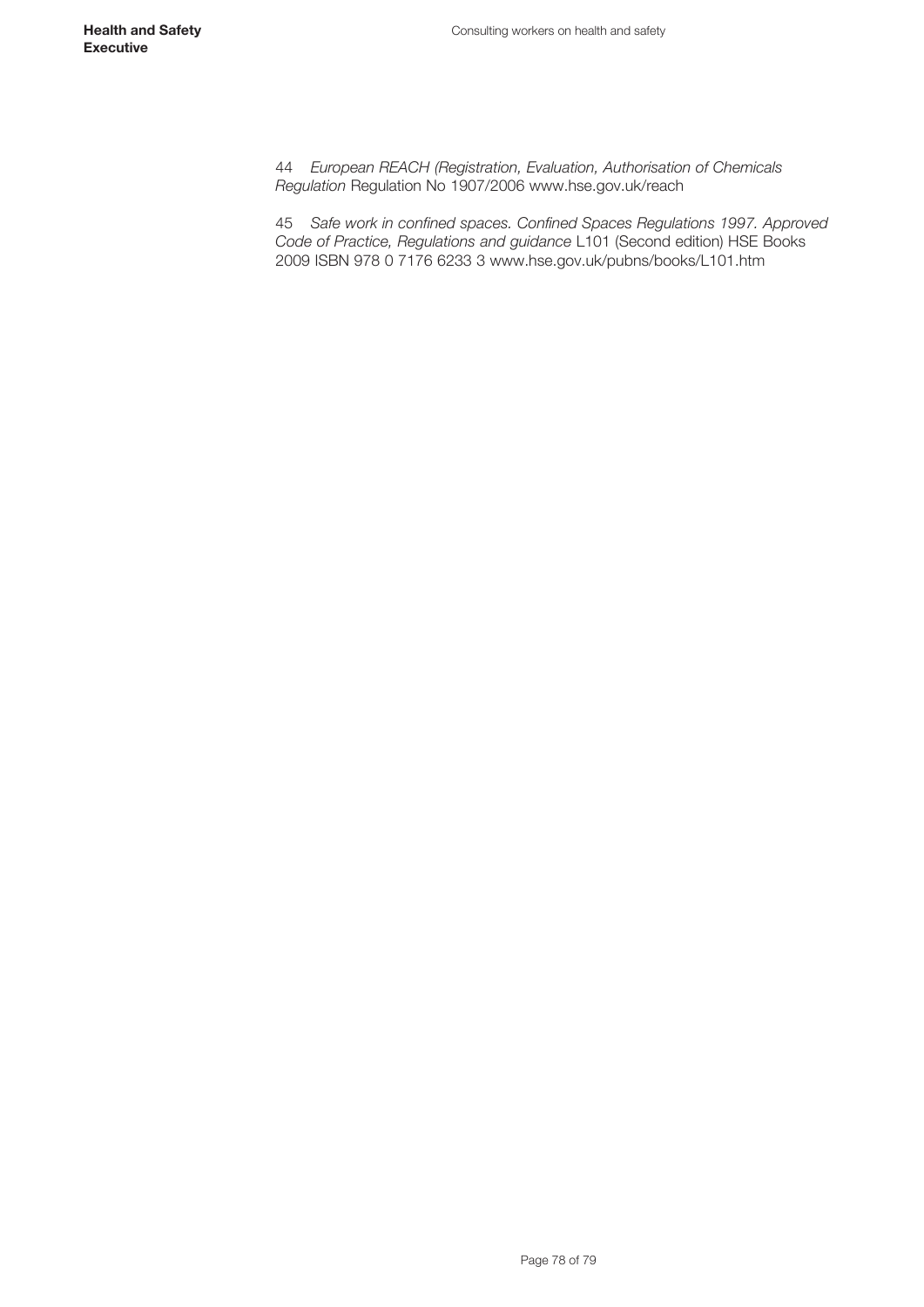44 *European REACH (Registration, Evaluation, Authorisation of Chemicals Regulation* Regulation No 1907/2006 www.hse.gov.uk/reach

45 *Safe work in confined spaces. Confined Spaces Regulations 1997. Approved Code of Practice, Regulations and guidance* L101 (Second edition) HSE Books 2009 ISBN 978 0 7176 6233 3 www.hse.gov.uk/pubns/books/L101.htm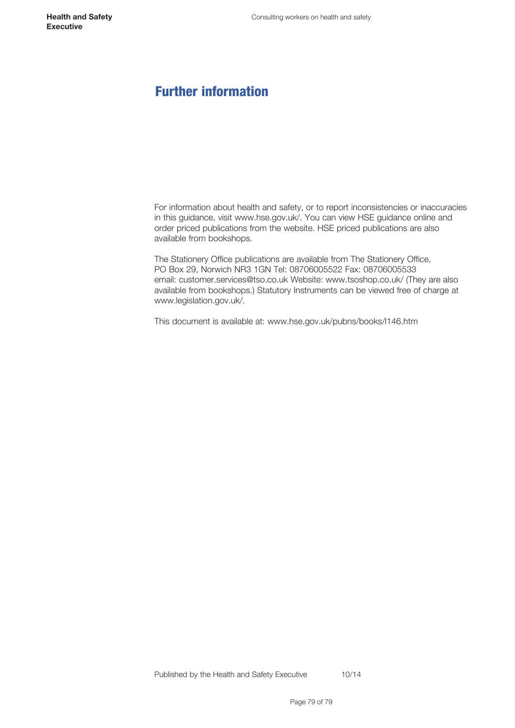## Further information

For information about health and safety, or to report inconsistencies or inaccuracies in this guidance, visit www.hse.gov.uk/. You can view HSE guidance online and order priced publications from the website. HSE priced publications are also available from bookshops.

The Stationery Office publications are available from The Stationery Office, PO Box 29, Norwich NR3 1GN Tel: 08706005522 Fax: 08706005533 email: customer.services@tso.co.uk Website: www.tsoshop.co.uk/ (They are also available from bookshops.) Statutory Instruments can be viewed free of charge at www.legislation.gov.uk/.

This document is available at: www.hse.gov.uk/pubns/books/l146.htm

Published by the Health and Safety Executive 10/14